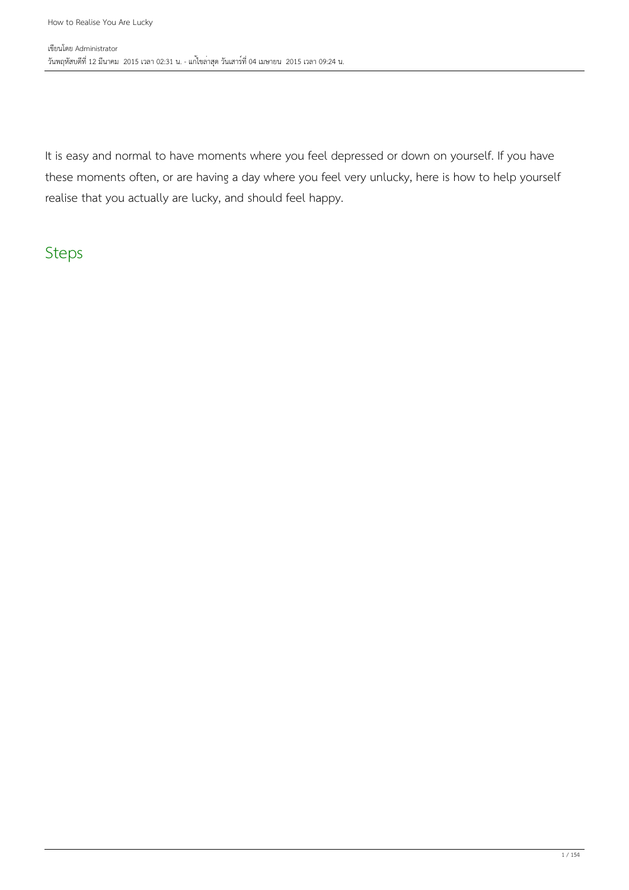# How to Realise You Are Lucky

เขียนโดย Administrator
วันพฤหัสบดีที่ 12 มีนาคม 2015 เวลา 02:31 น. - แก้ไขล่าสุด วันเสาร์ที่ 04 เมษายน 2015 เวลา 09:24 น.

It is easy and normal to have moments where you feel depressed or down on yourself. If you have these moments often, or are having a day where you feel very unlucky, here is how to help yourself realise that you actually are lucky, and should feel happy.

## Steps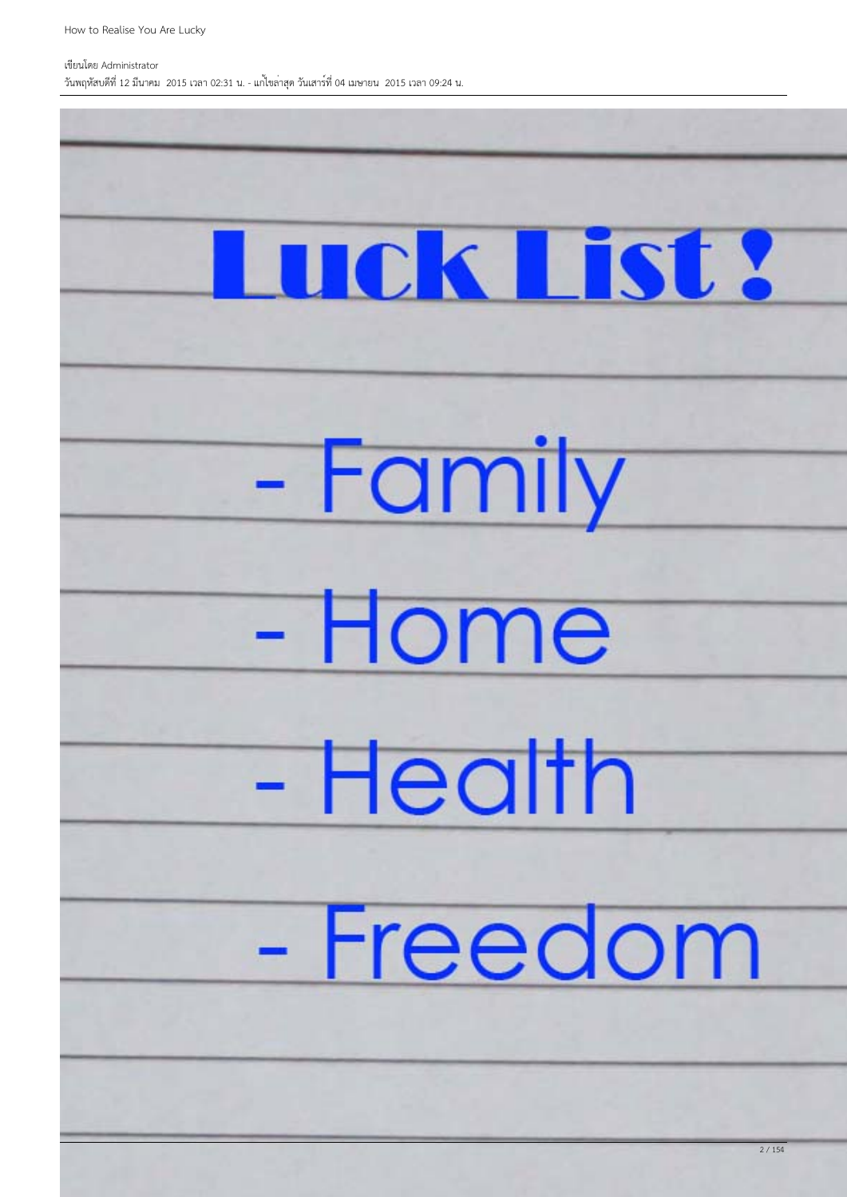# Luck List !

- Family
- Home
- Health
- Freedom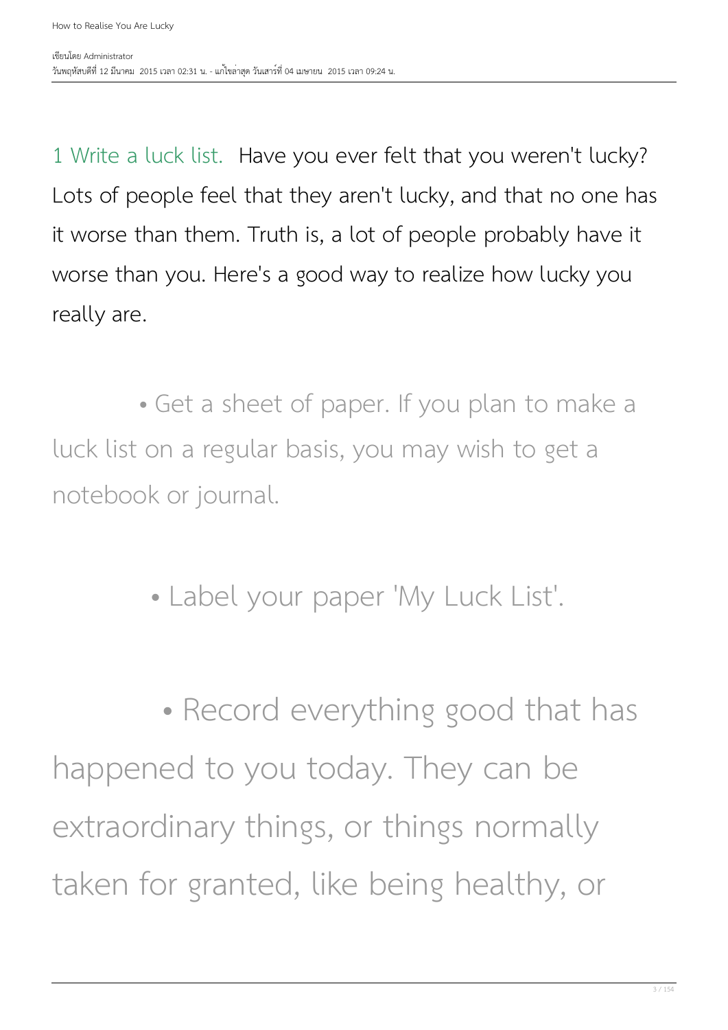1 Write a luck list. Have you ever felt that you weren't lucky? Lots of people feel that they aren't lucky, and that no one has it worse than them. Truth is, a lot of people probably have it worse than you. Here's a good way to realize how lucky you really are.

- Get a sheet of paper. If you plan to make a luck list on a regular basis, you may wish to get a notebook or journal.

- Label your paper 'My Luck List'.

- Record everything good that has happened to you today. They can be extraordinary things, or things normally taken for granted, like being healthy, or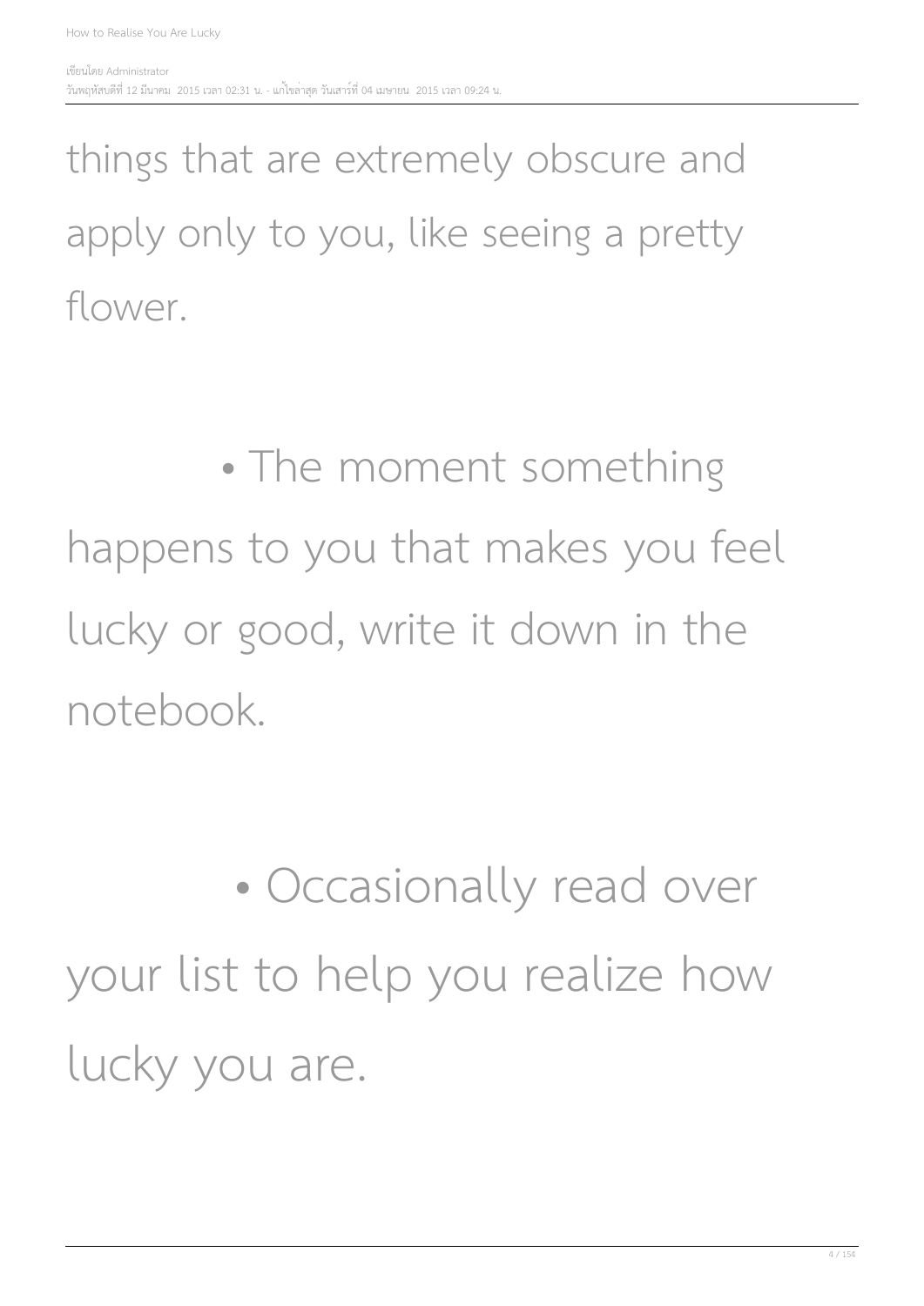things that are extremely obscure and apply only to you, like seeing a pretty flower.

- The moment something happens to you that makes you feel lucky or good, write it down in the notebook.

- Occasionally read over your list to help you realize how lucky you are.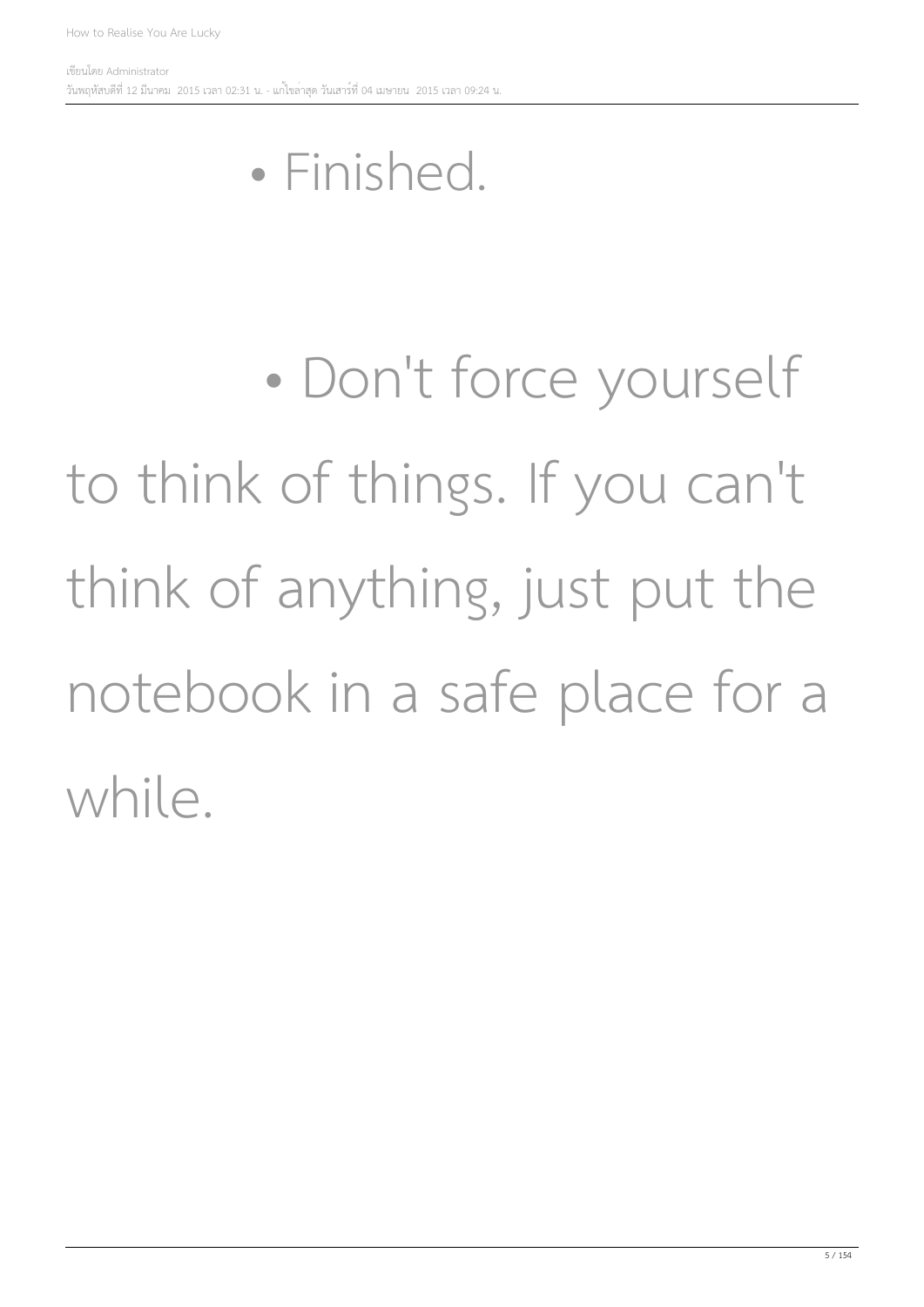- Finished.

- Don't force yourself to think of things. If you can't think of anything, just put the notebook in a safe place for a while.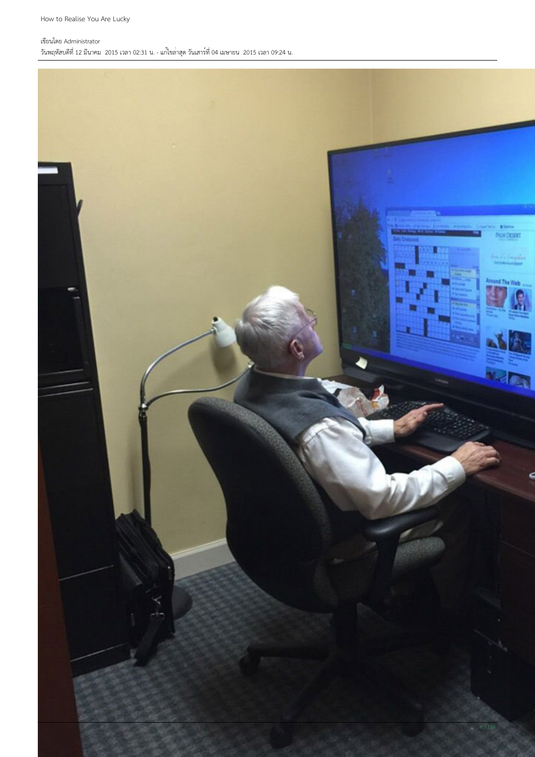How to Realise You Are Lucky

เขียนโดย Administrator
วันพฤหัสบดีที่ 12 มีนาคม 2015 เวลา 02:31 น. - แก้ไขล่าสุด วันเสาร์ที่ 04 เมษายน 2015 เวลา 09:24 น.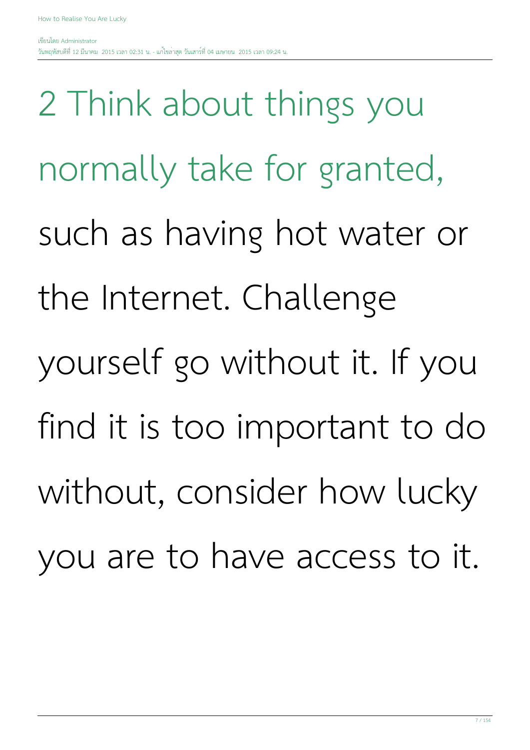2 Think about things you normally take for granted, such as having hot water or the Internet. Challenge yourself go without it. If you find it is too important to do without, consider how lucky you are to have access to it.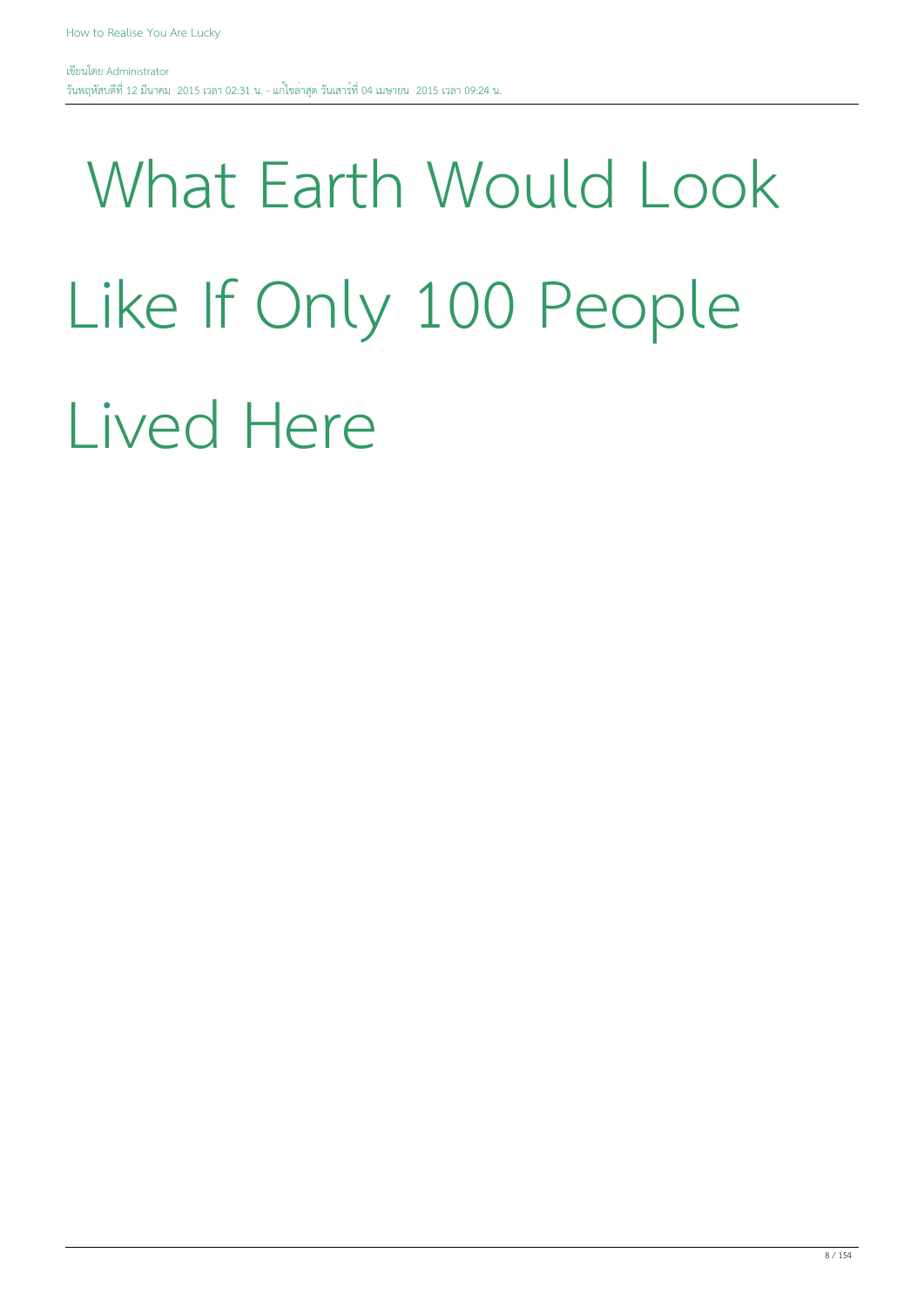# What Earth Would Look Like If Only 100 People Lived Here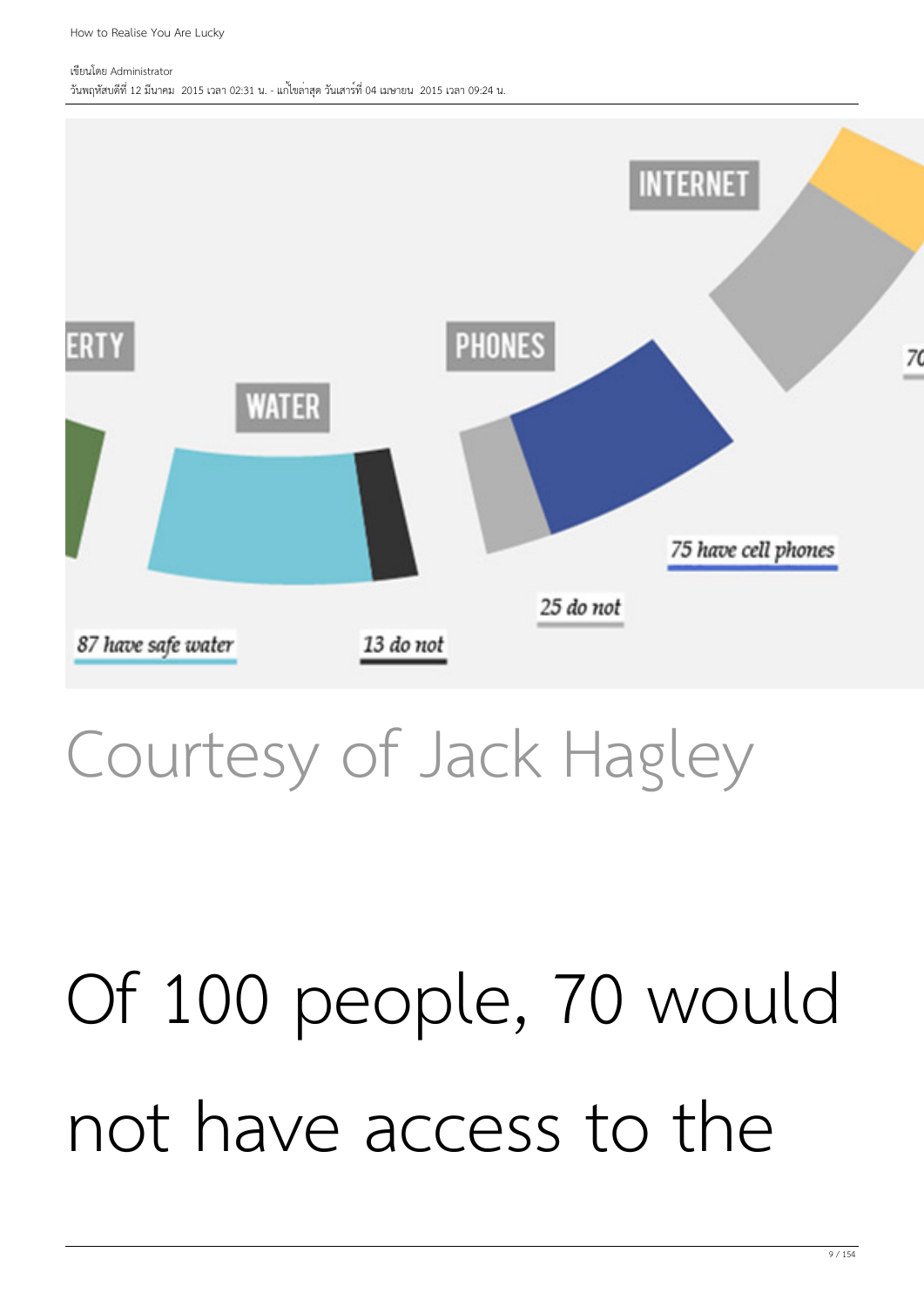Courtesy of Jack Hagley

# Of 100 people, 70 would not have access to the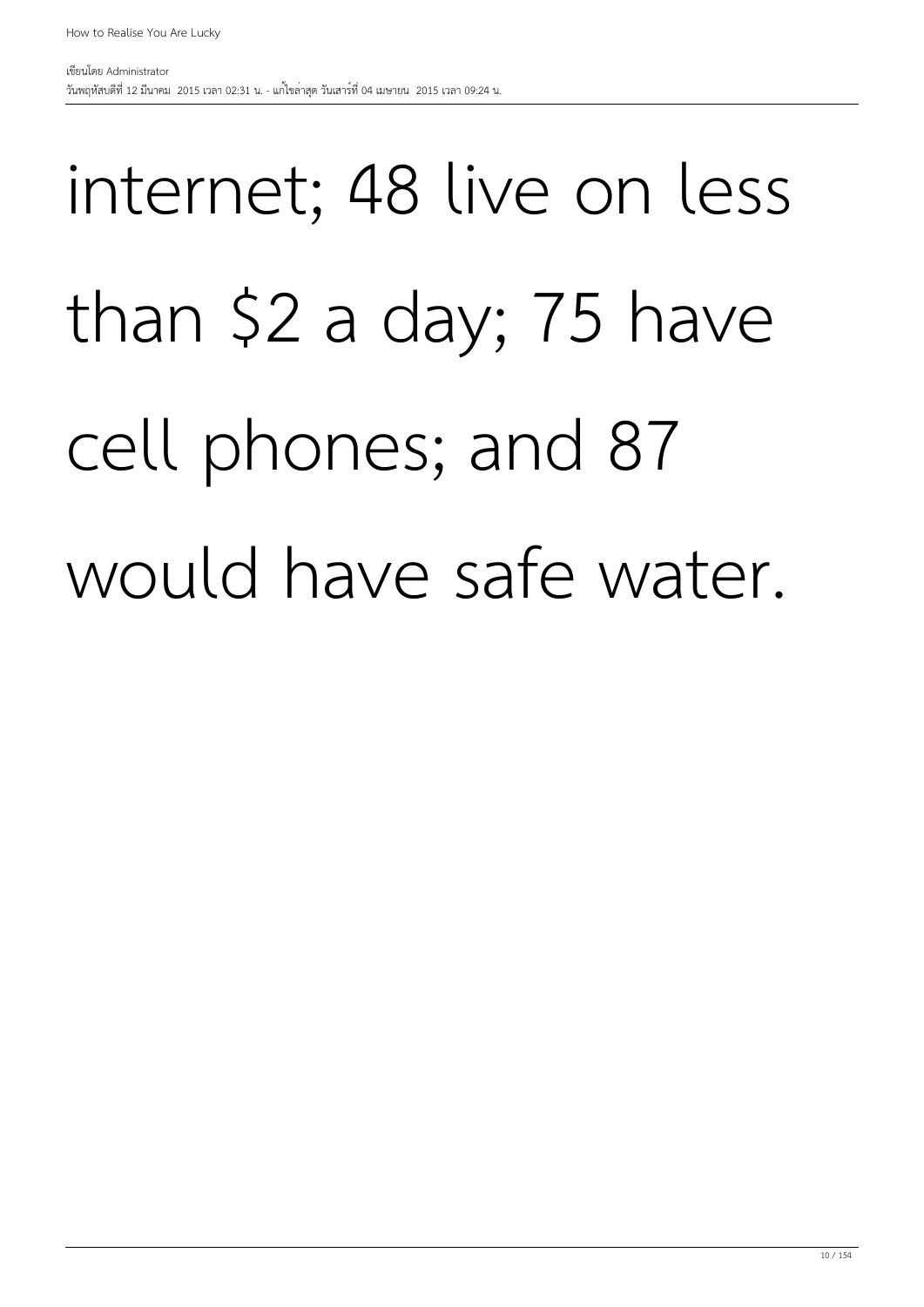internet; 48 live on less than $2 a day; 75 have cell phones; and 87 would have safe water.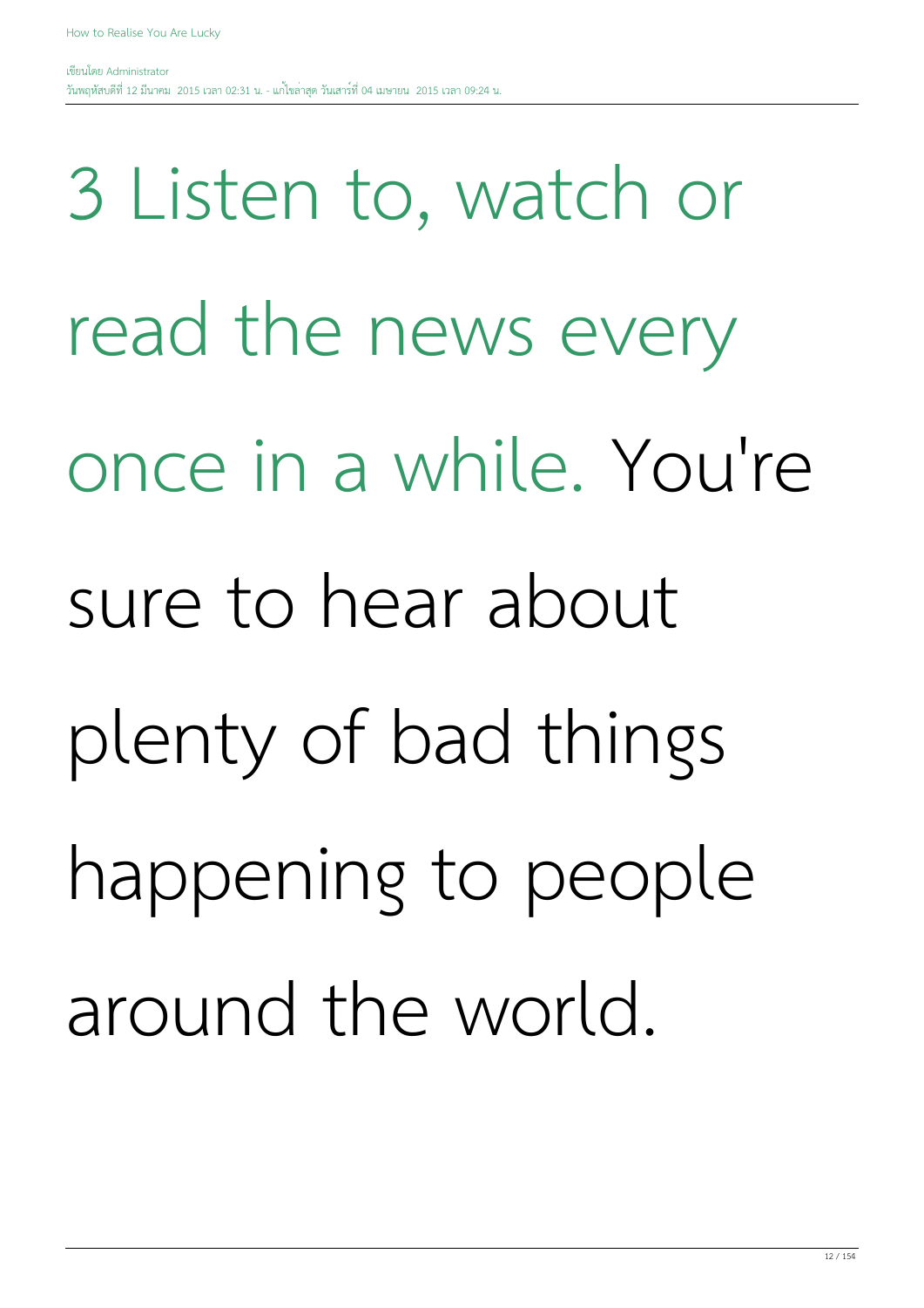3 Listen to, watch or read the news every once in a while. You're sure to hear about plenty of bad things happening to people around the world.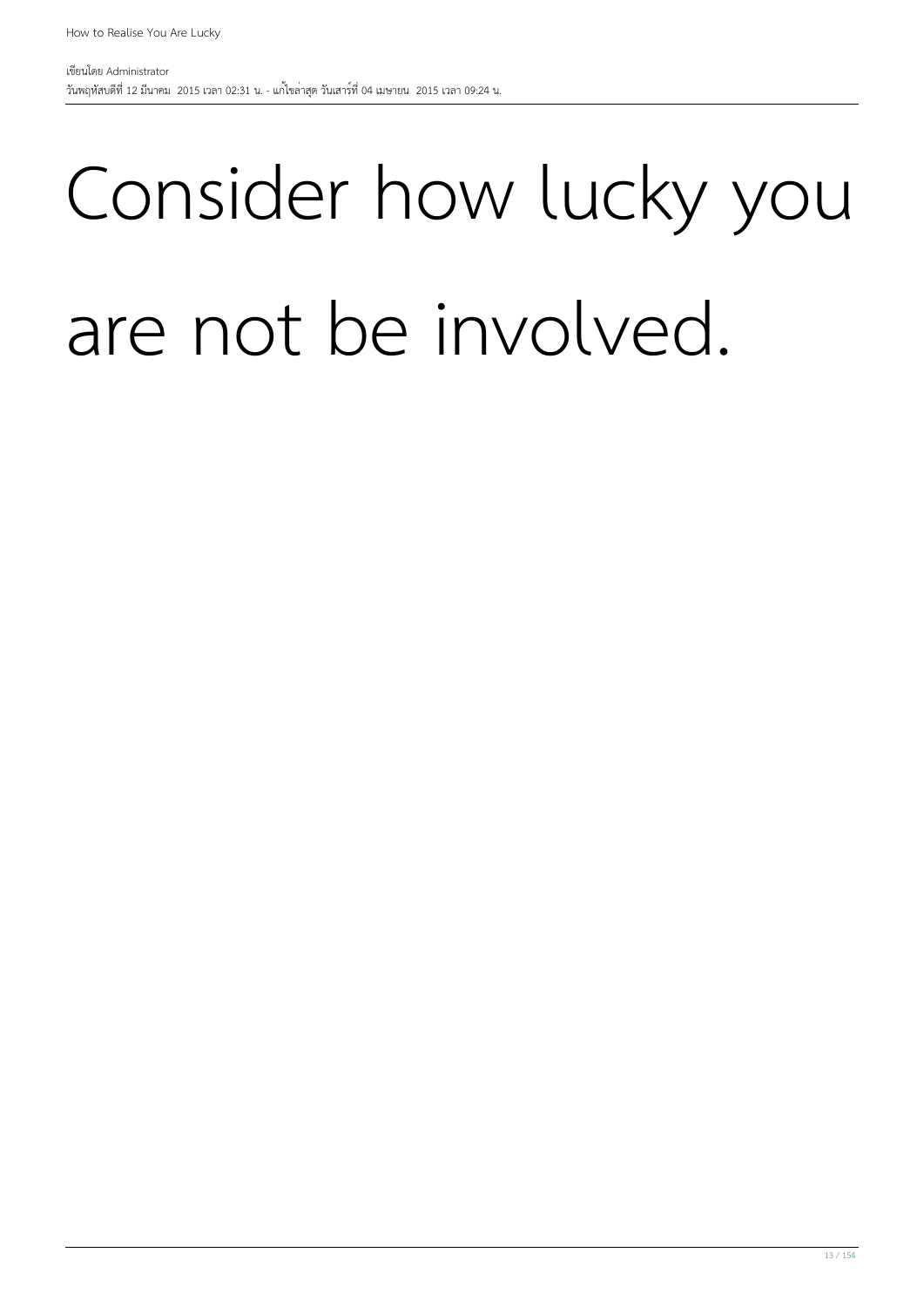Consider how lucky you are not be involved.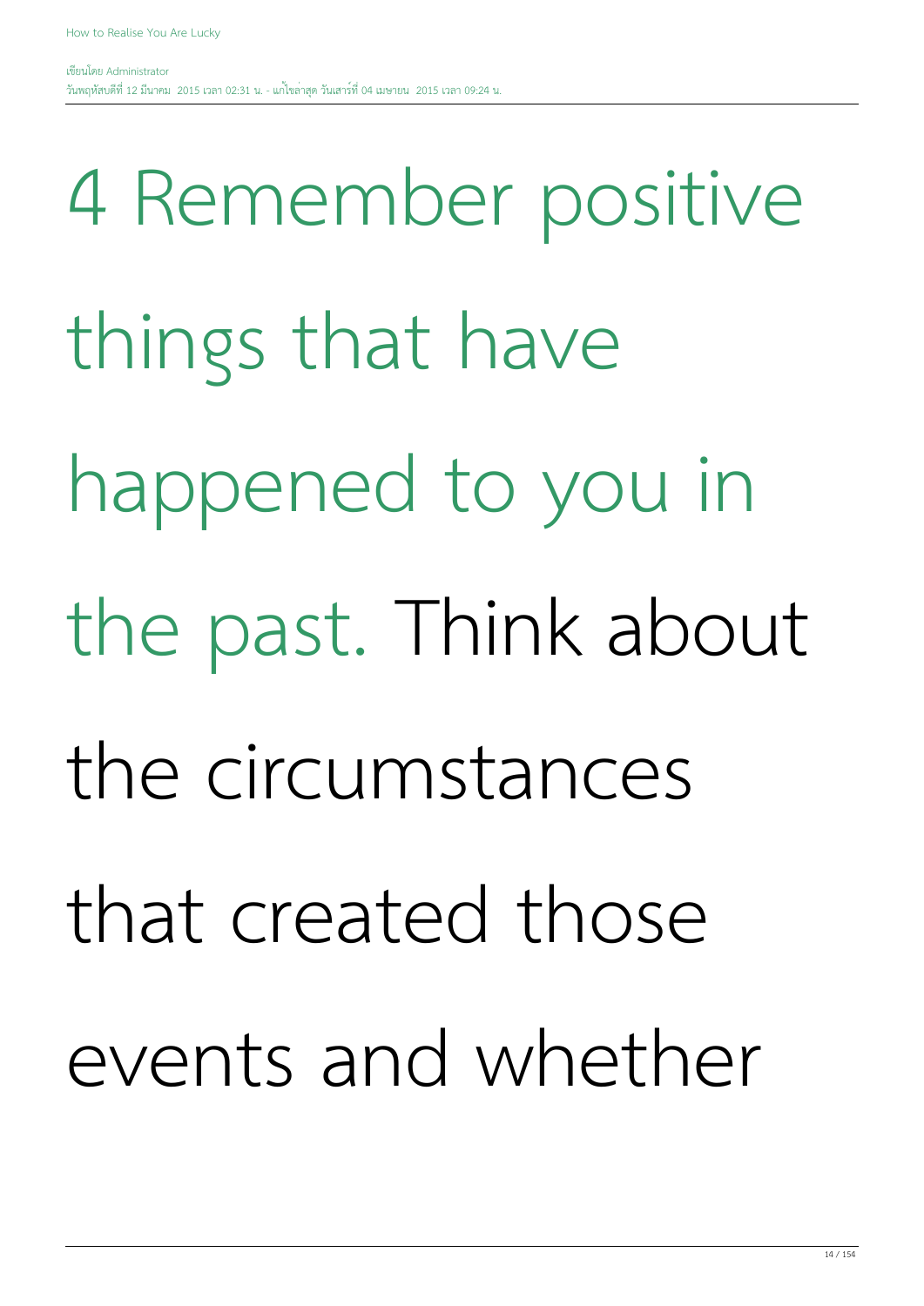4 Remember positive things that have happened to you in the past. Think about the circumstances that created those events and whether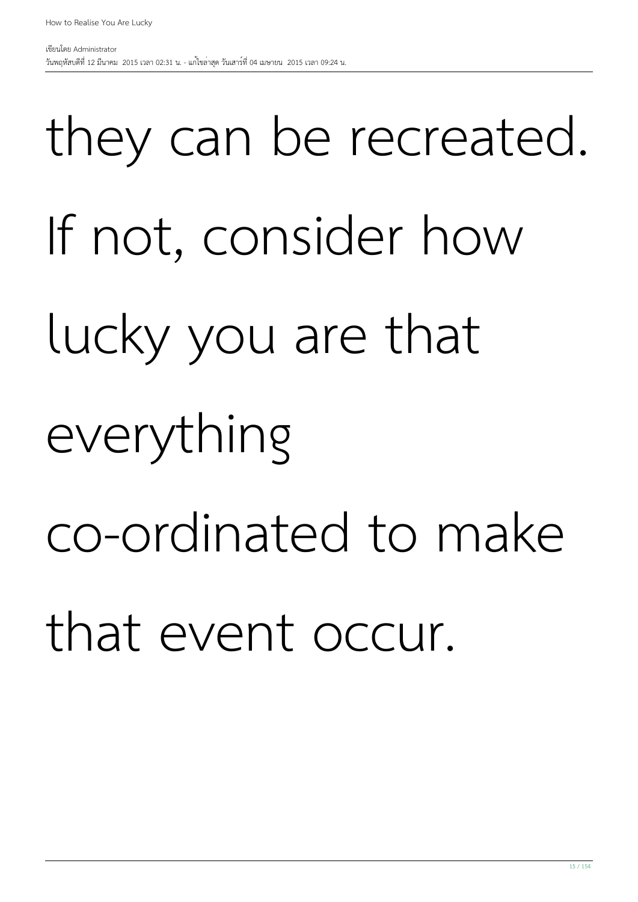they can be recreated. If not, consider how lucky you are that everything co-ordinated to make that event occur.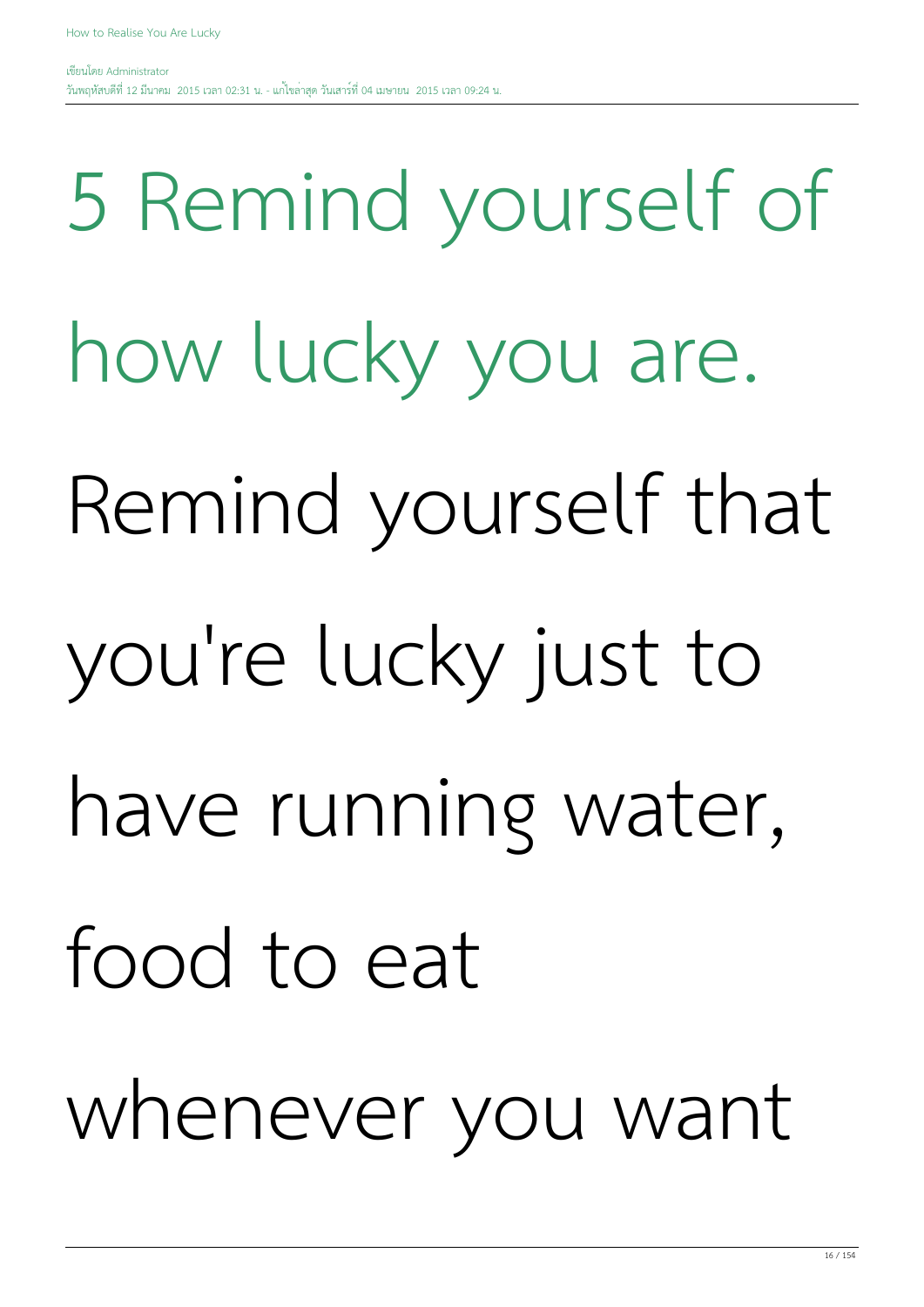## 5 Remind yourself of how lucky you are.

Remind yourself that you're lucky just to have running water, food to eat whenever you want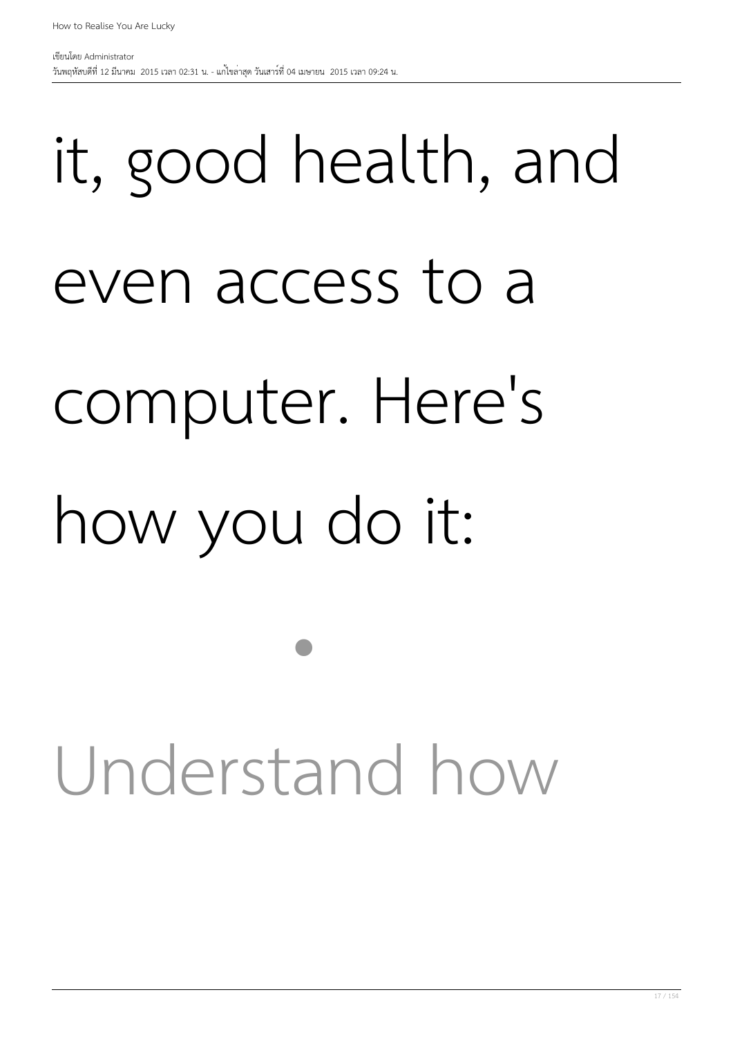it, good health, and even access to a computer. Here's how you do it:

- Understand how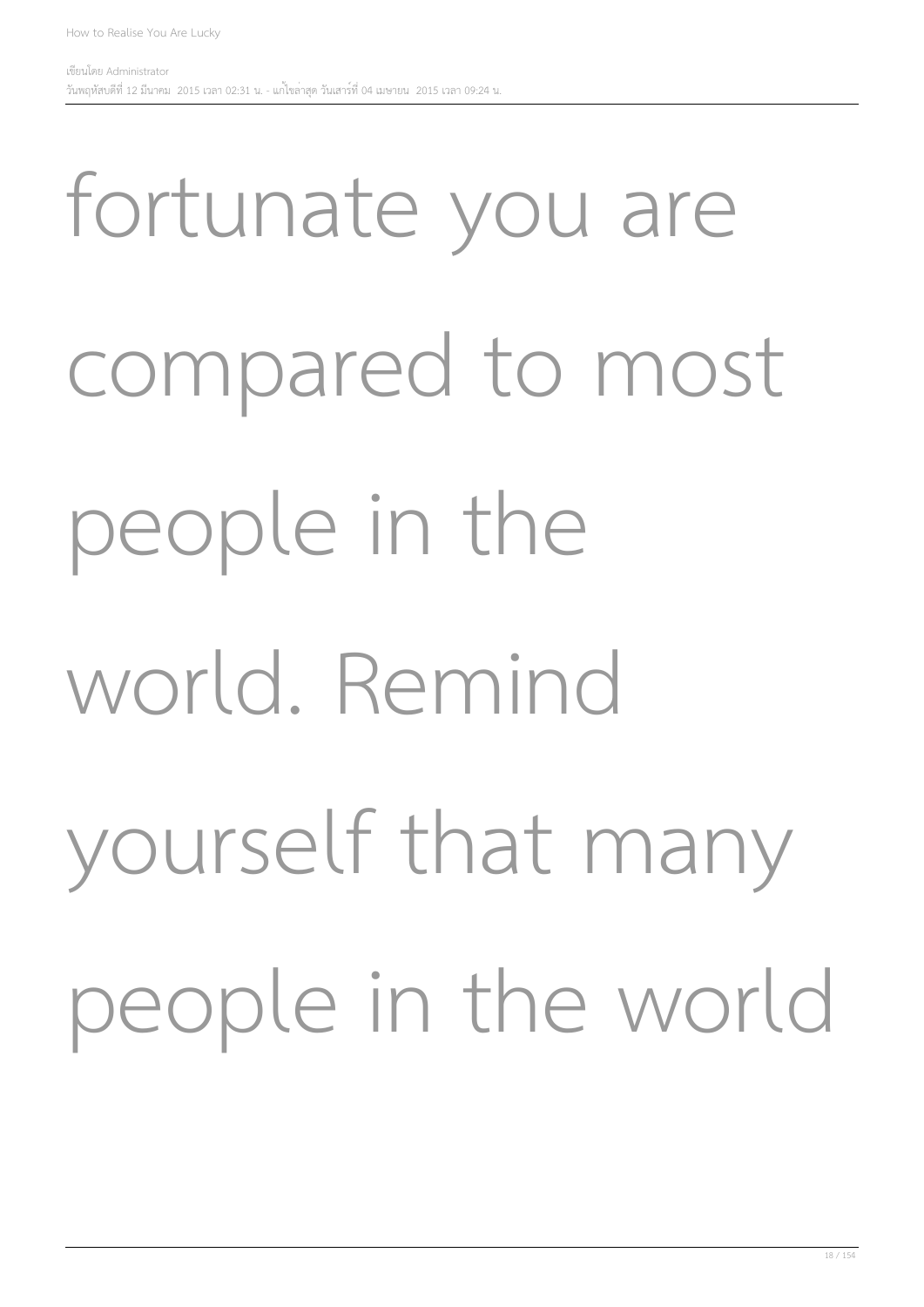fortunate you are compared to most people in the world. Remind yourself that many people in the world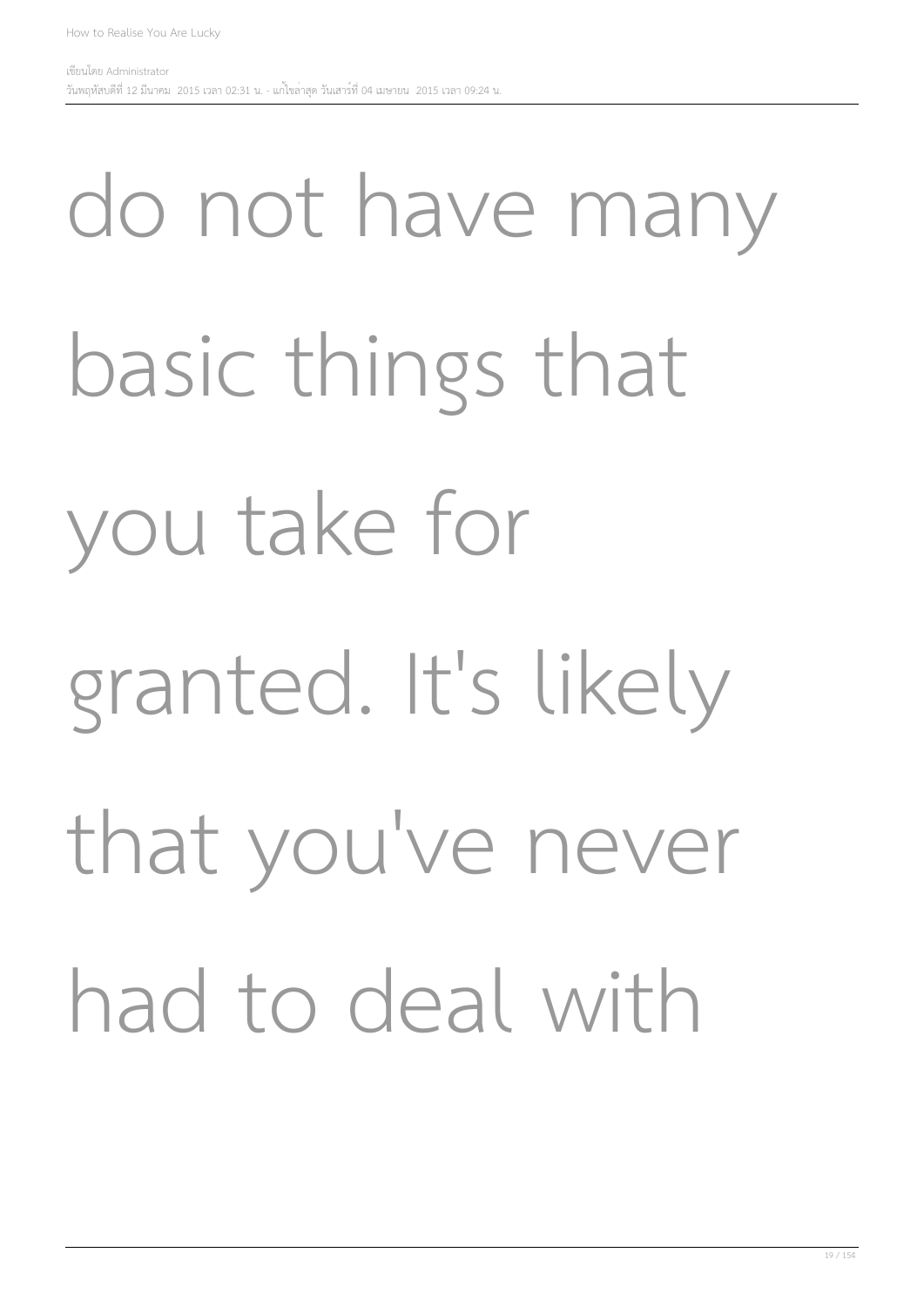do not have many basic things that you take for granted. It's likely that you've never had to deal with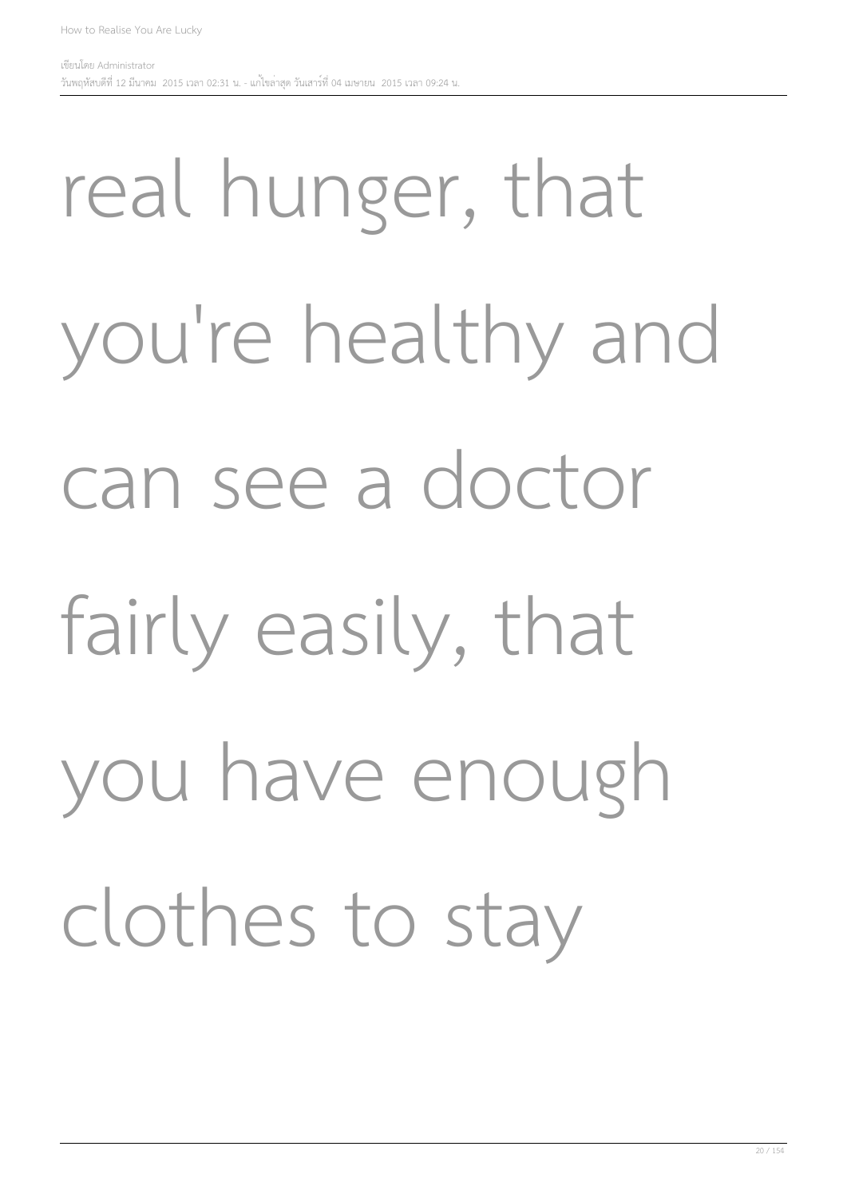real hunger, that you're healthy and can see a doctor fairly easily, that you have enough clothes to stay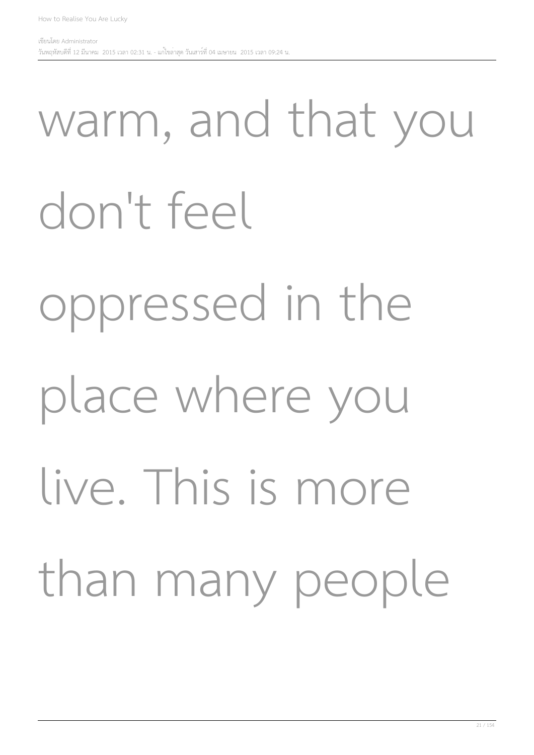warm, and that you don't feel oppressed in the place where you live. This is more than many people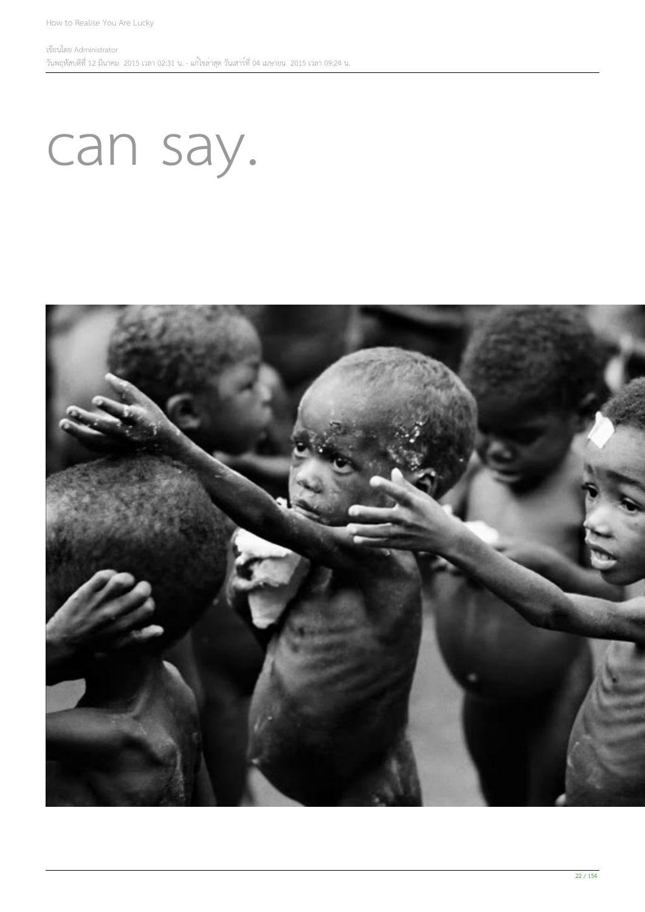# can say.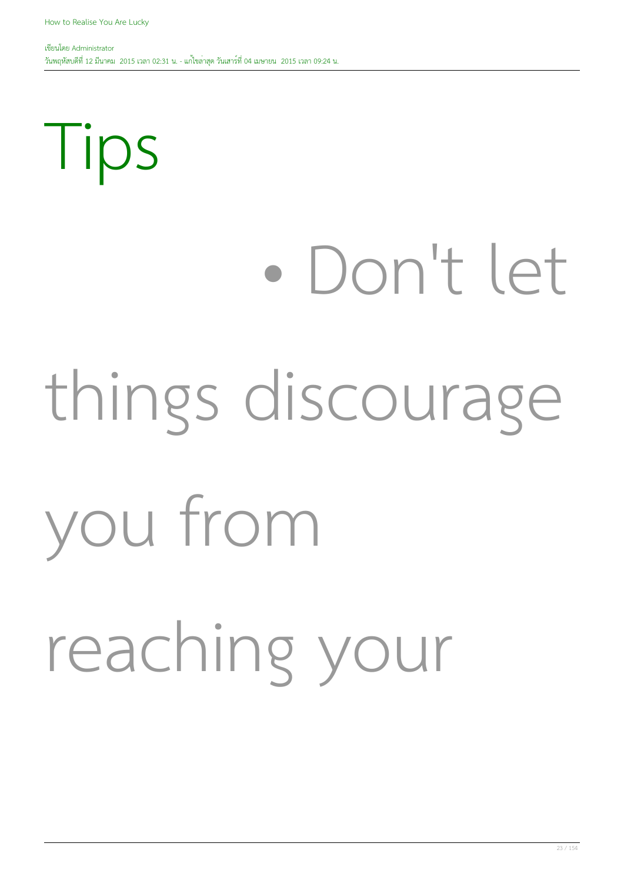# Tips

- Don't let things discourage you from reaching your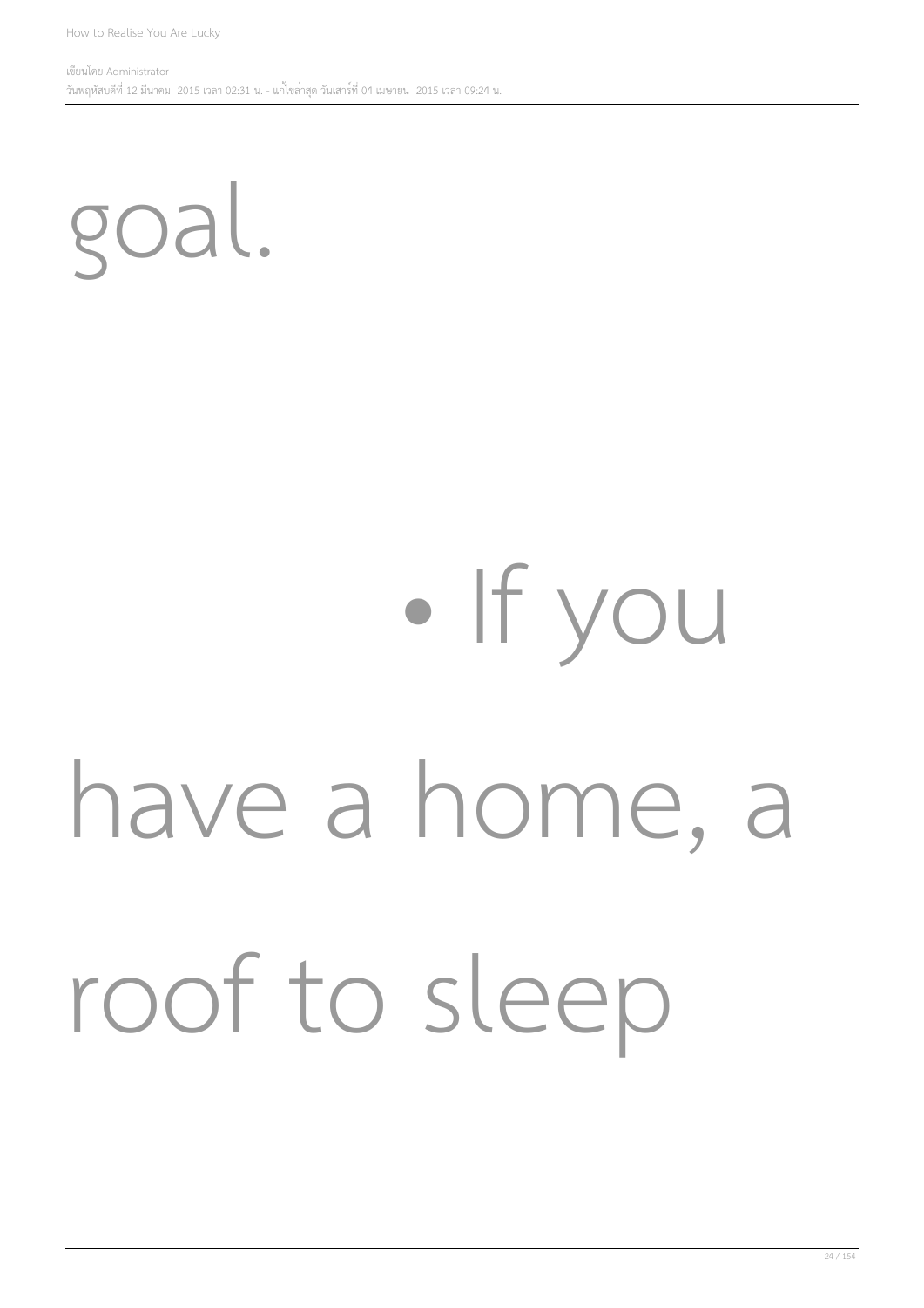goal.

- If you have a home, a roof to sleep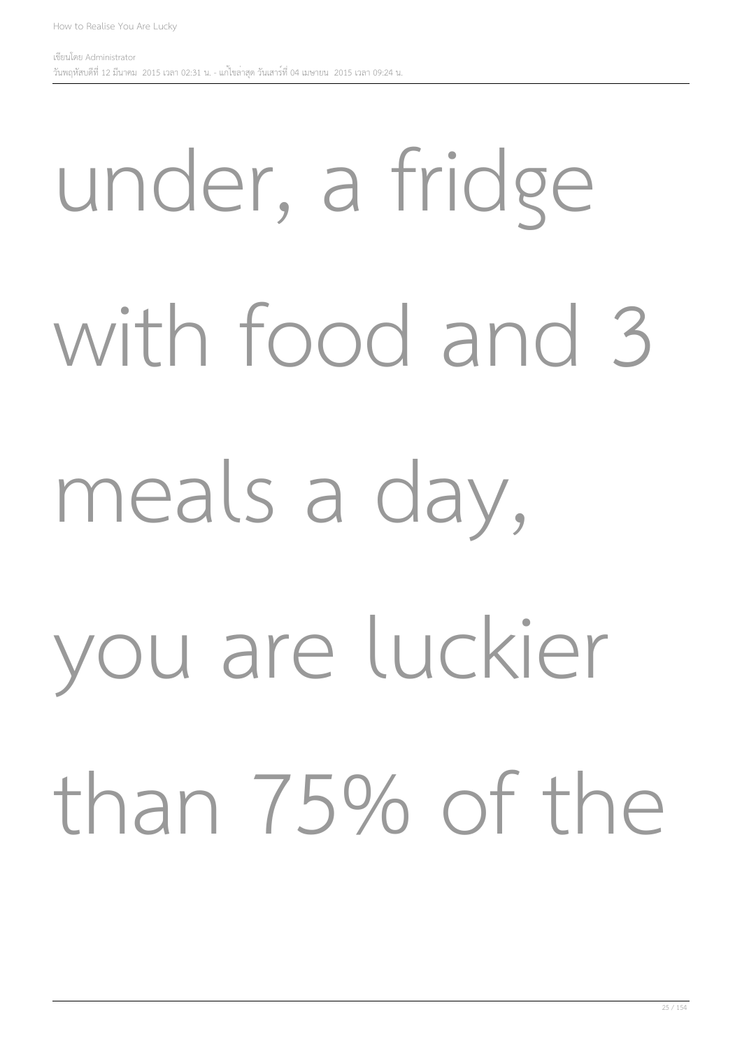under, a fridge with food and 3 meals a day, you are luckier than 75% of the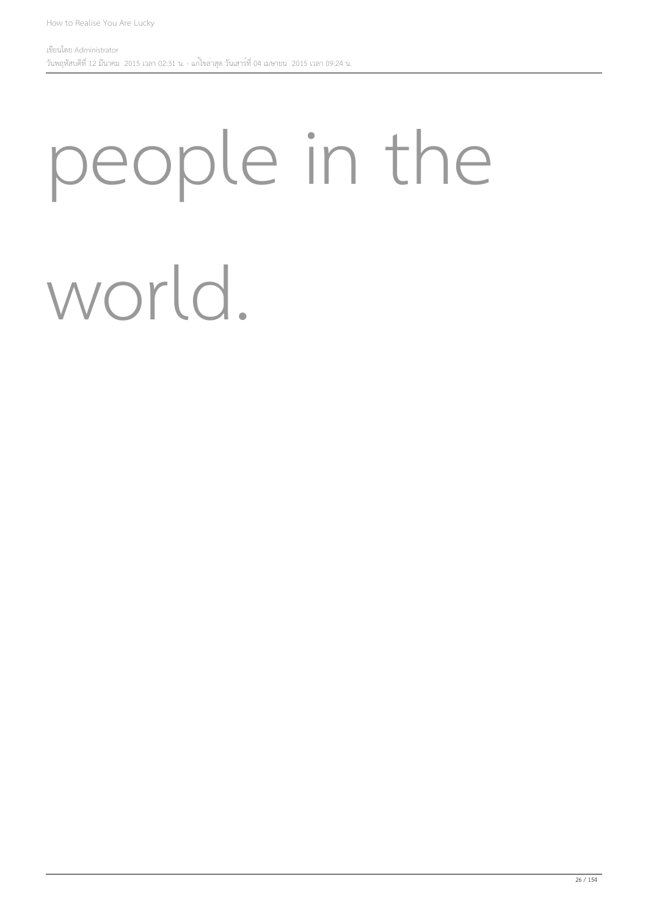people in the world.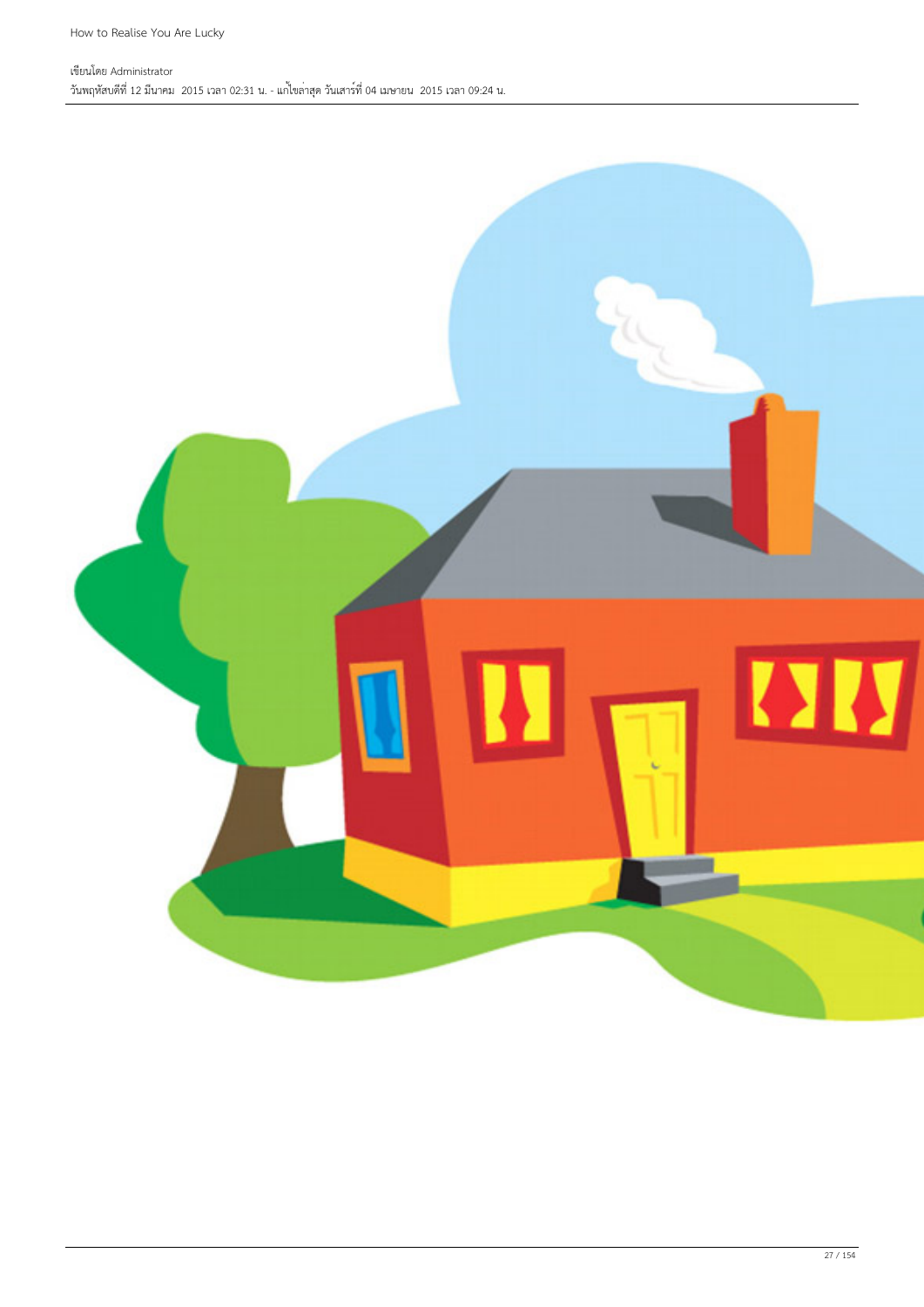How to Realise You Are Lucky

เขียนโดย Administrator
วันพฤหัสบดีที่ 12 มีนาคม 2015 เวลา 02:31 น. - แก้ไขล่าสุด วันเสาร์ที่ 04 เมษายน 2015 เวลา 09:24 น.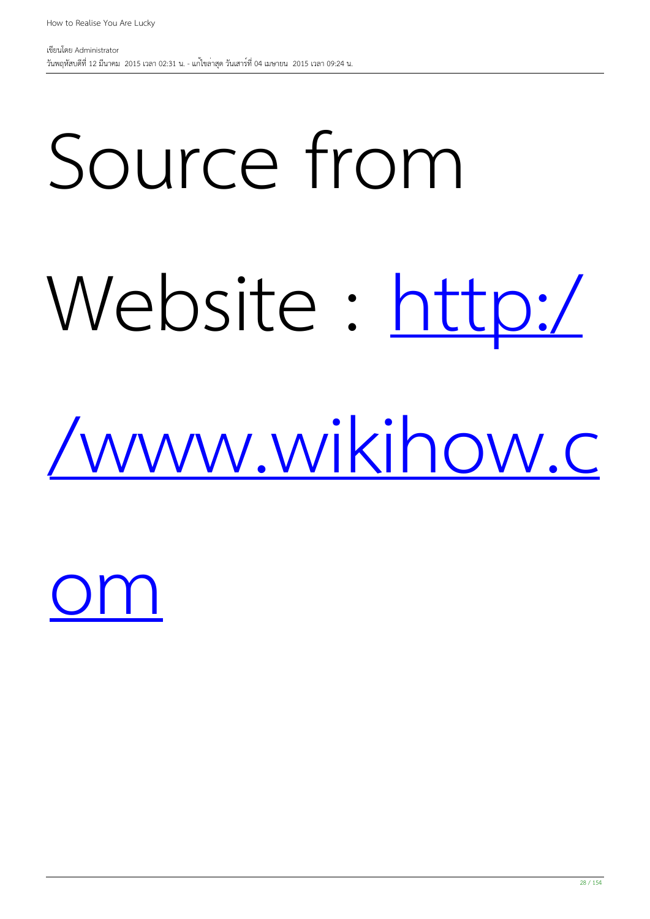Source from Website : [http://www.wikihow.com](http://www.wikihow.com)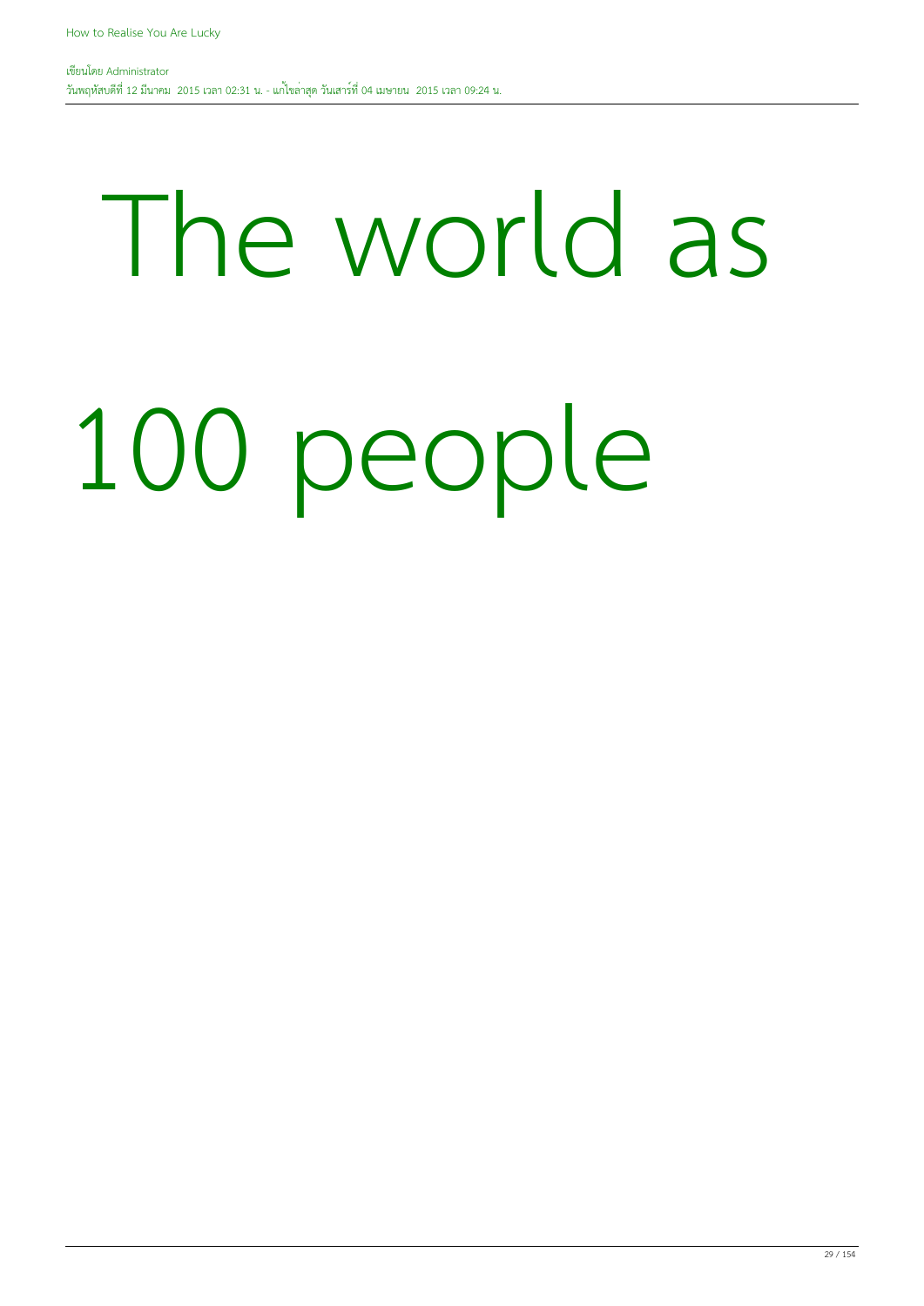# The world as 100 people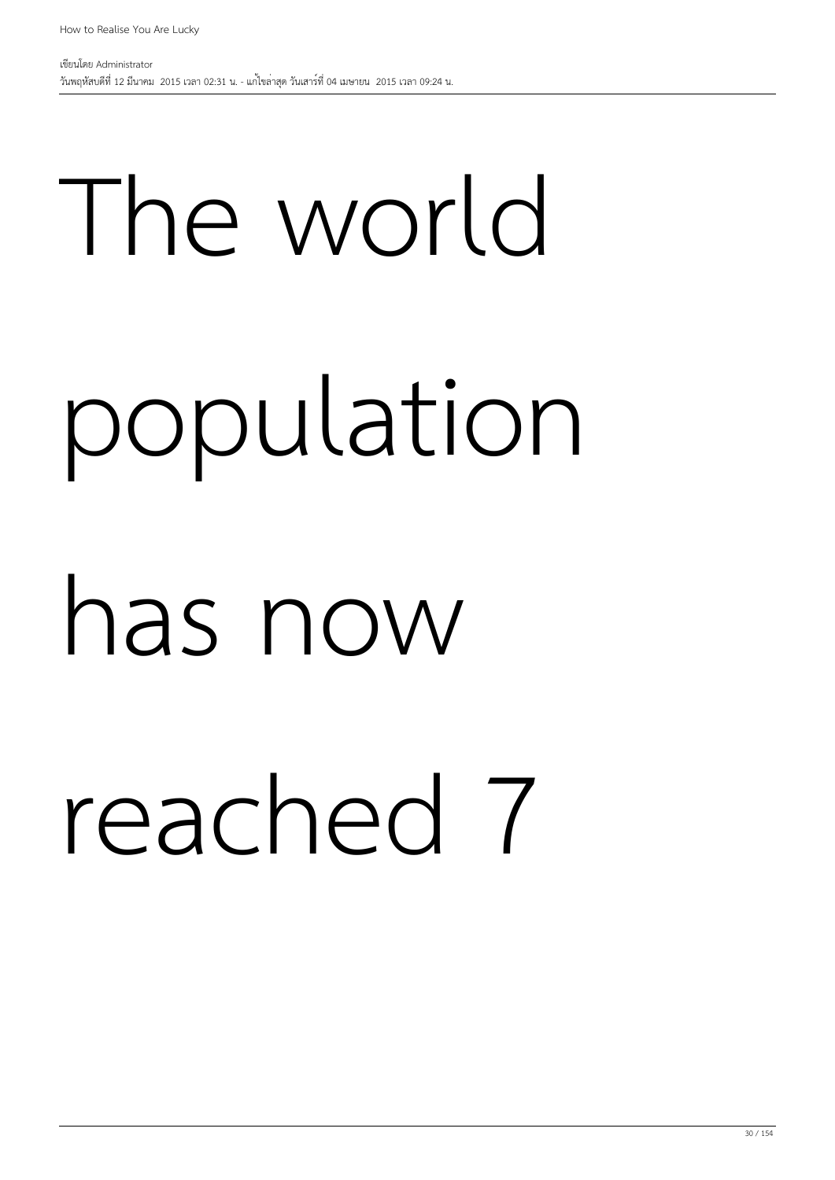The world population has now reached 7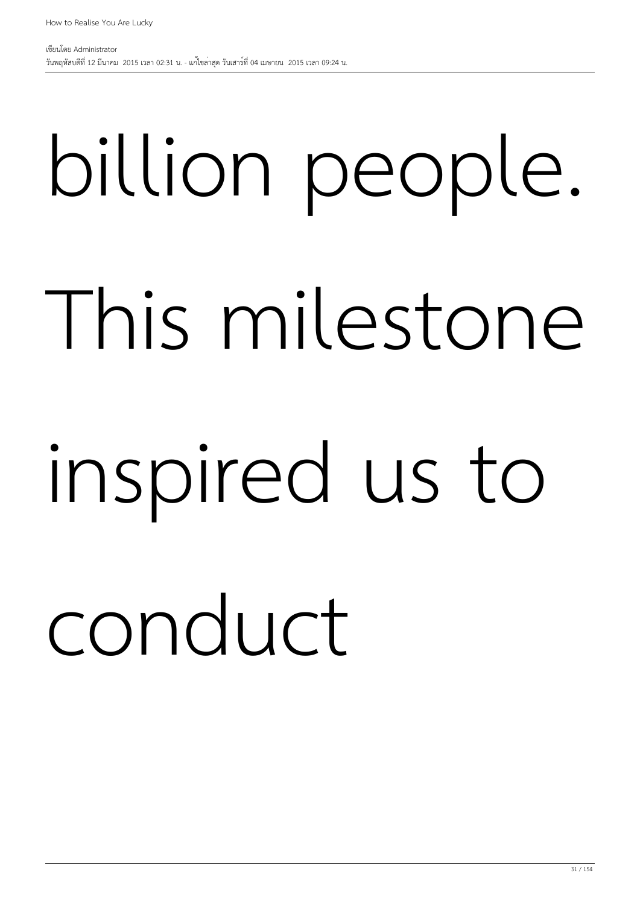billion people.

This milestone

inspired us to

conduct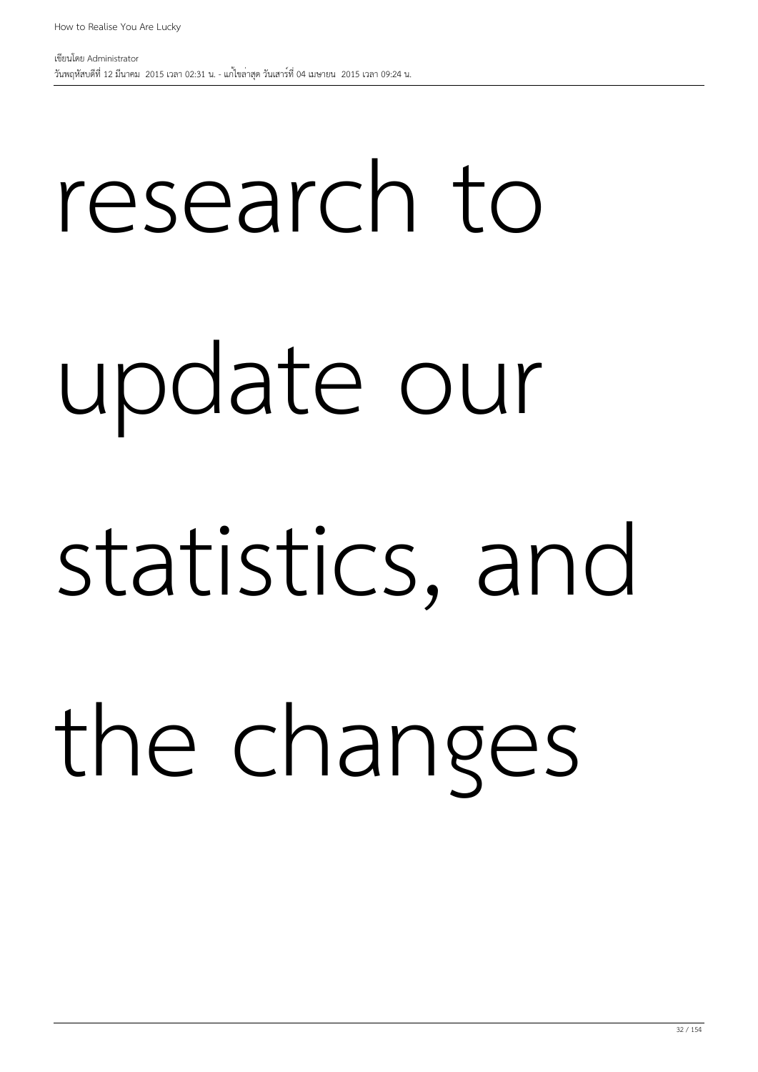research to update our statistics, and the changes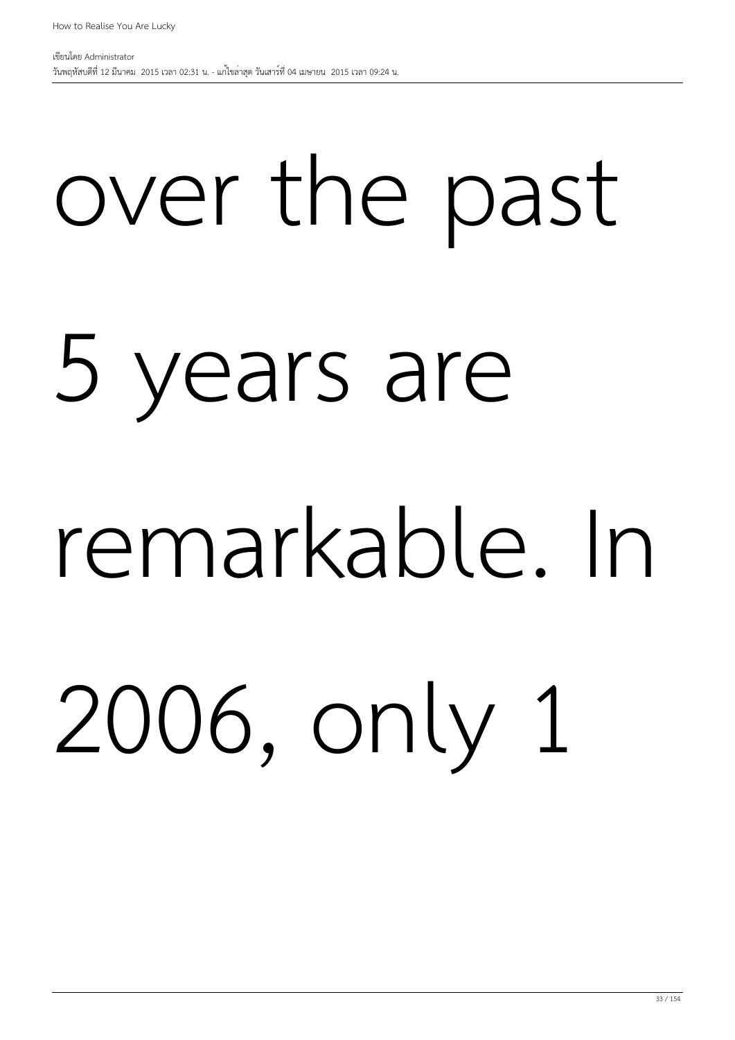over the past 5 years are remarkable. In 2006, only 1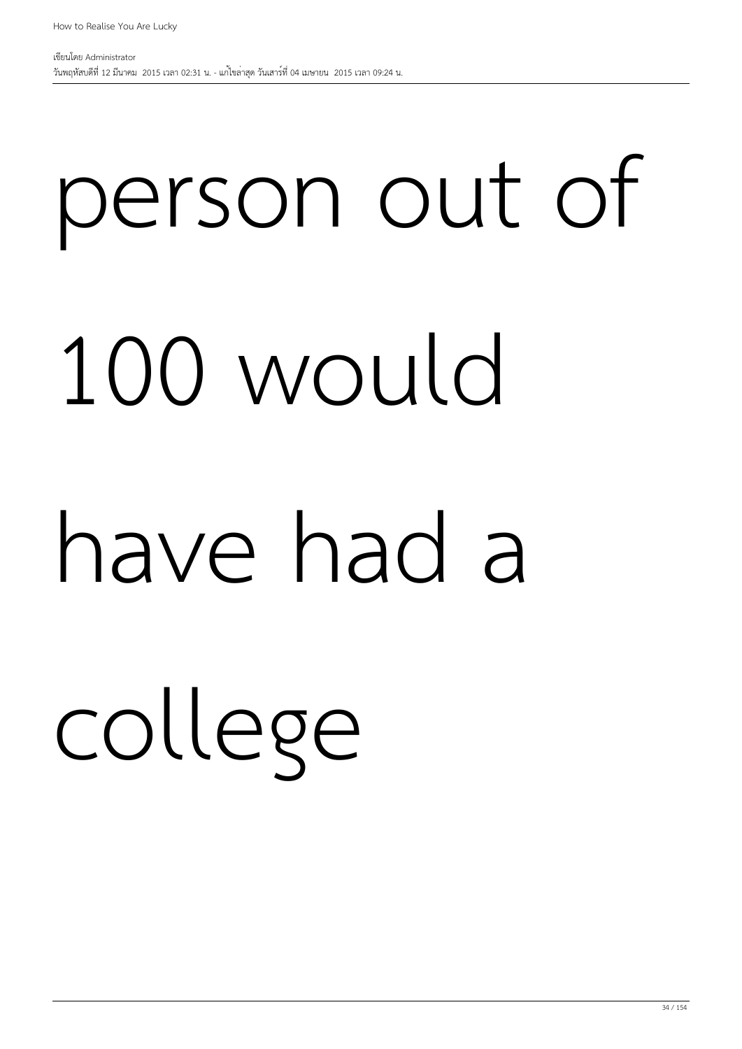person out of 100 would have had a college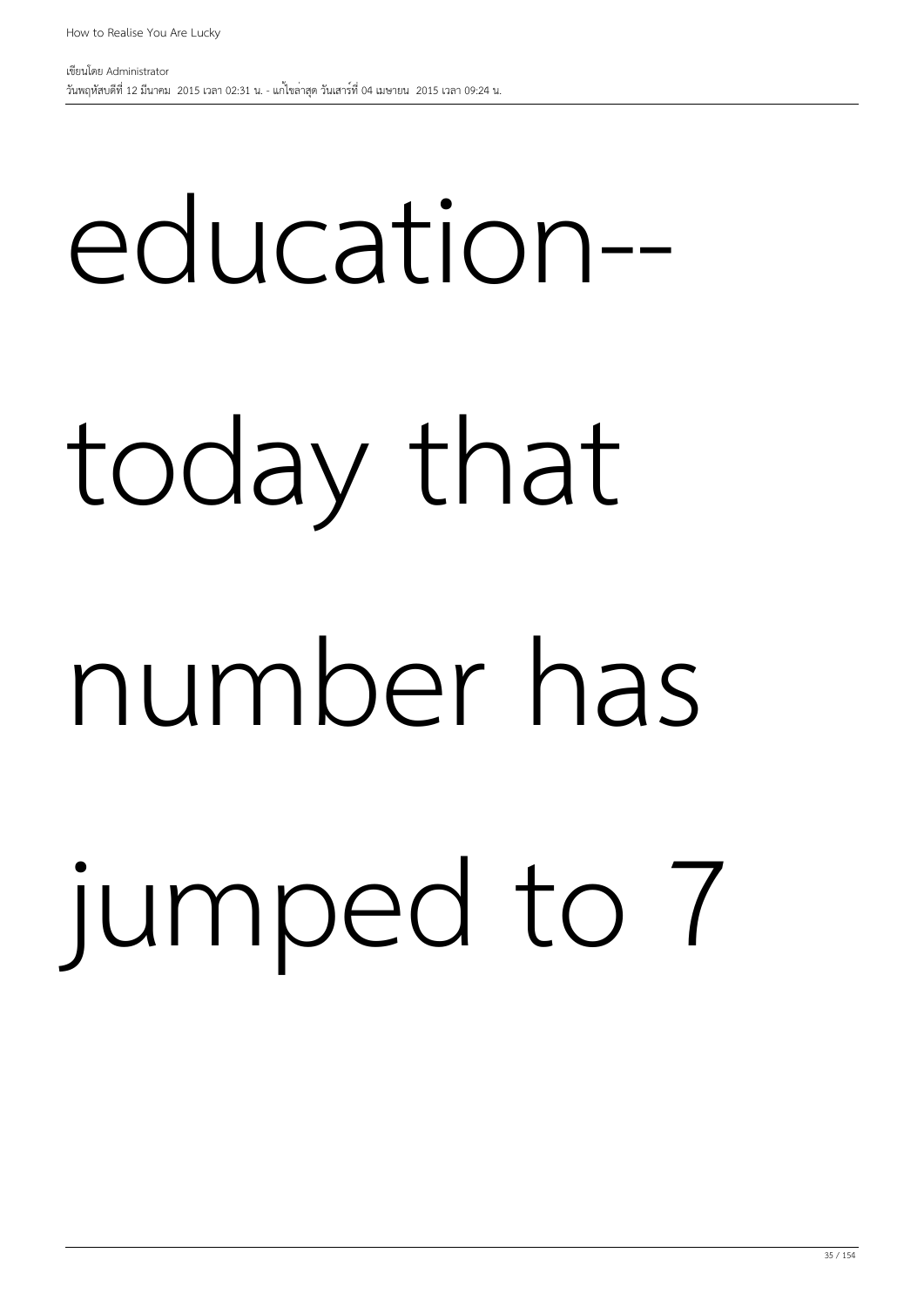education--

today that

number has

jumped to 7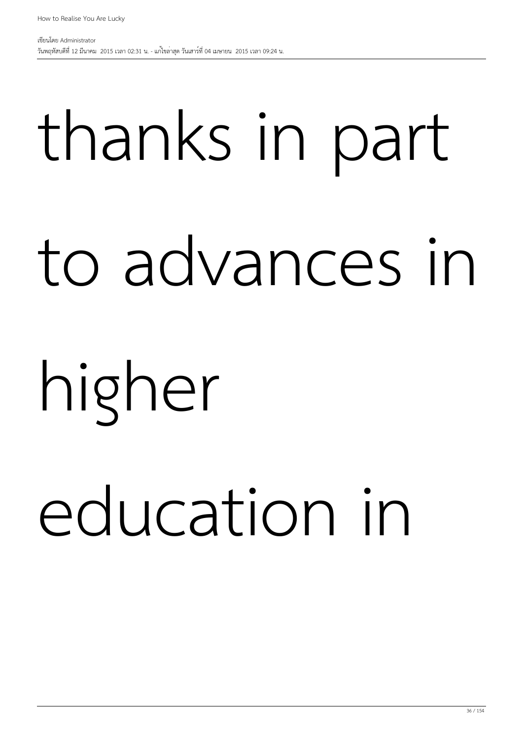thanks in part to advances in higher education in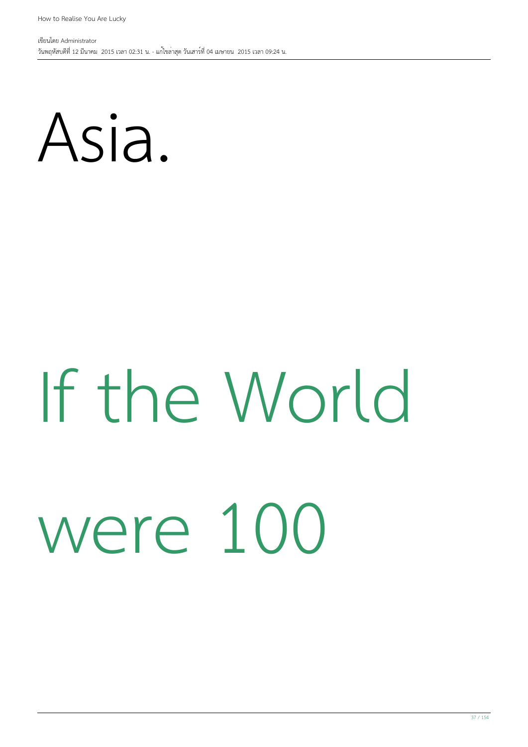Asia.

# If the World were 100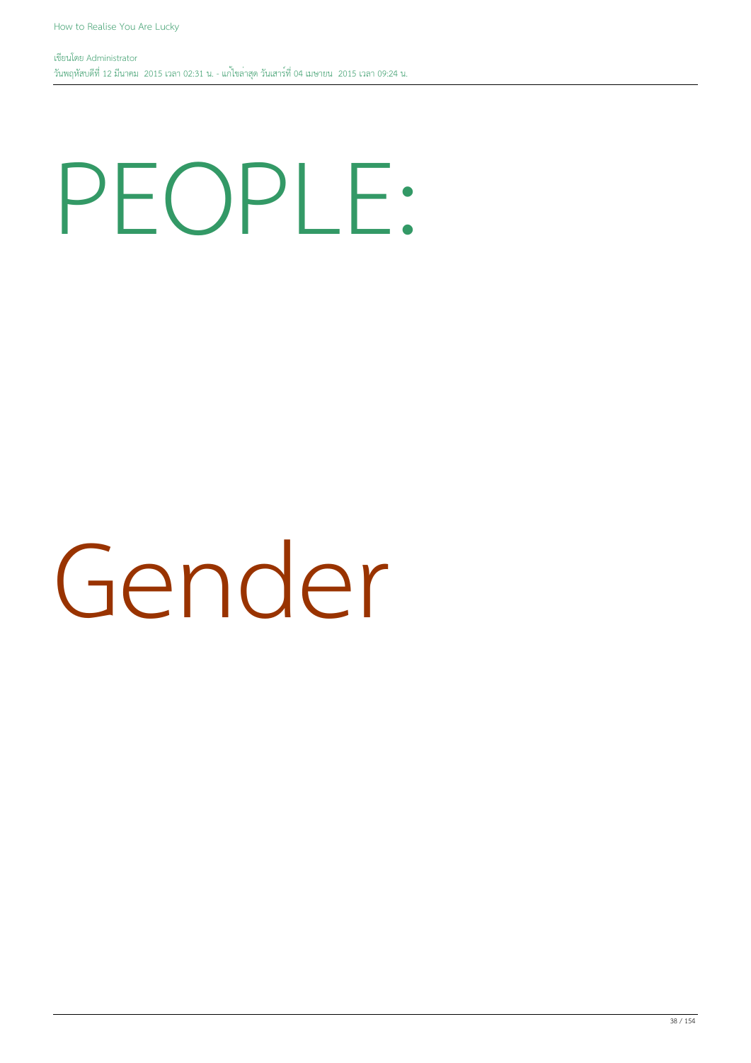# PEOPLE:

# Gender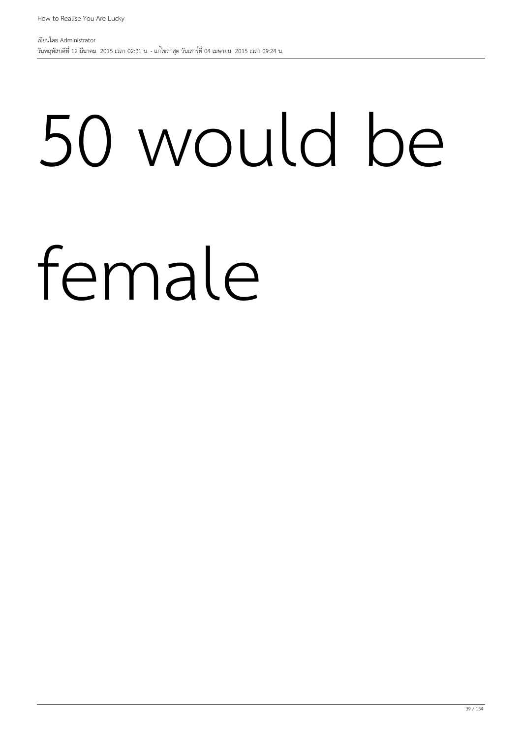# 50 would be female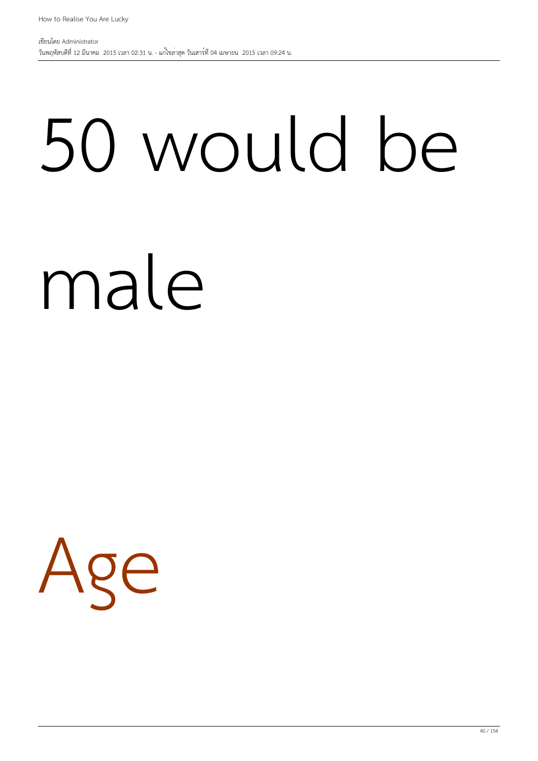# 50 would be male

# Age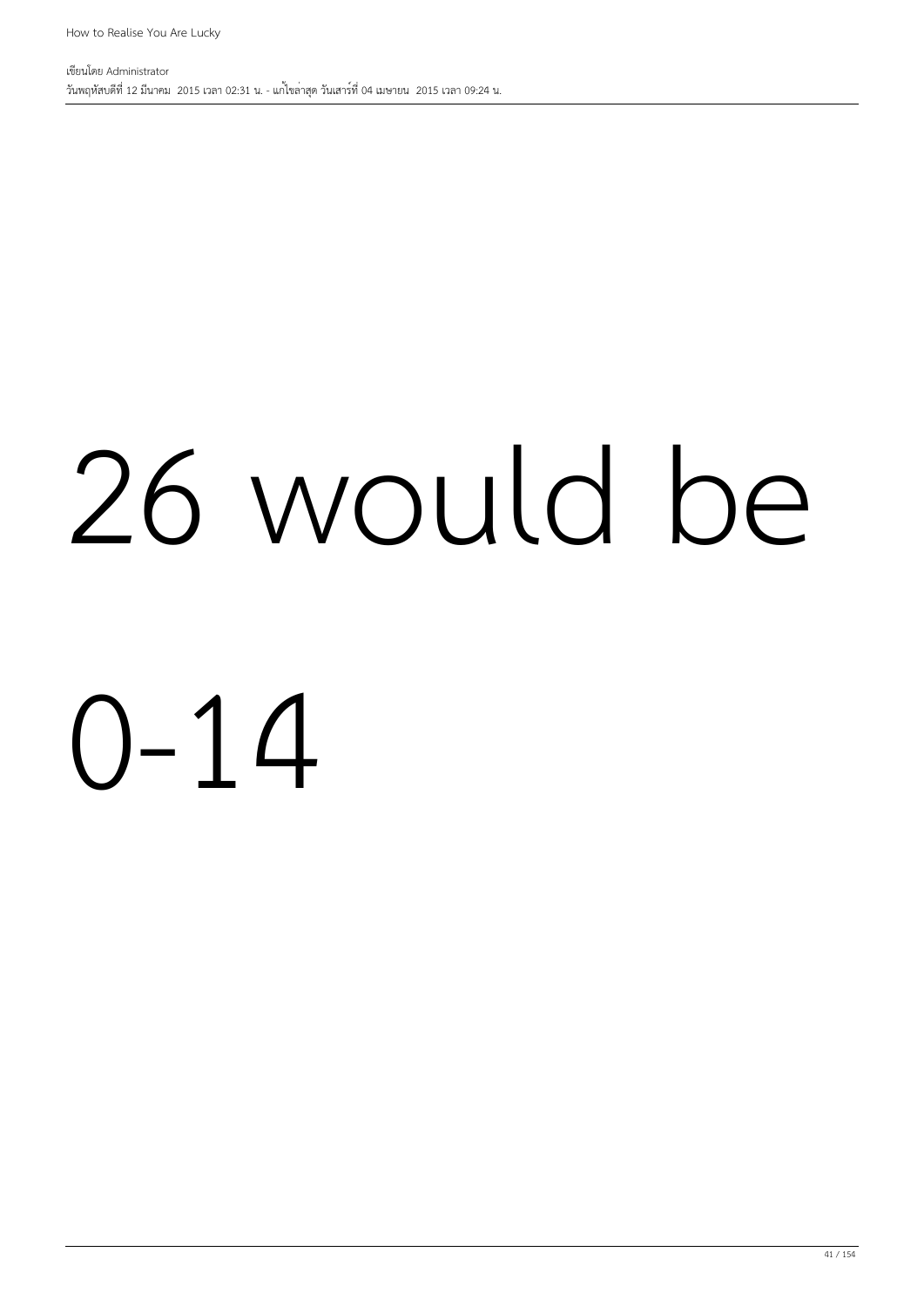# 26 would be 0-14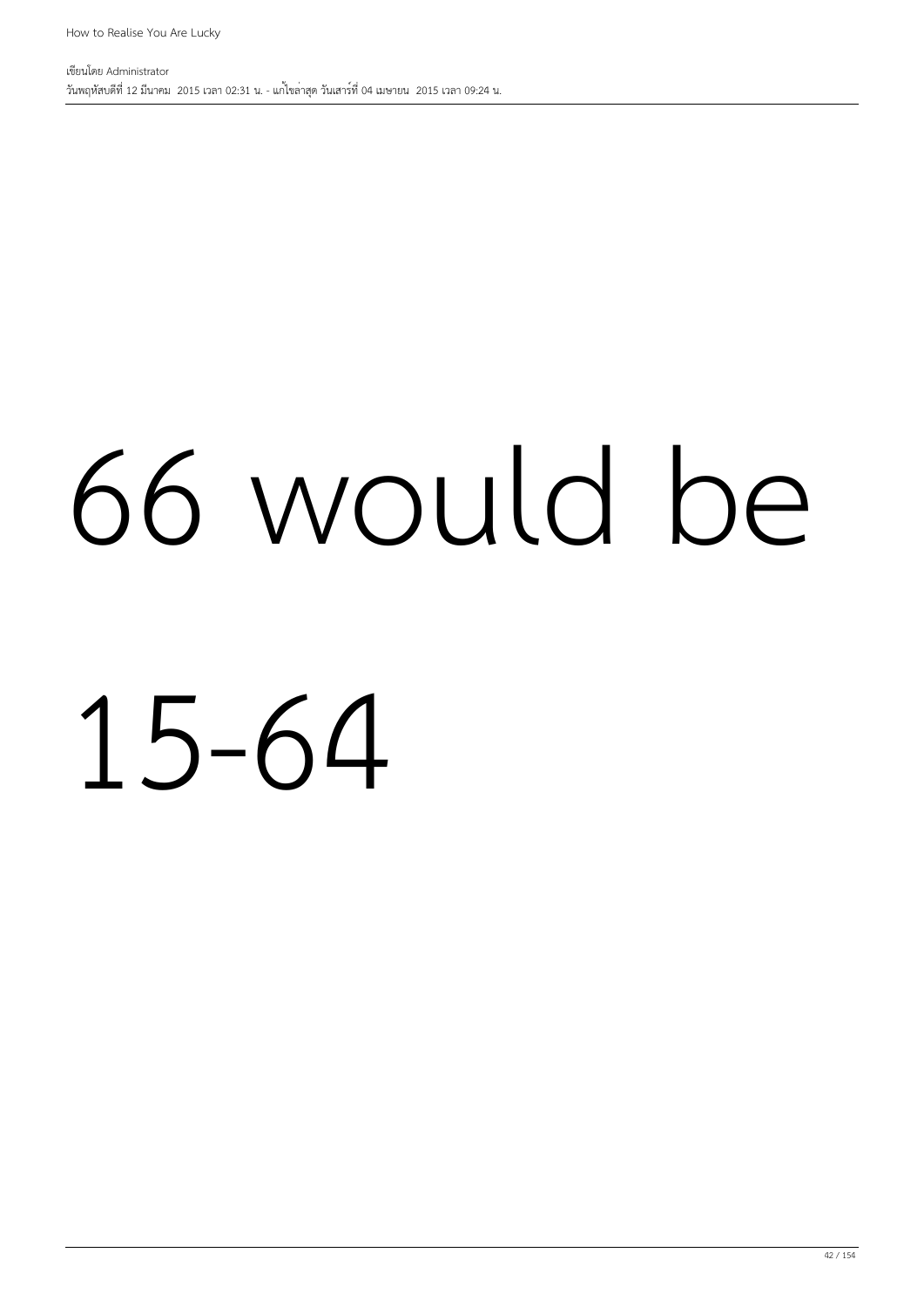# 66 would be

# 15-64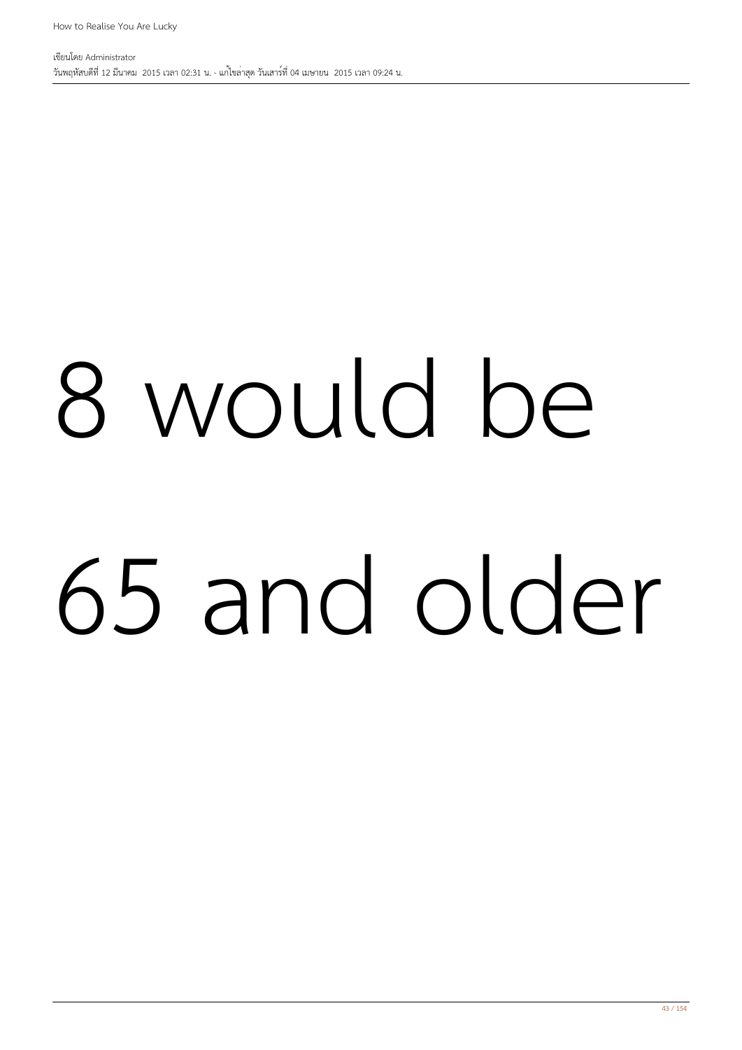8 would be

65 and older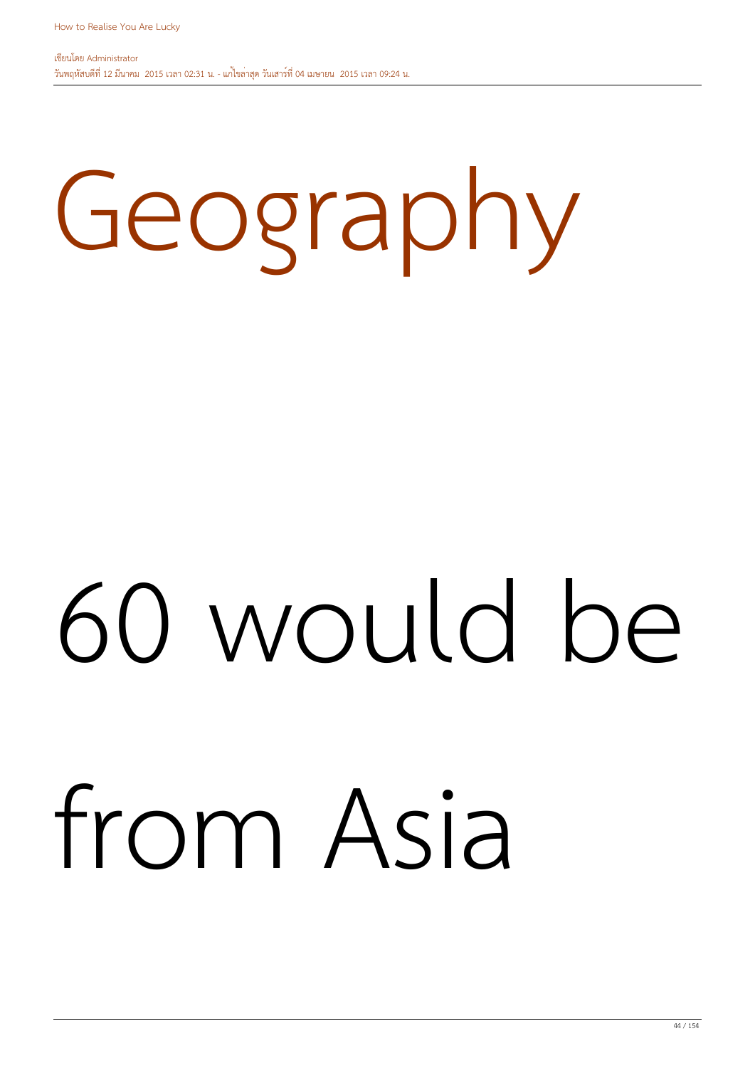# Geography

60 would be from Asia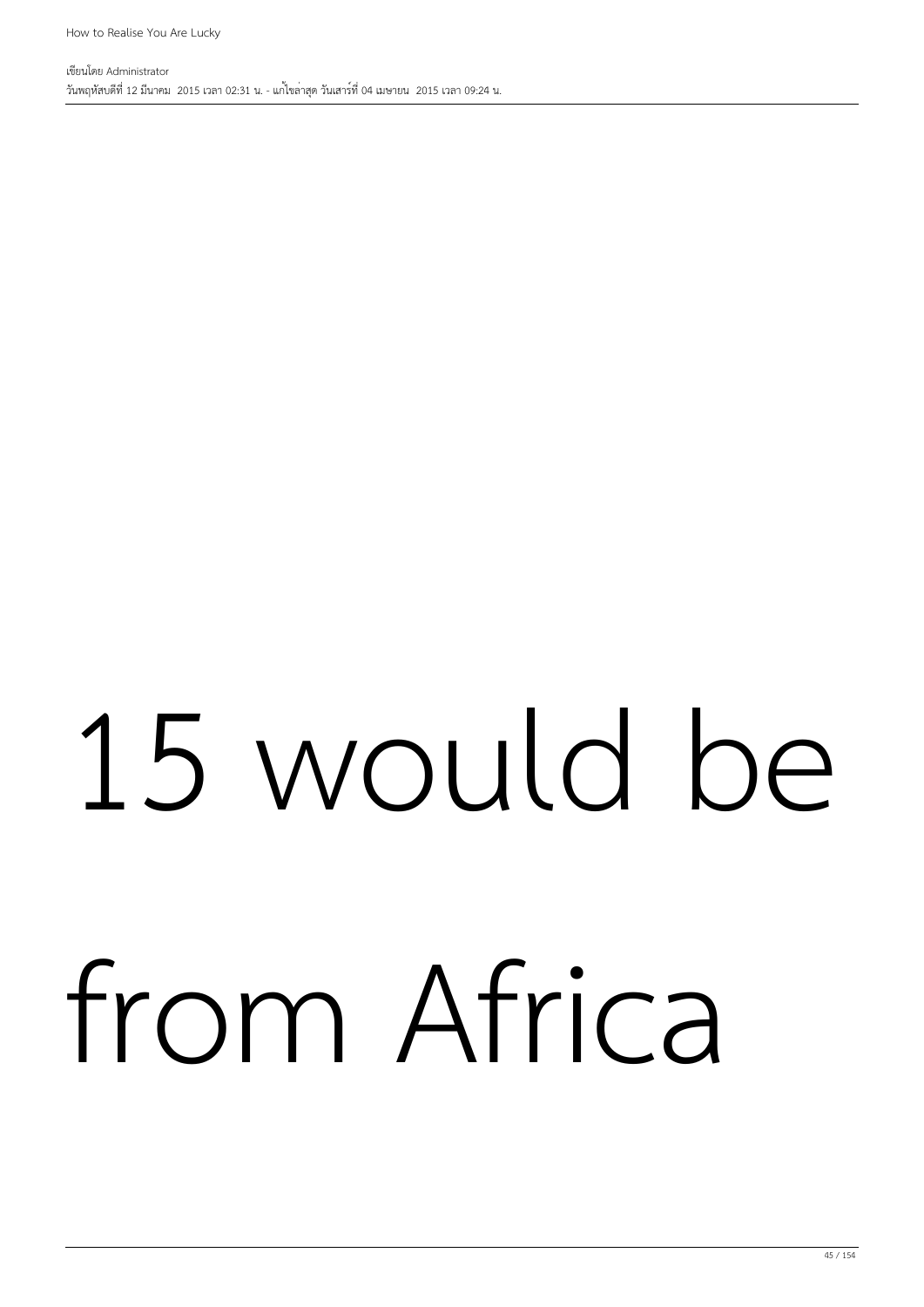15 would be from Africa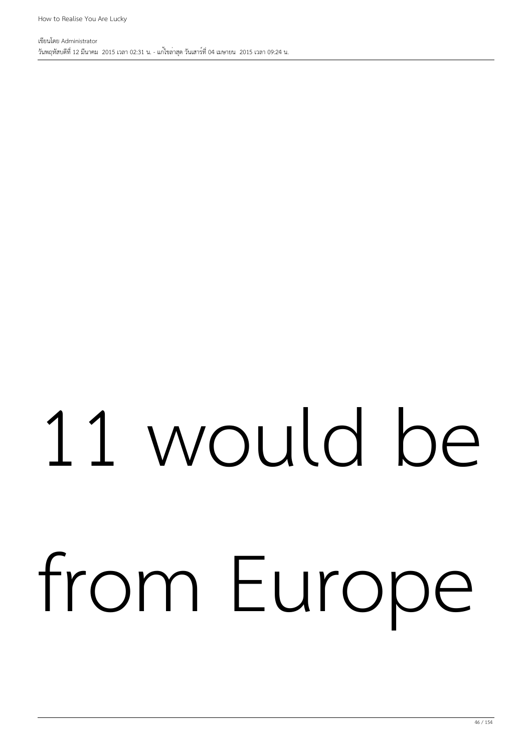11 would be from Europe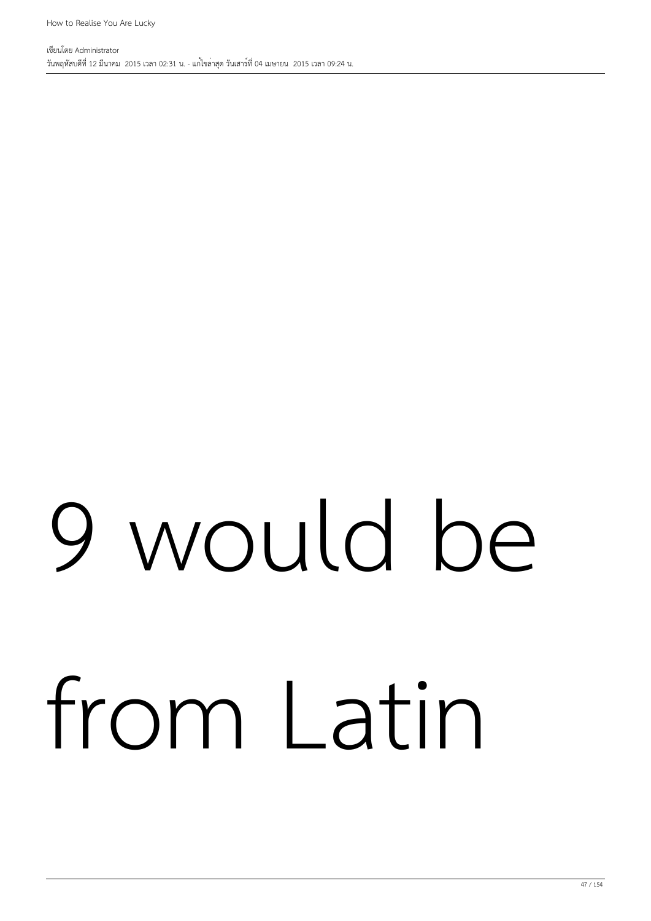9 would be from Latin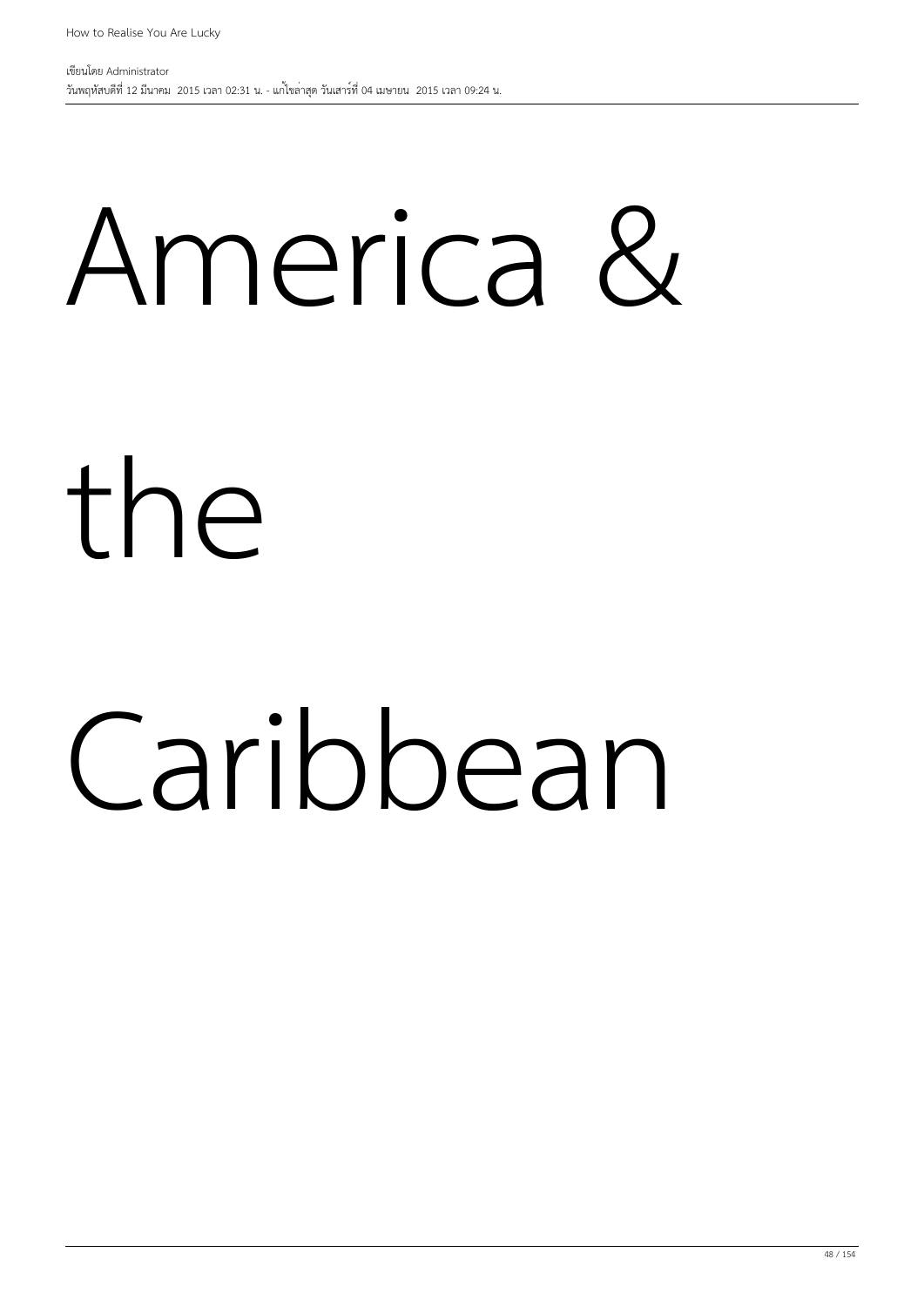America &

the

Caribbean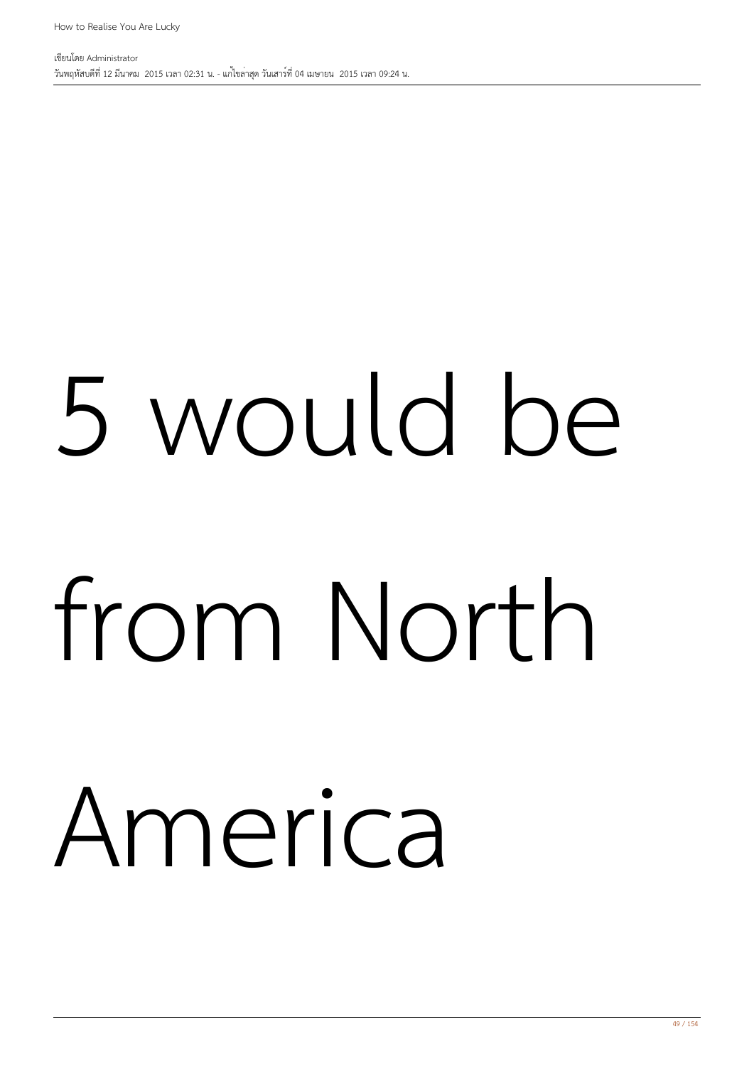5 would be from North America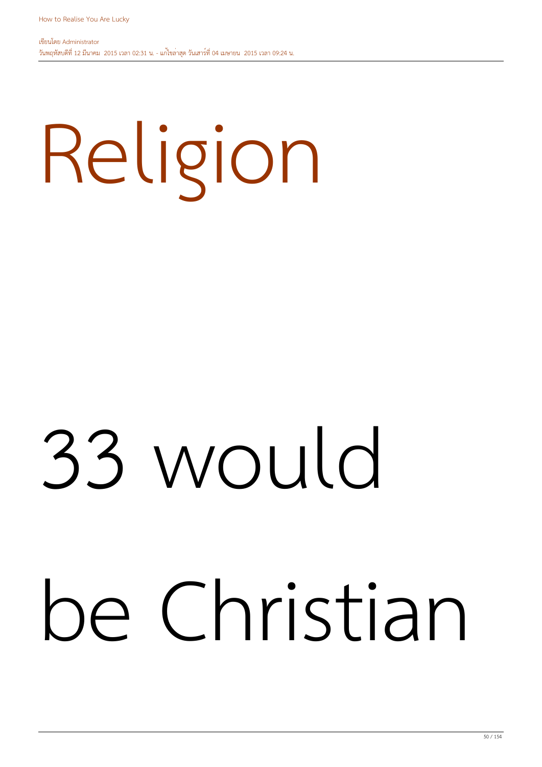# Religion

33 would

be Christian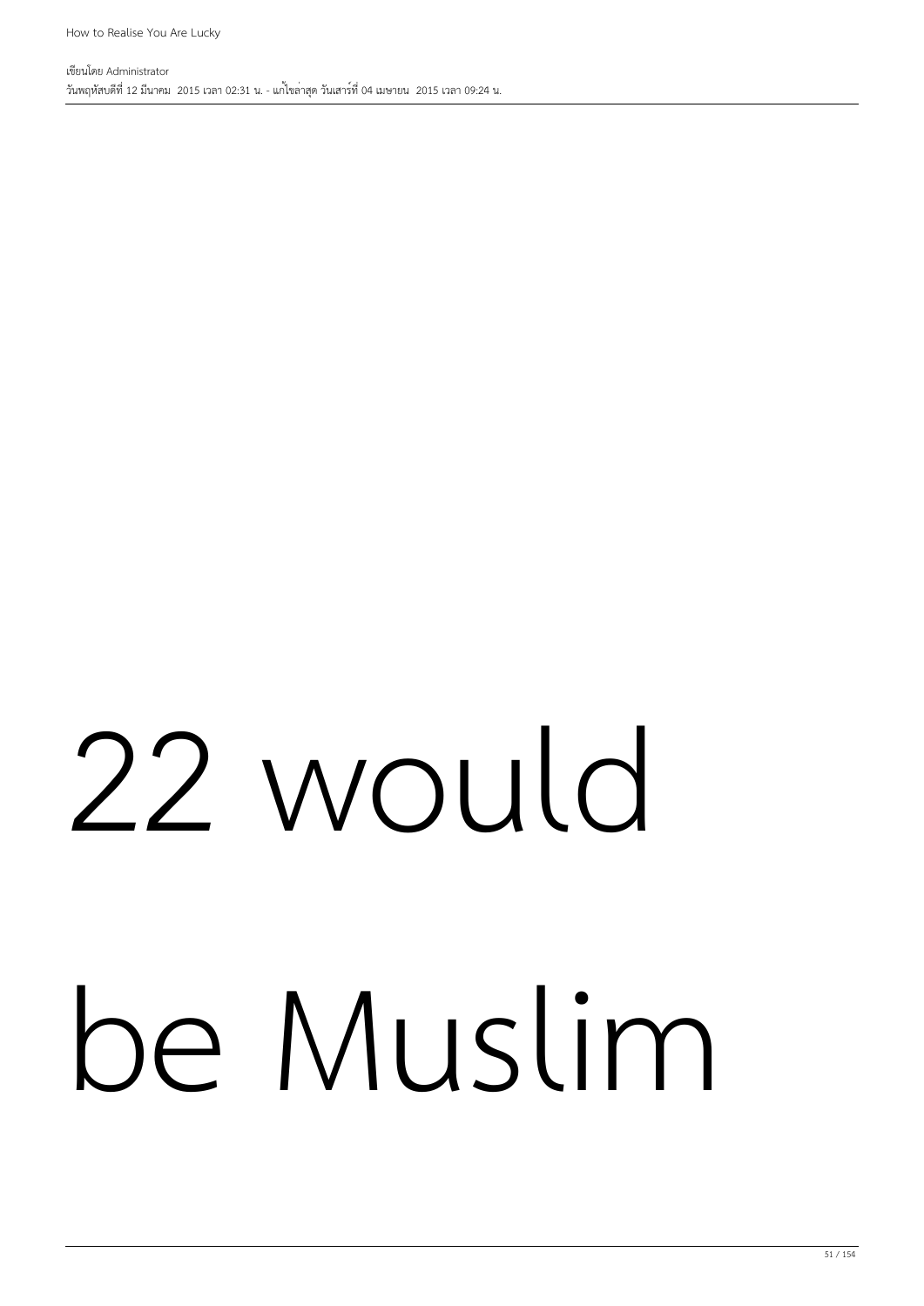# 22 would be Muslim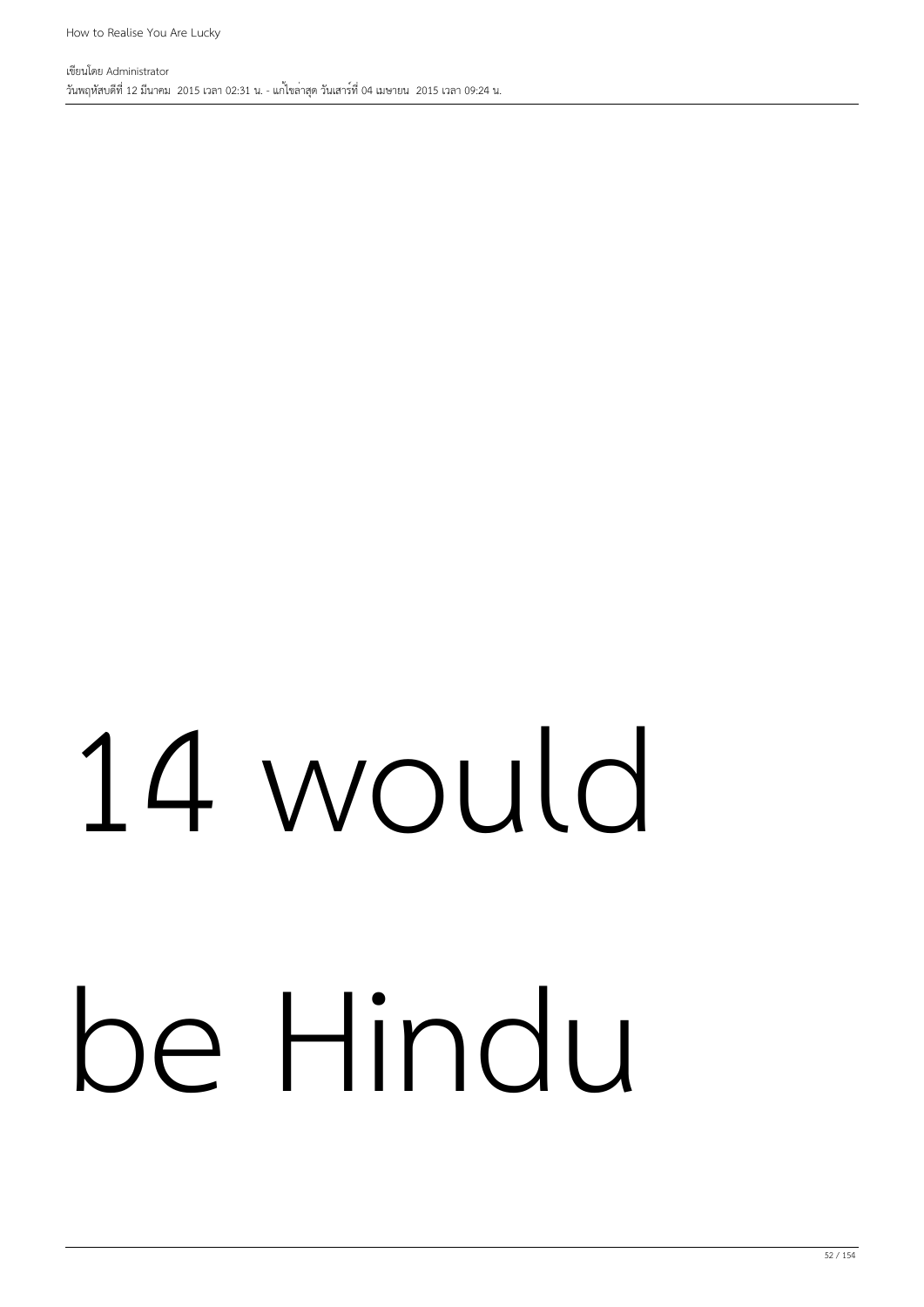14 would be Hindu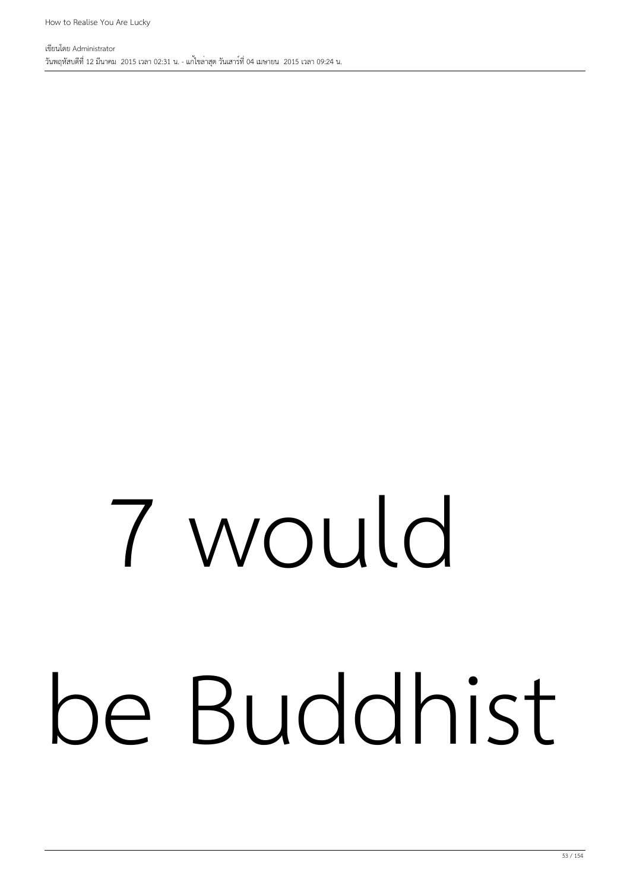7 would

be Buddhist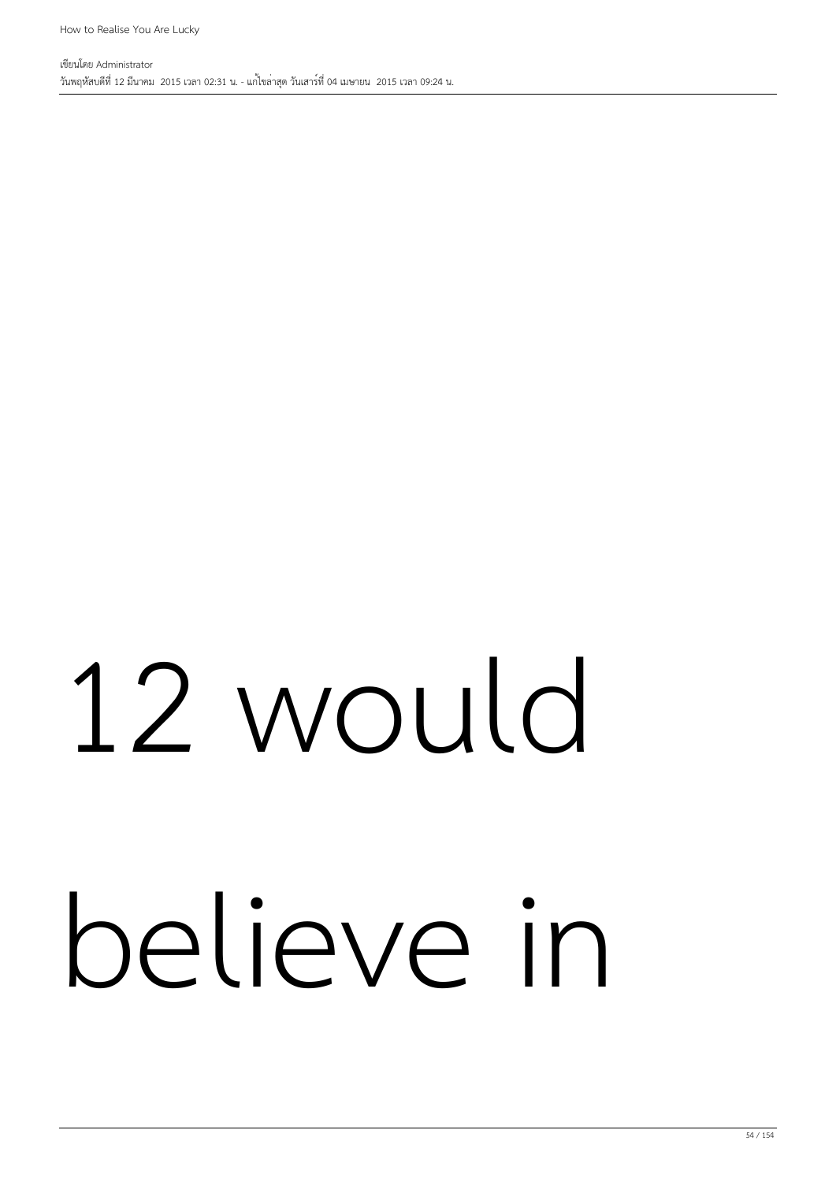12 would believe in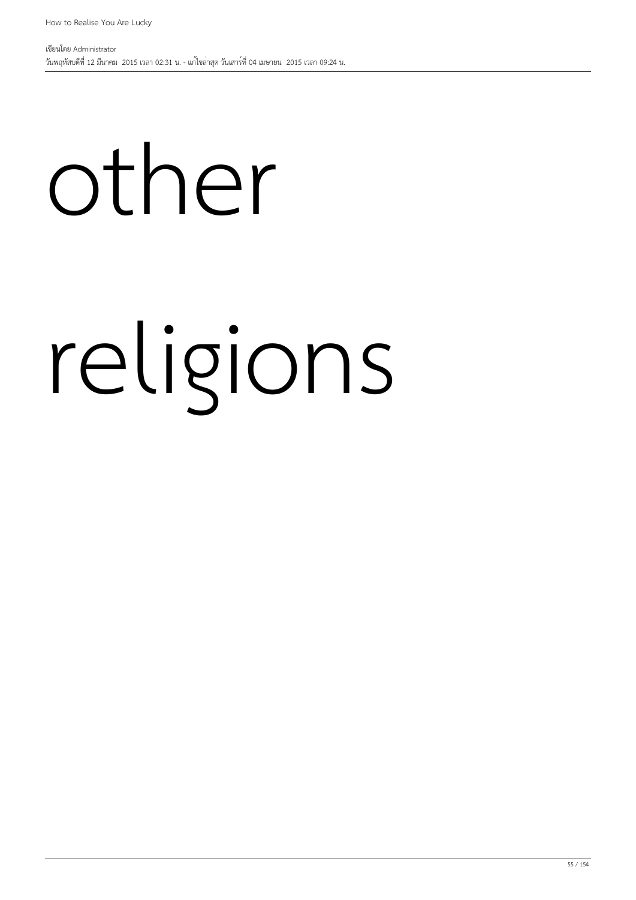other

religions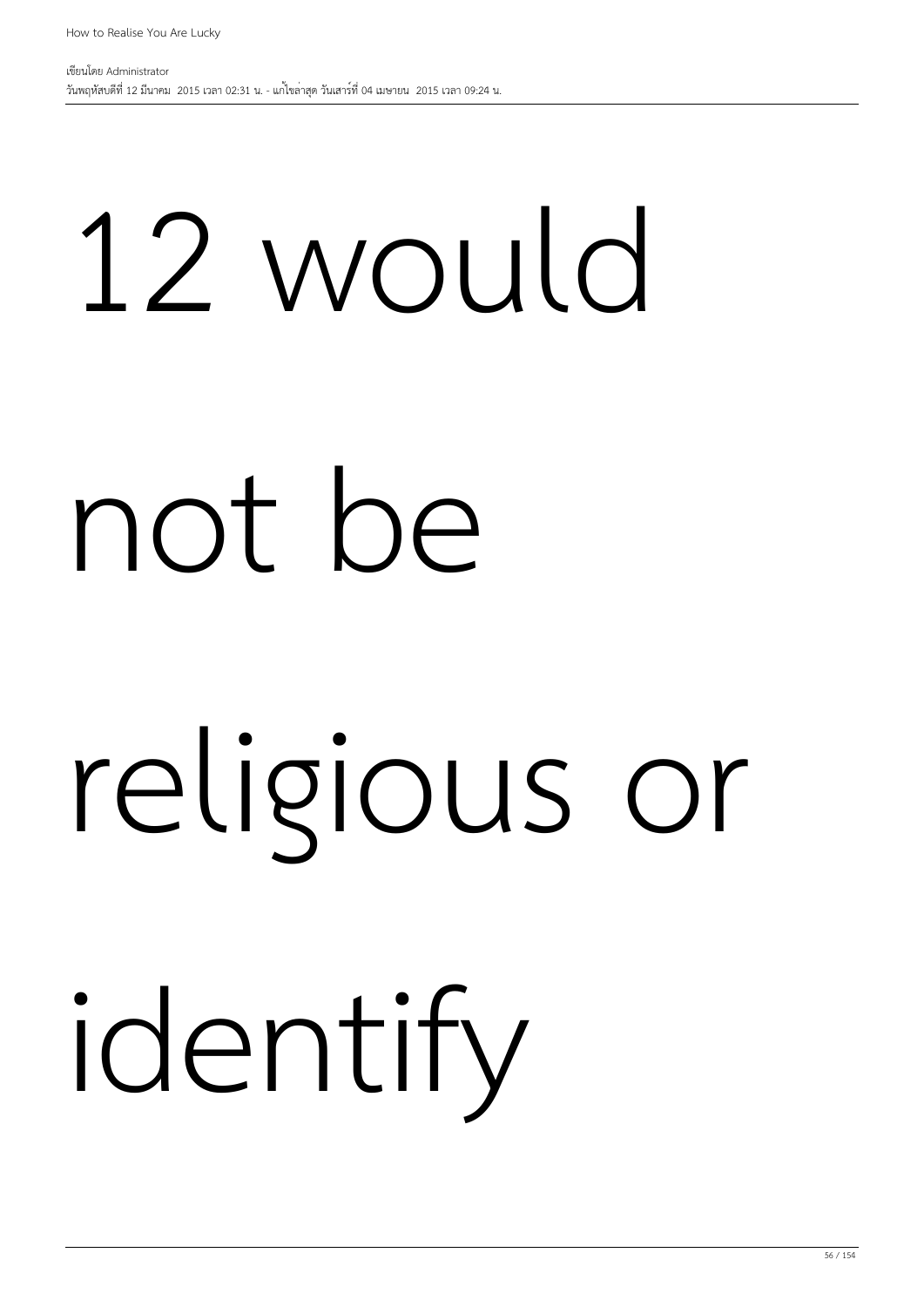12 would

not be

religious or

identify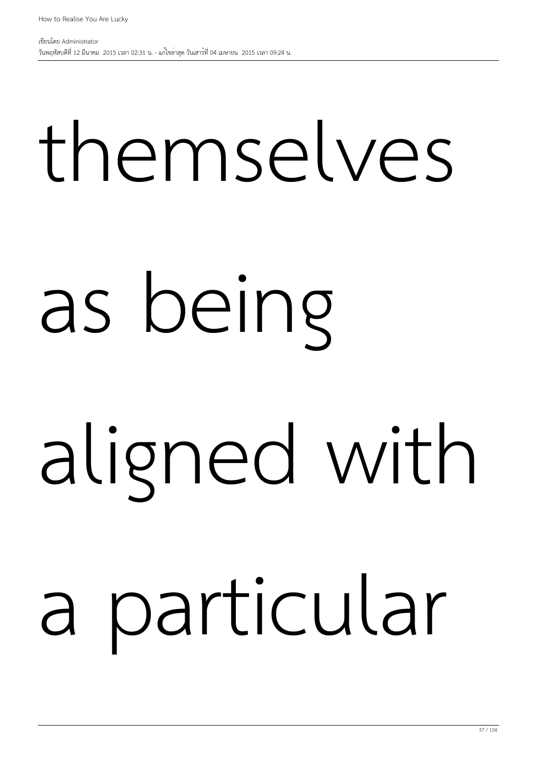themselves

as being

aligned with

a particular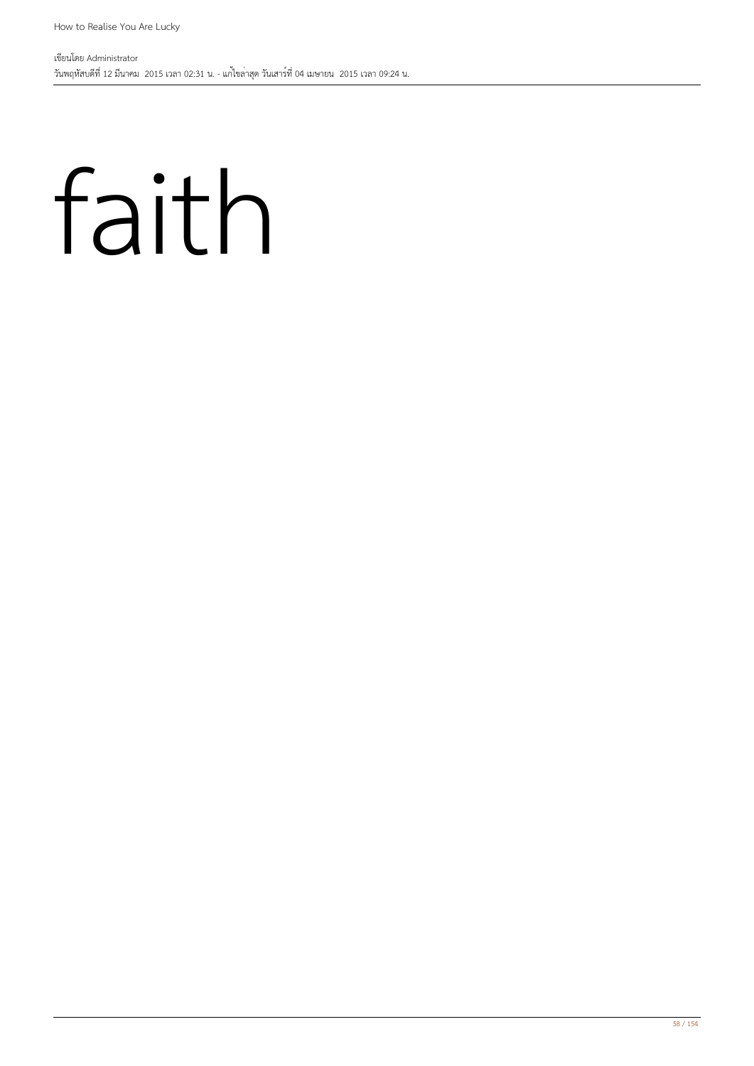# faith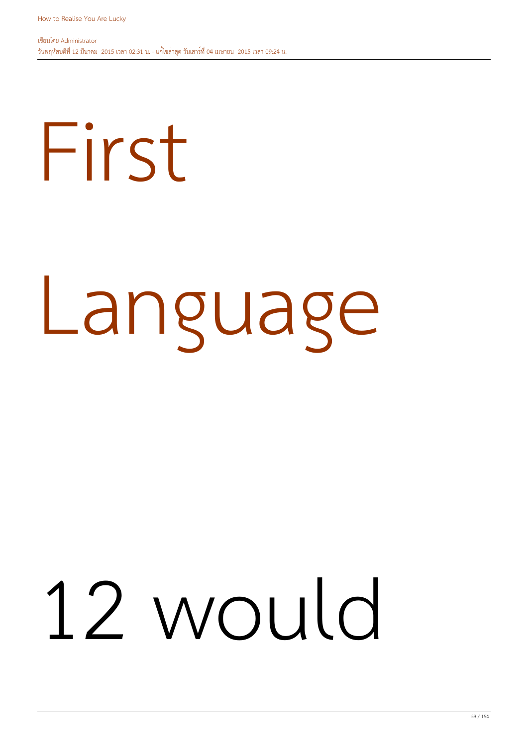First

Language

12 would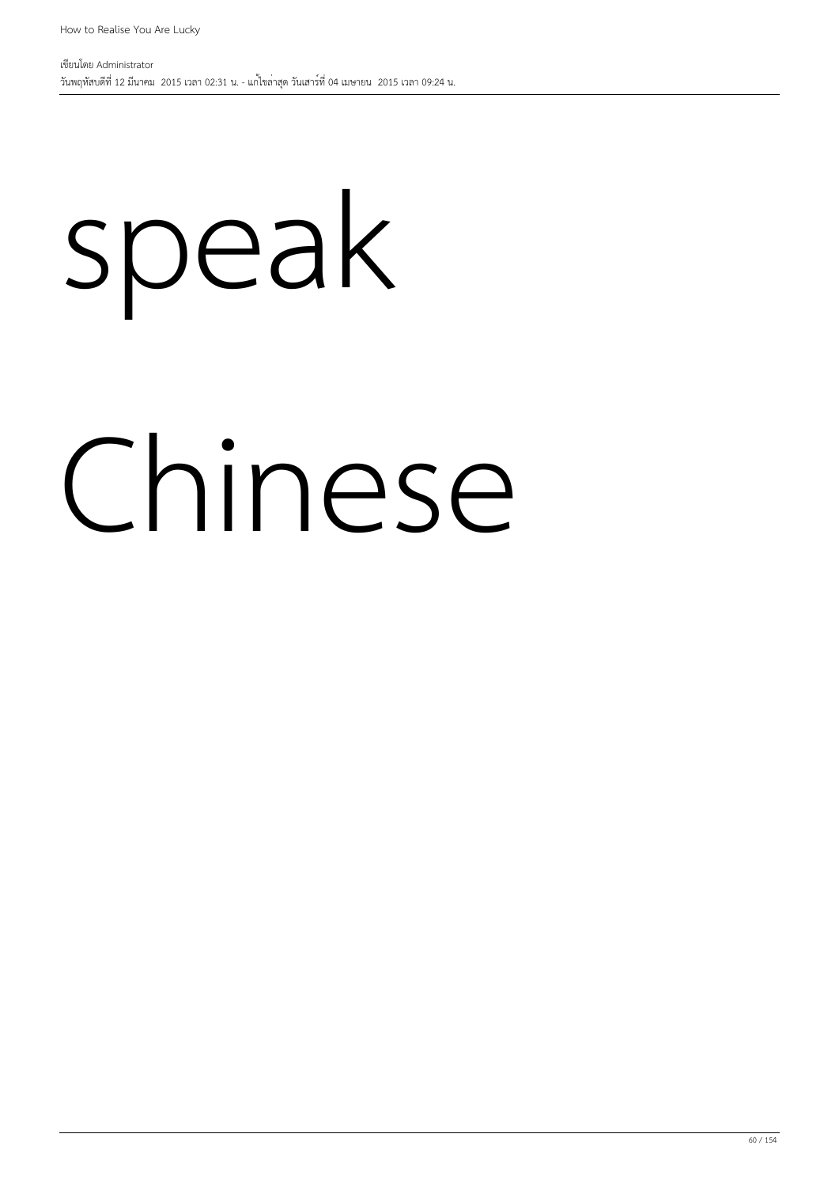speak

Chinese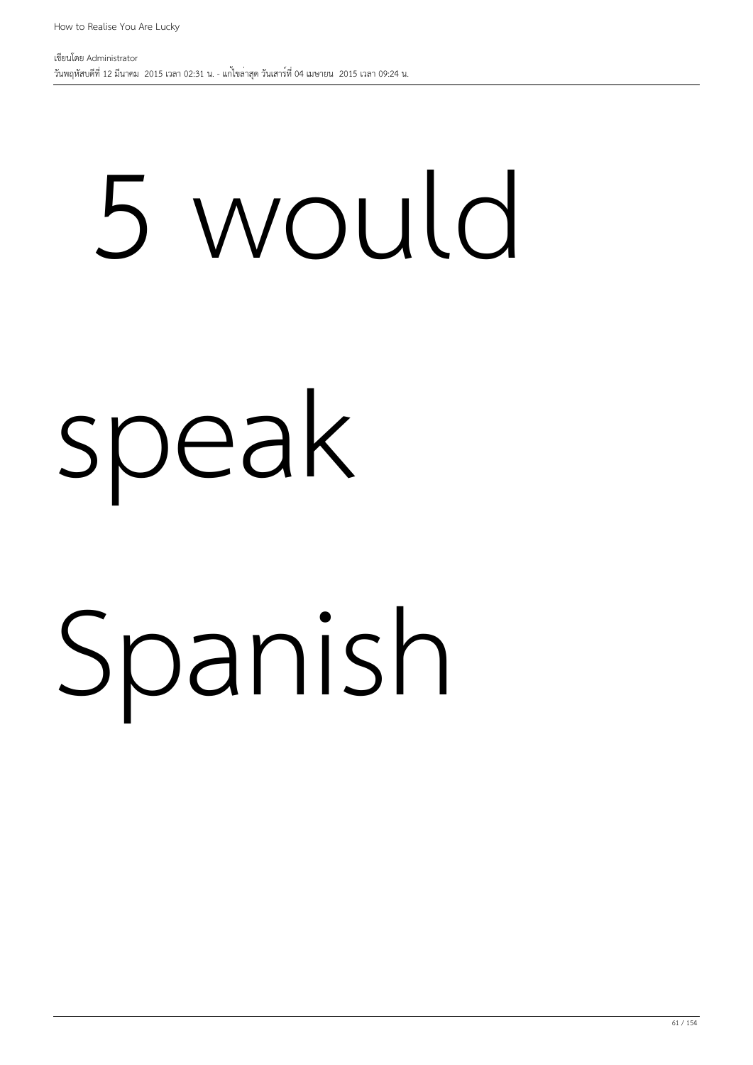5 would

speak

Spanish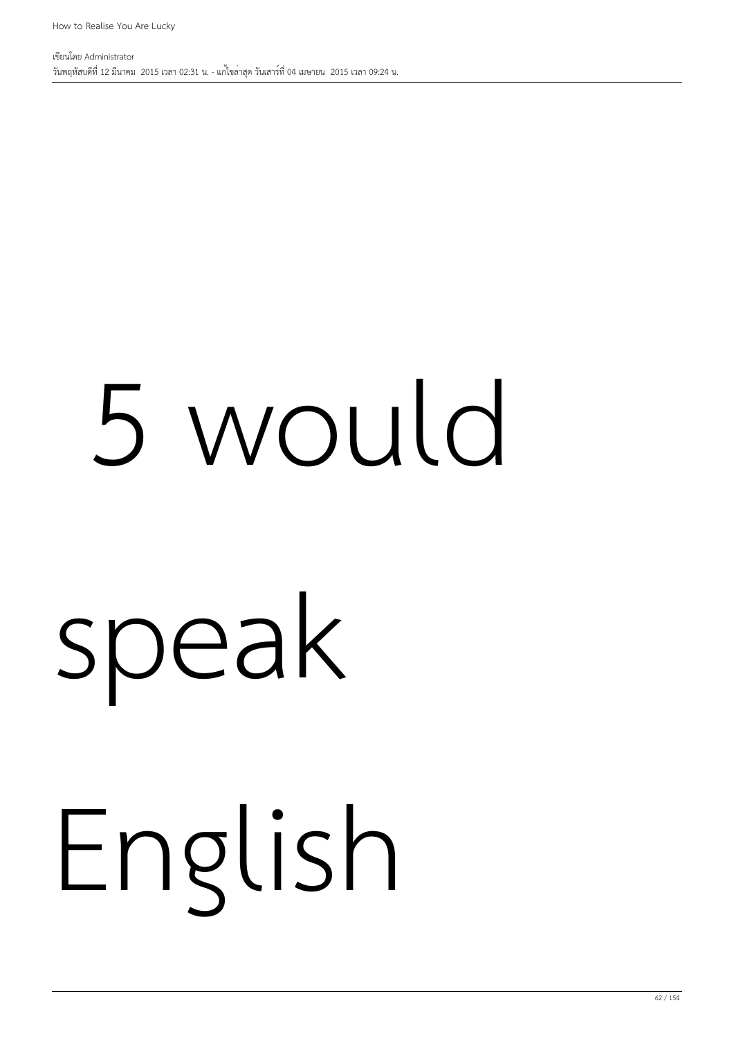5 would

speak

English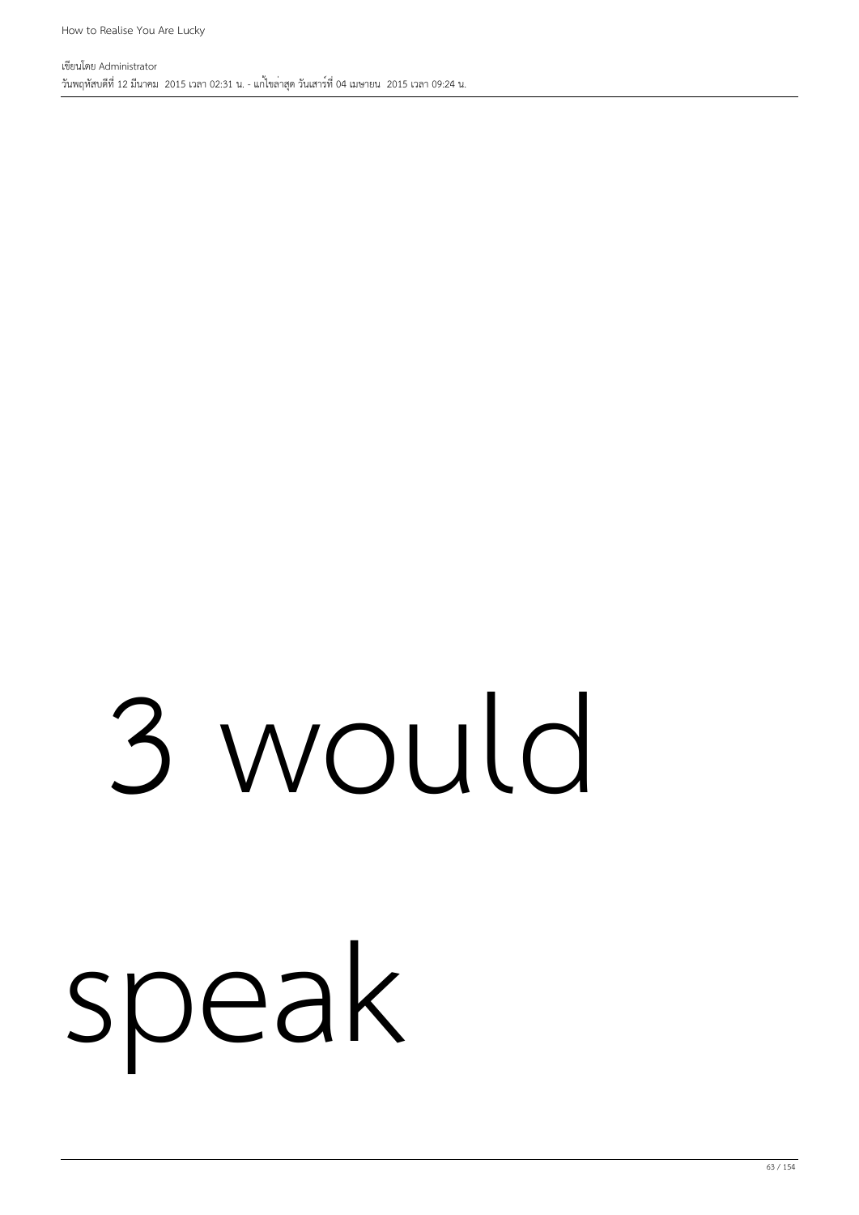3 would

speak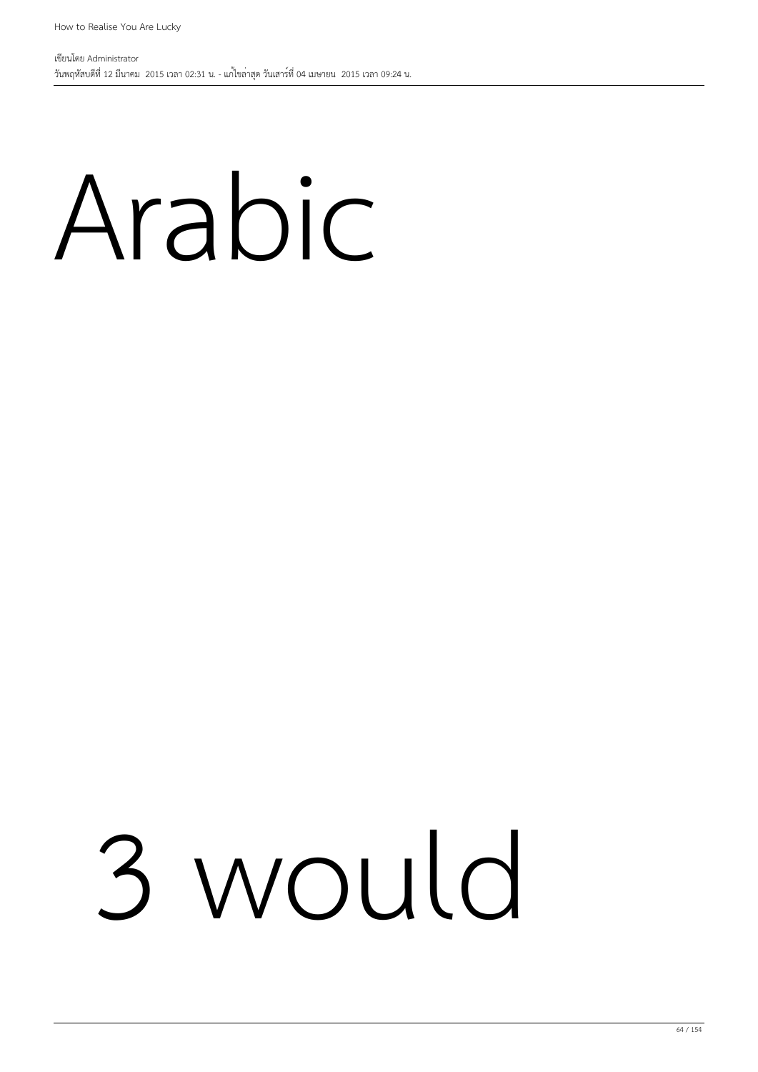Arabic

3 would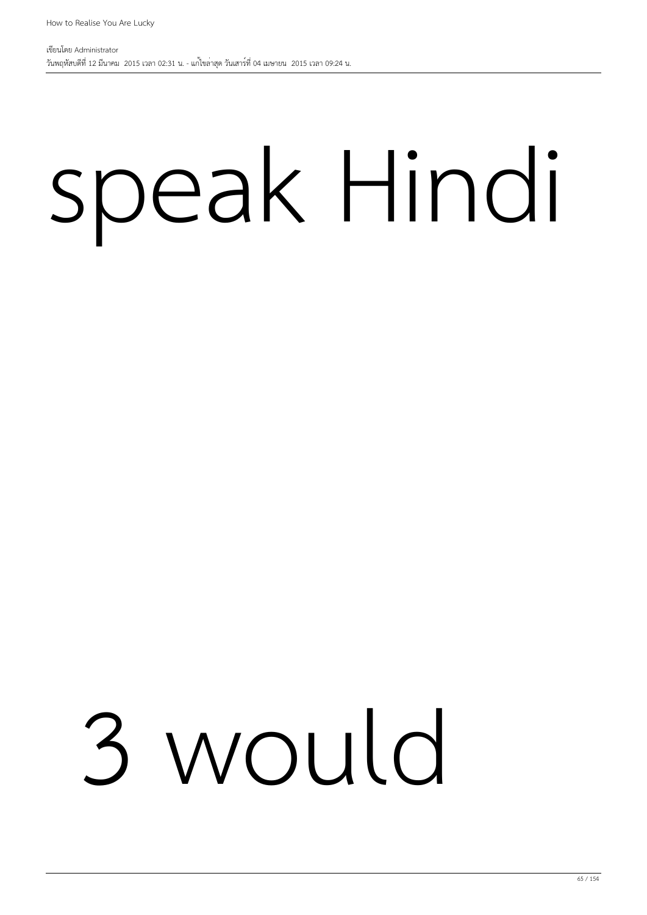speak Hindi

3 would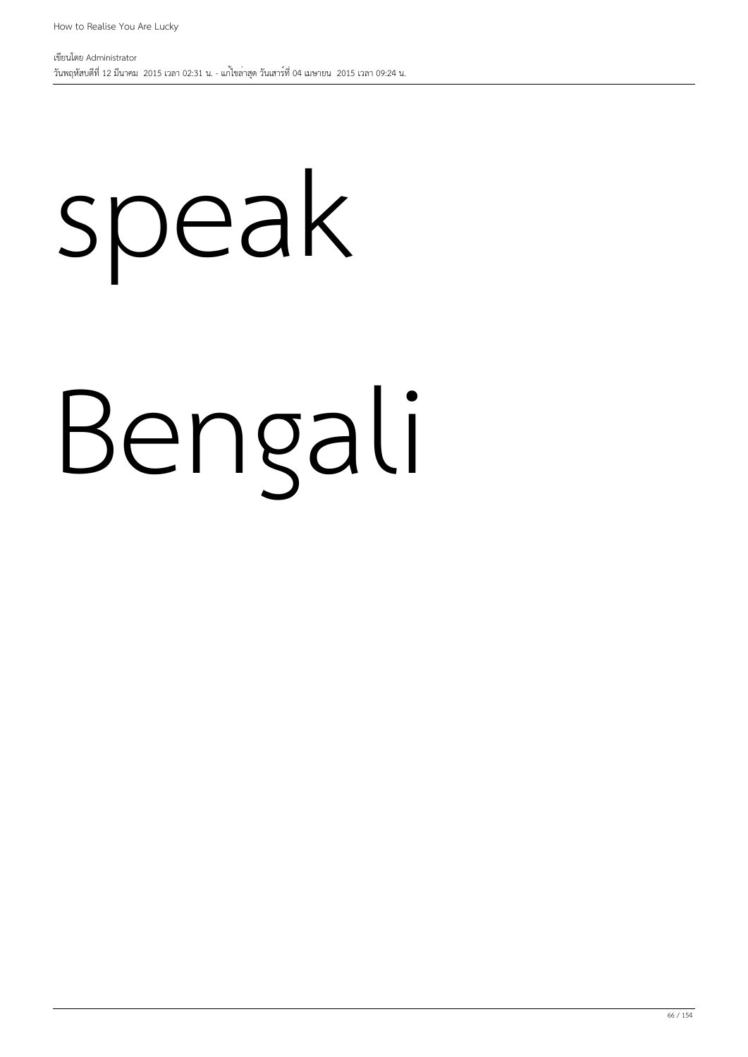speak

Bengali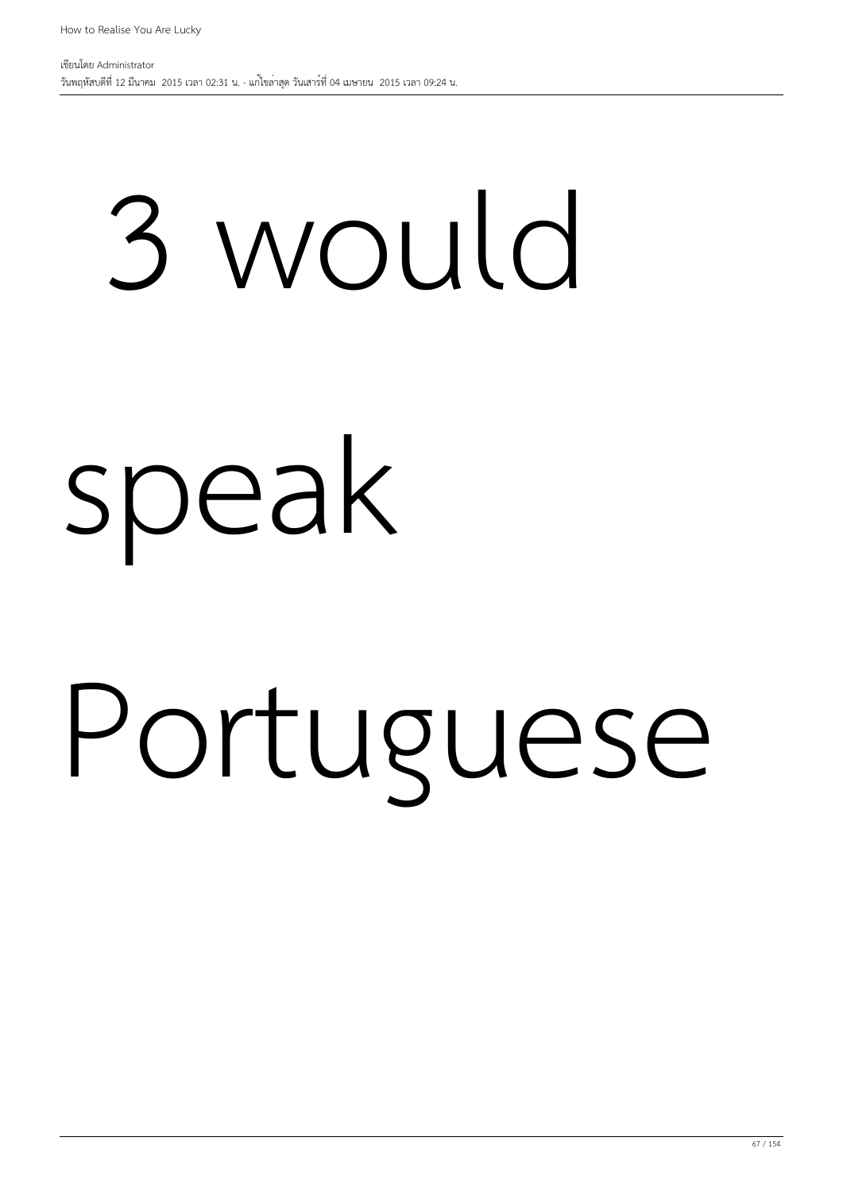3 would

speak

Portuguese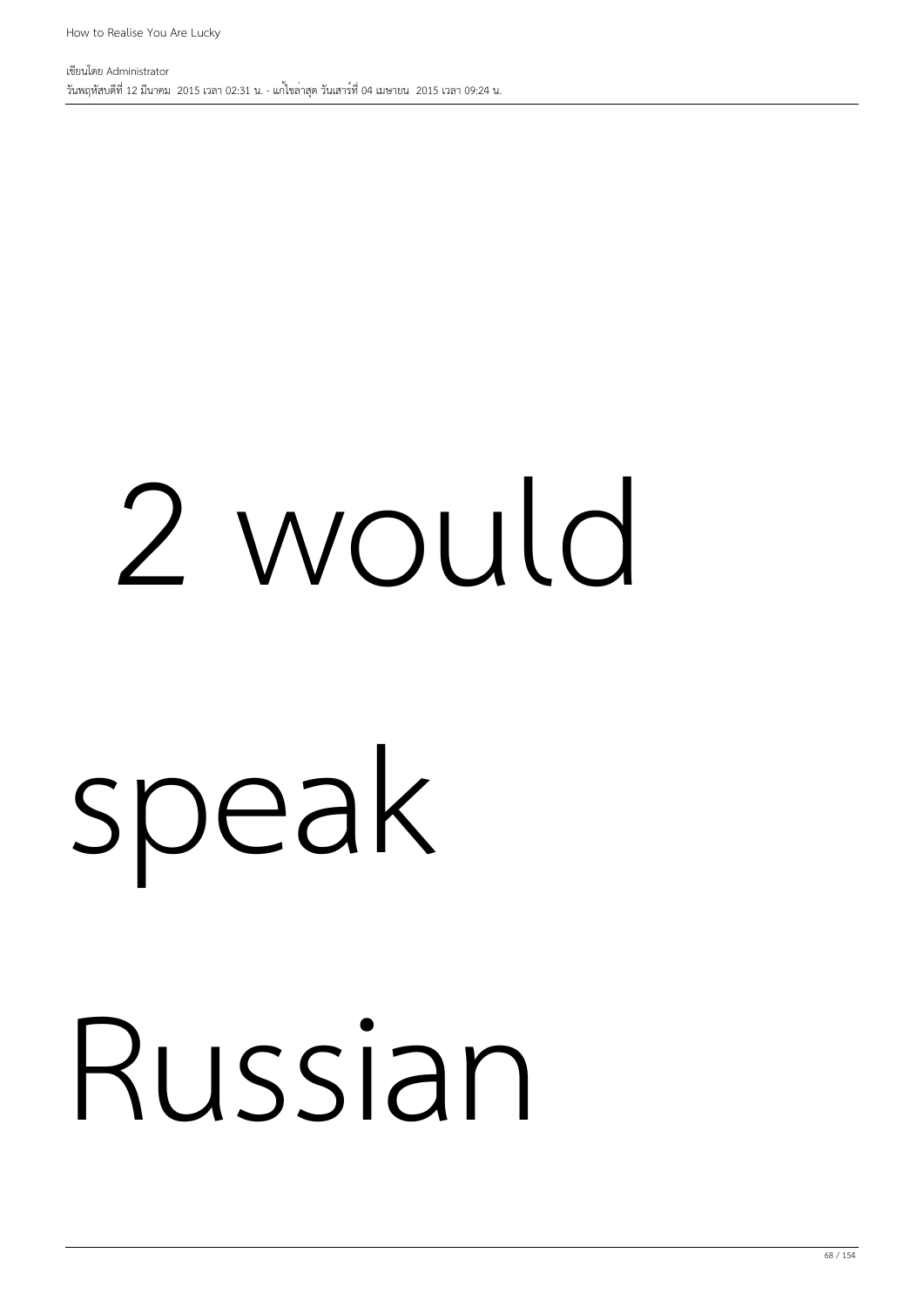2 would speak Russian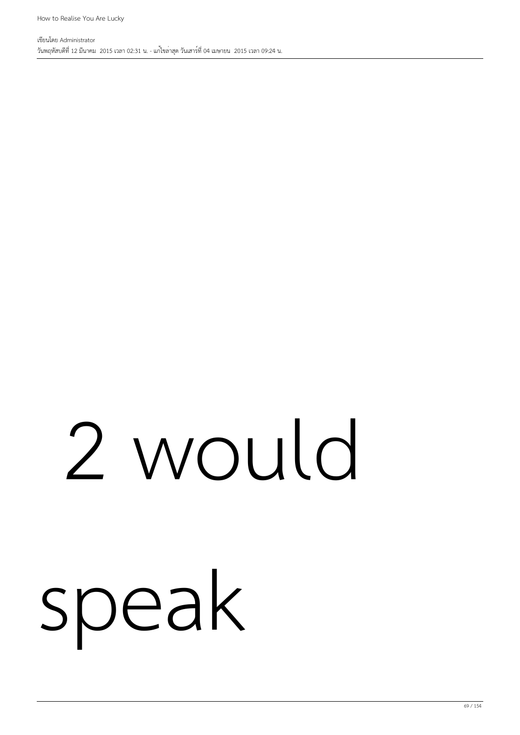2 would

speak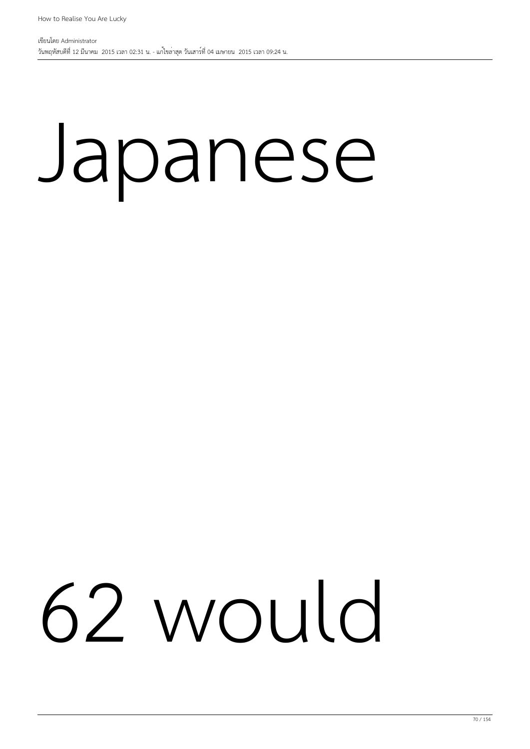Japanese

62 would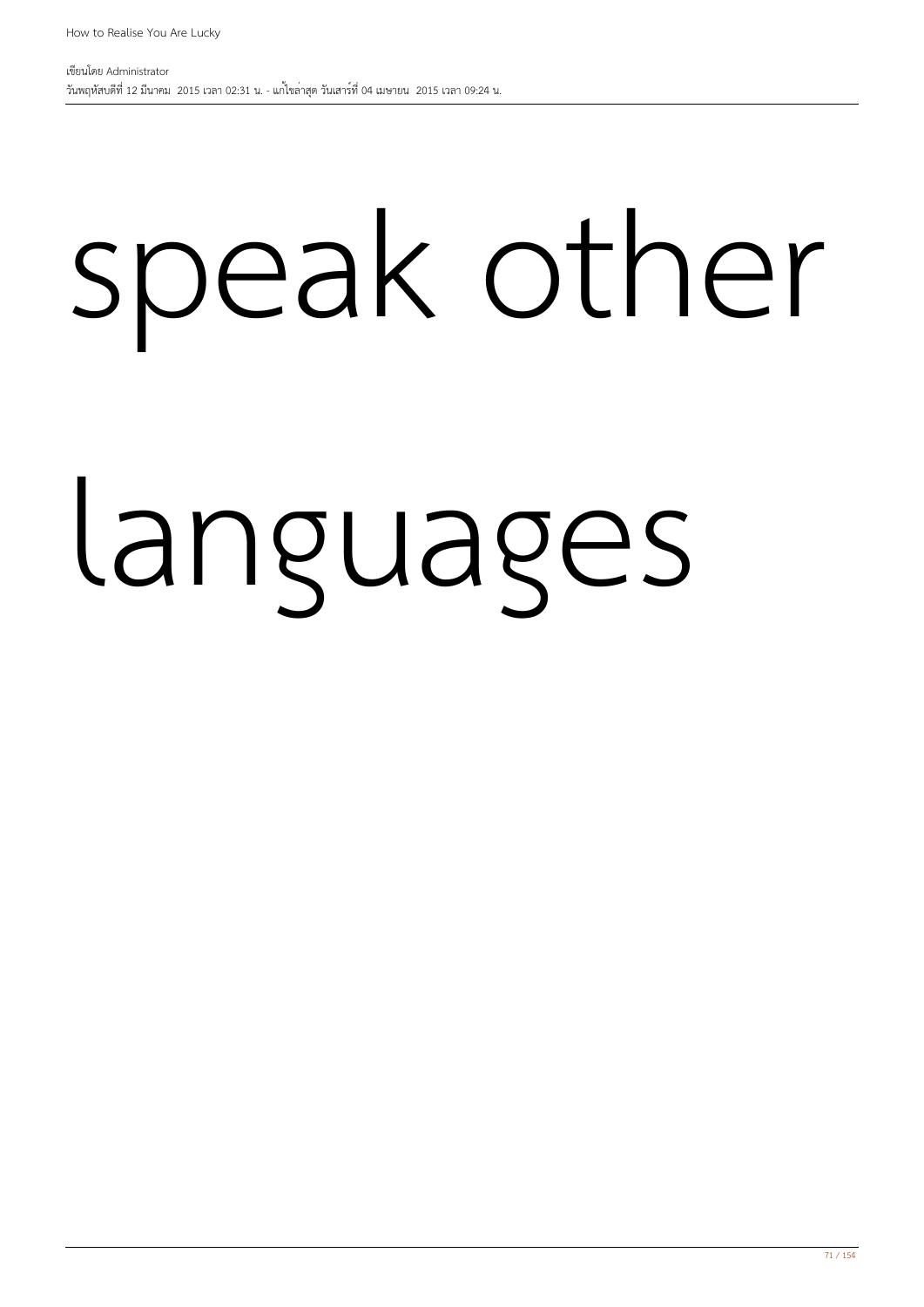speak other languages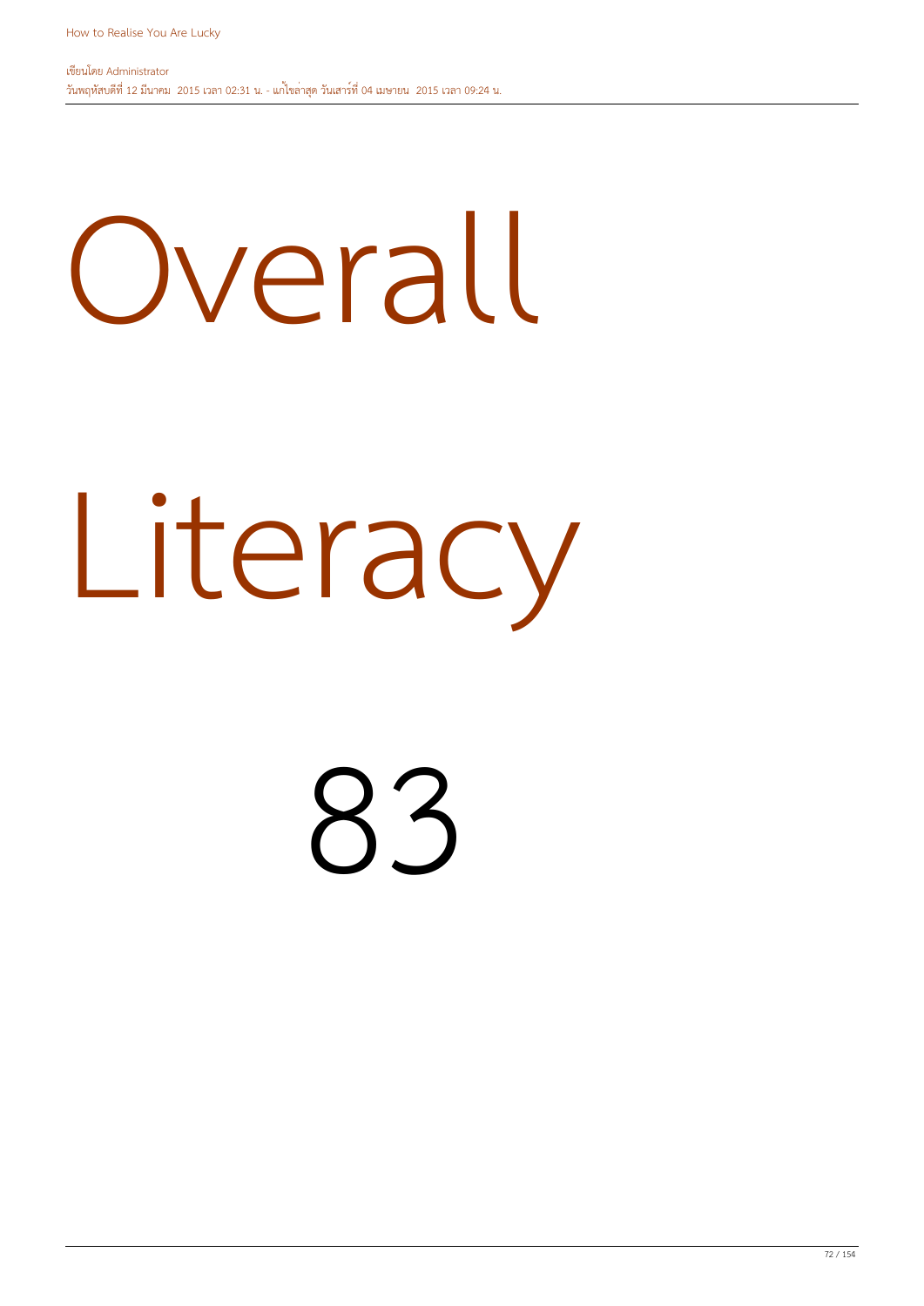# Overall

# Literacy

# 83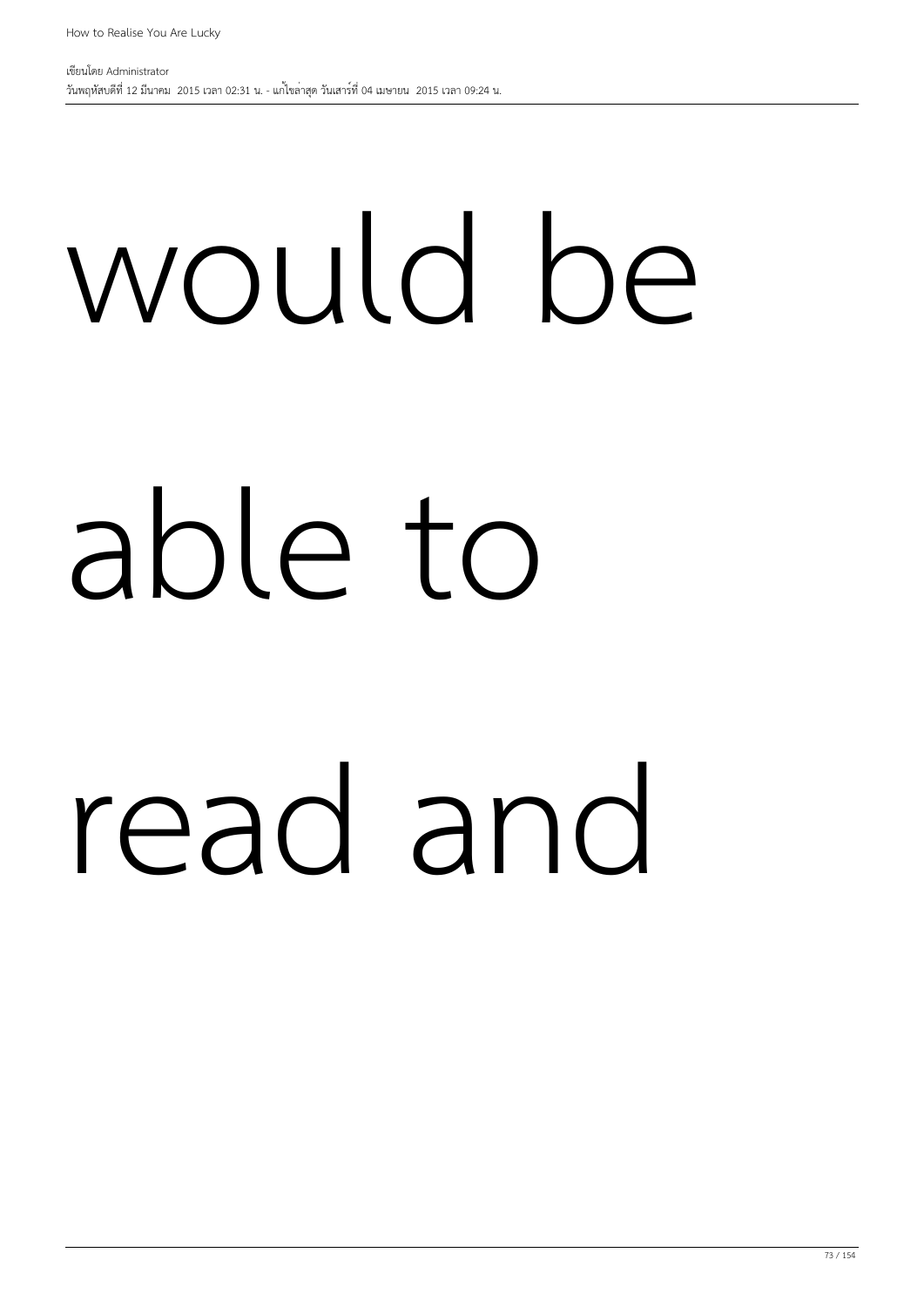would be

able to

read and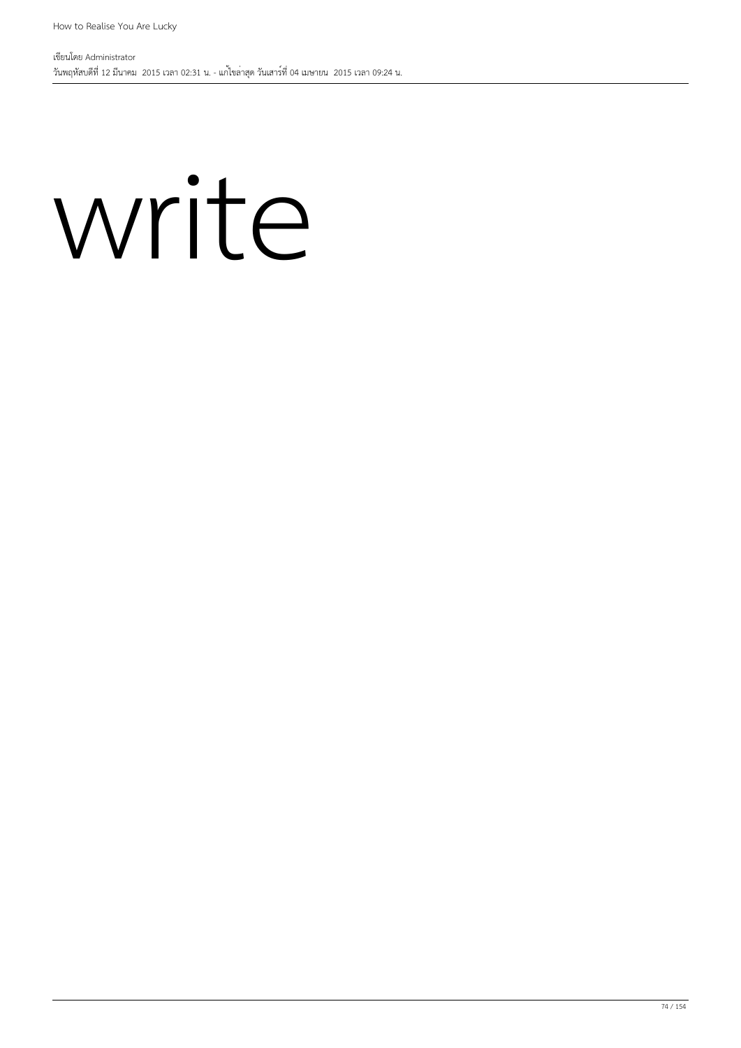write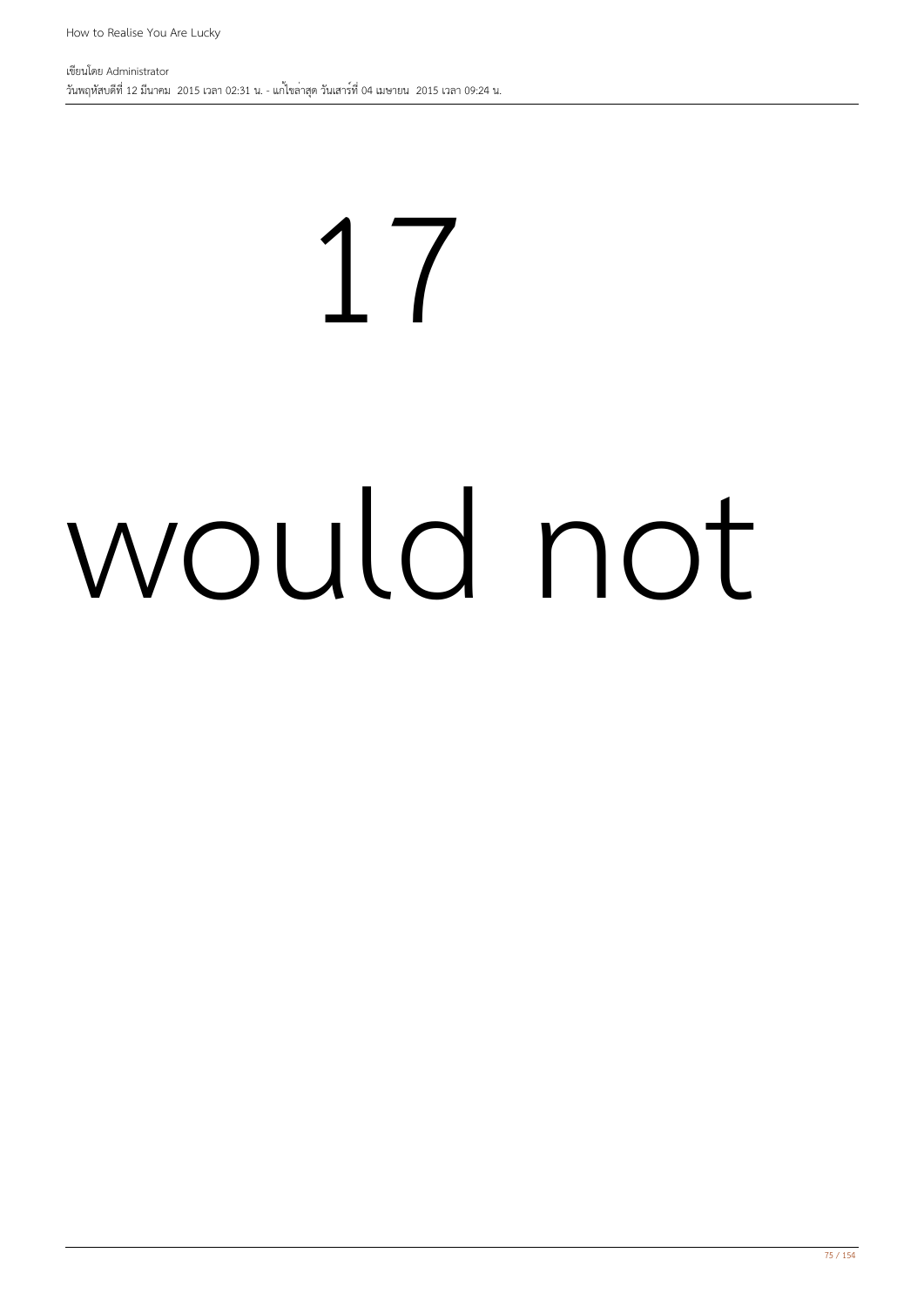# 17

# would not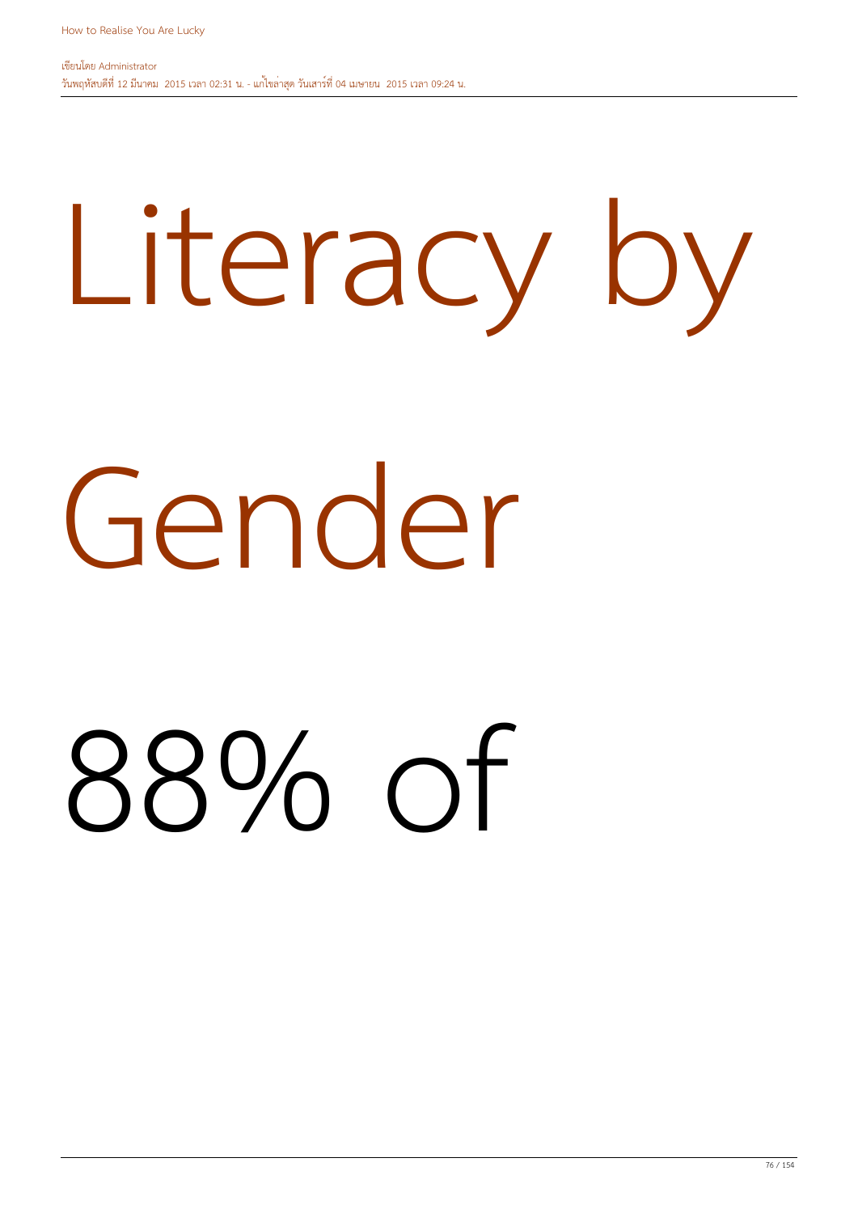# Literacy by Gender

88% of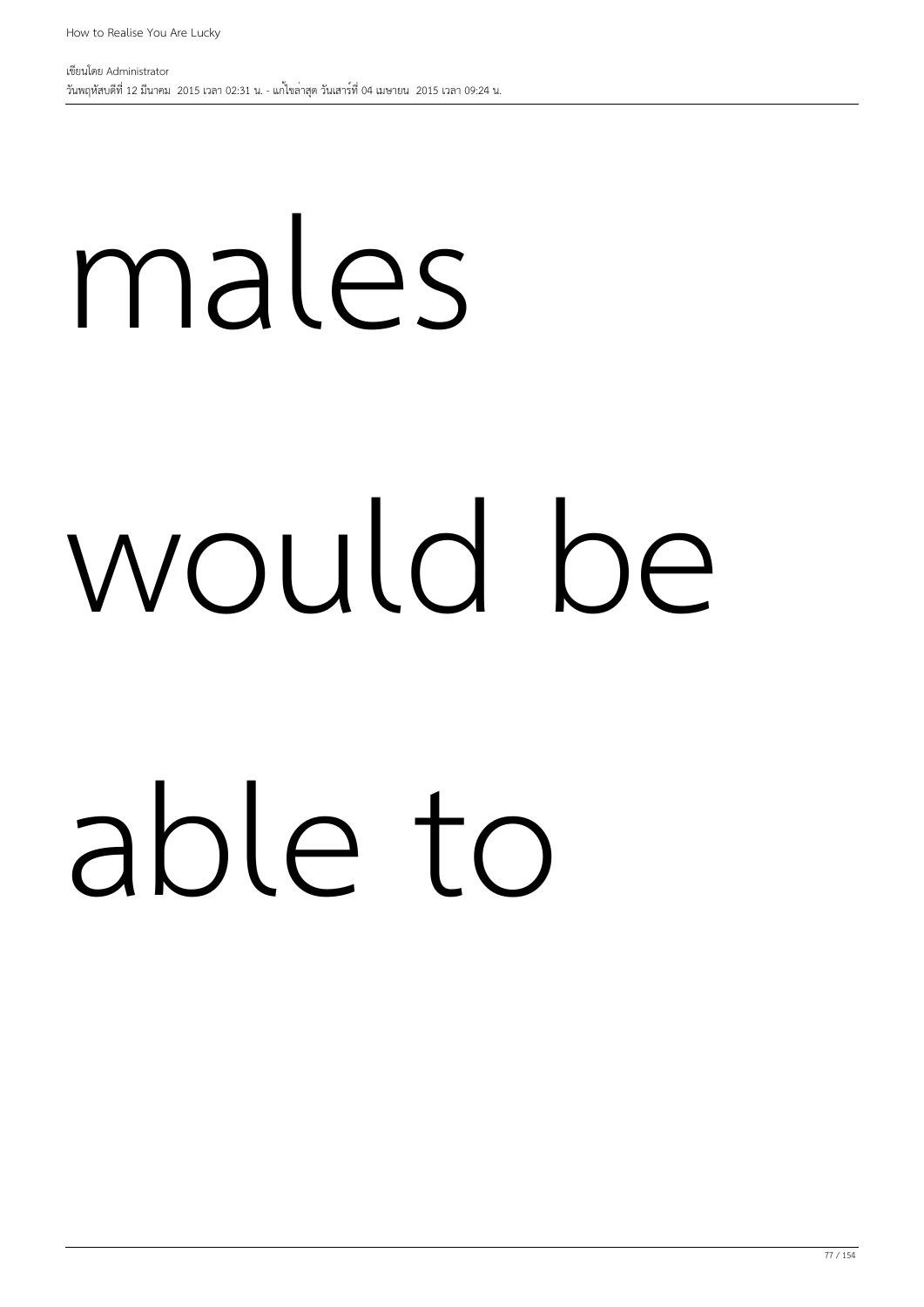males

would be

able to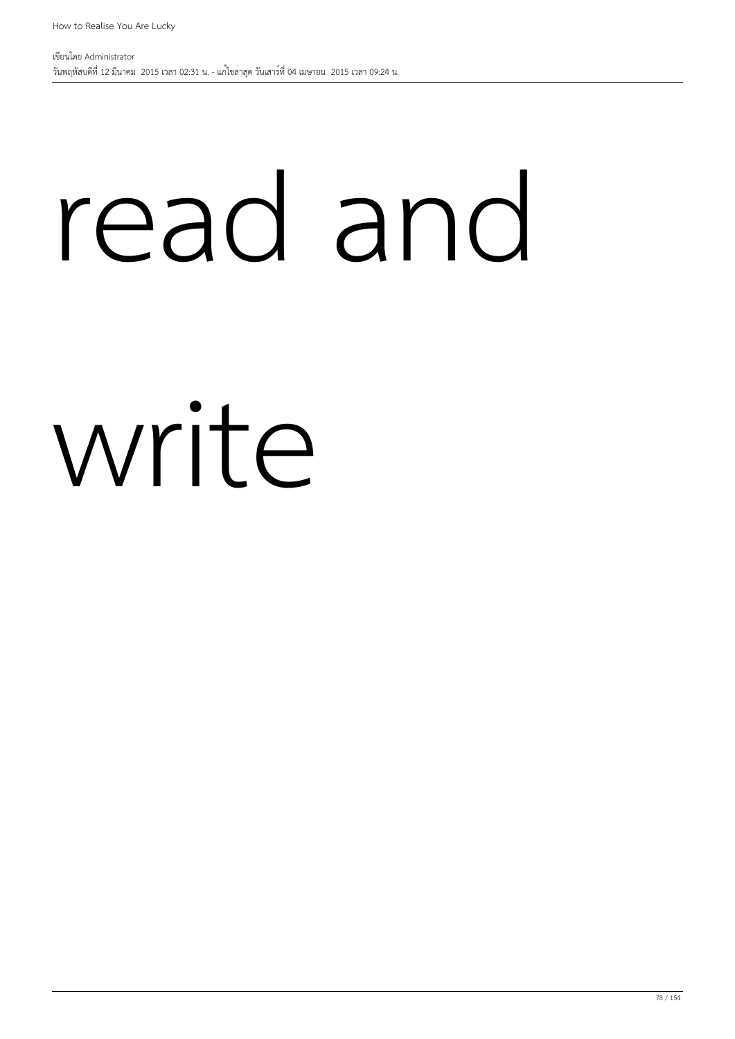read and

write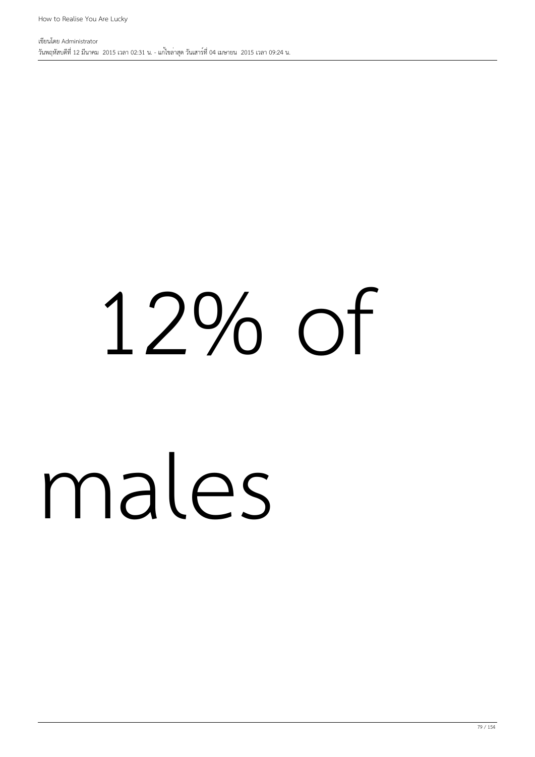12% of

males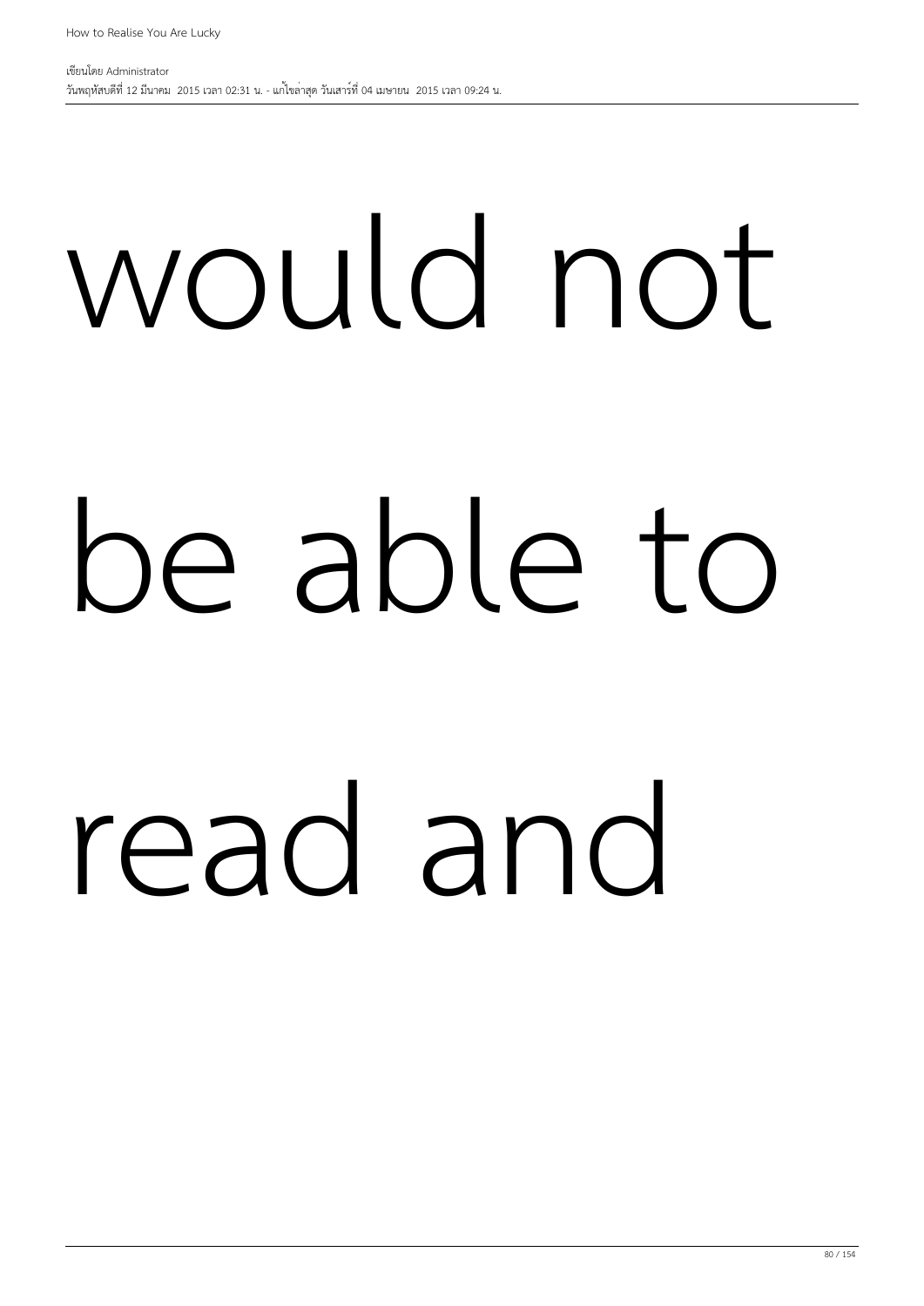would not

be able to

read and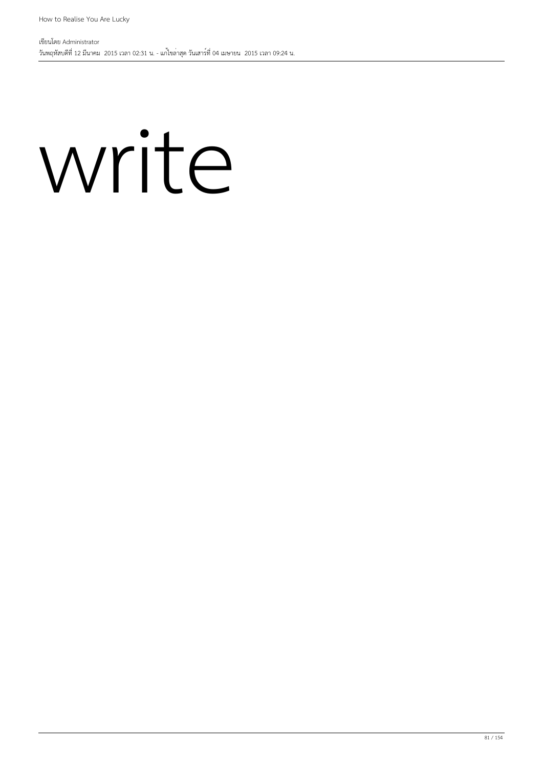write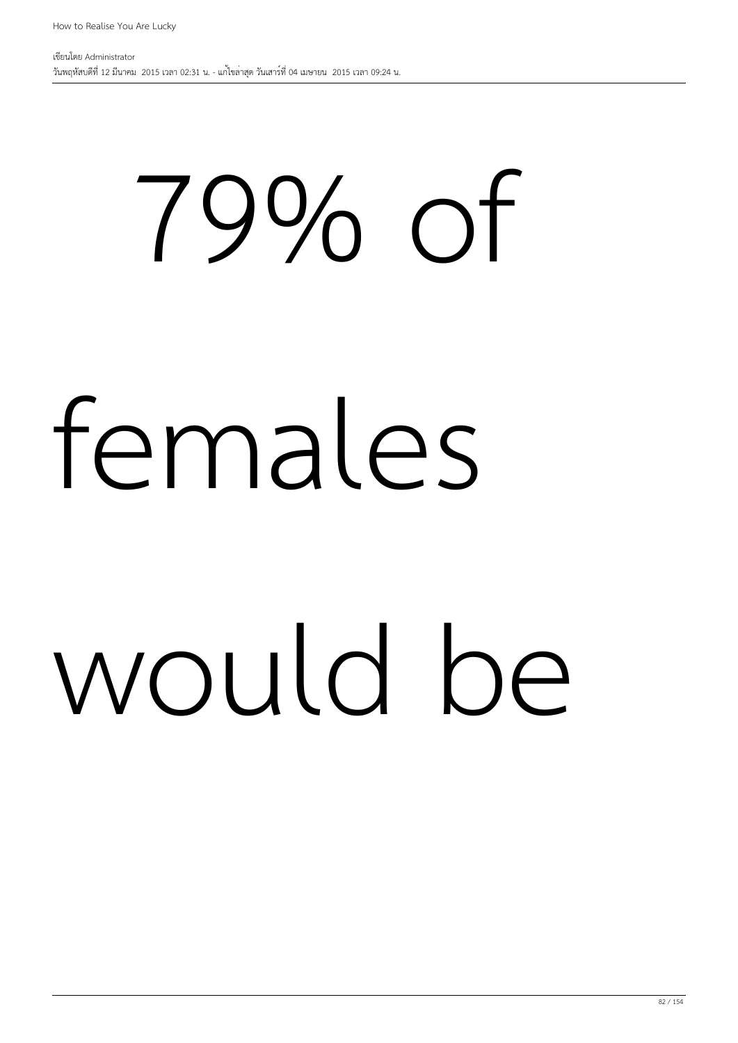# 79% of

# females

# would be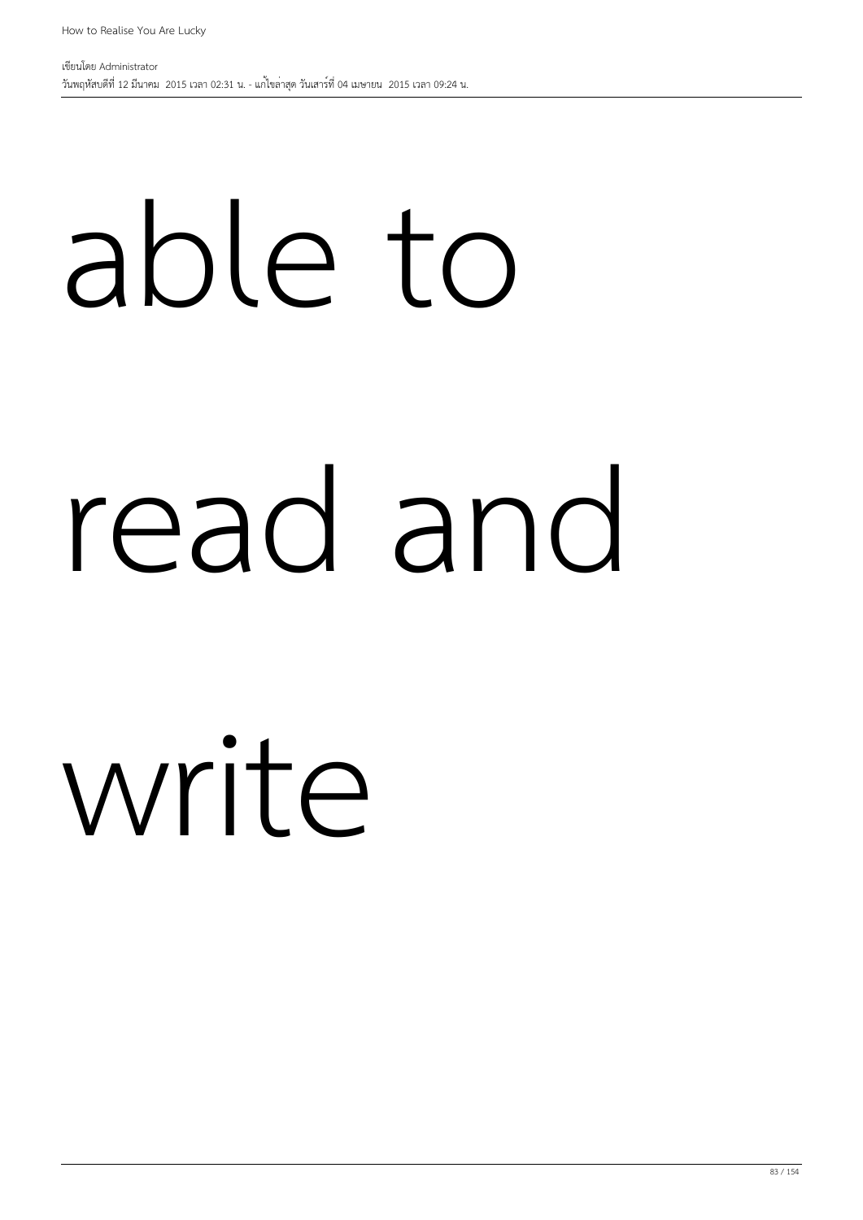able to

read and

write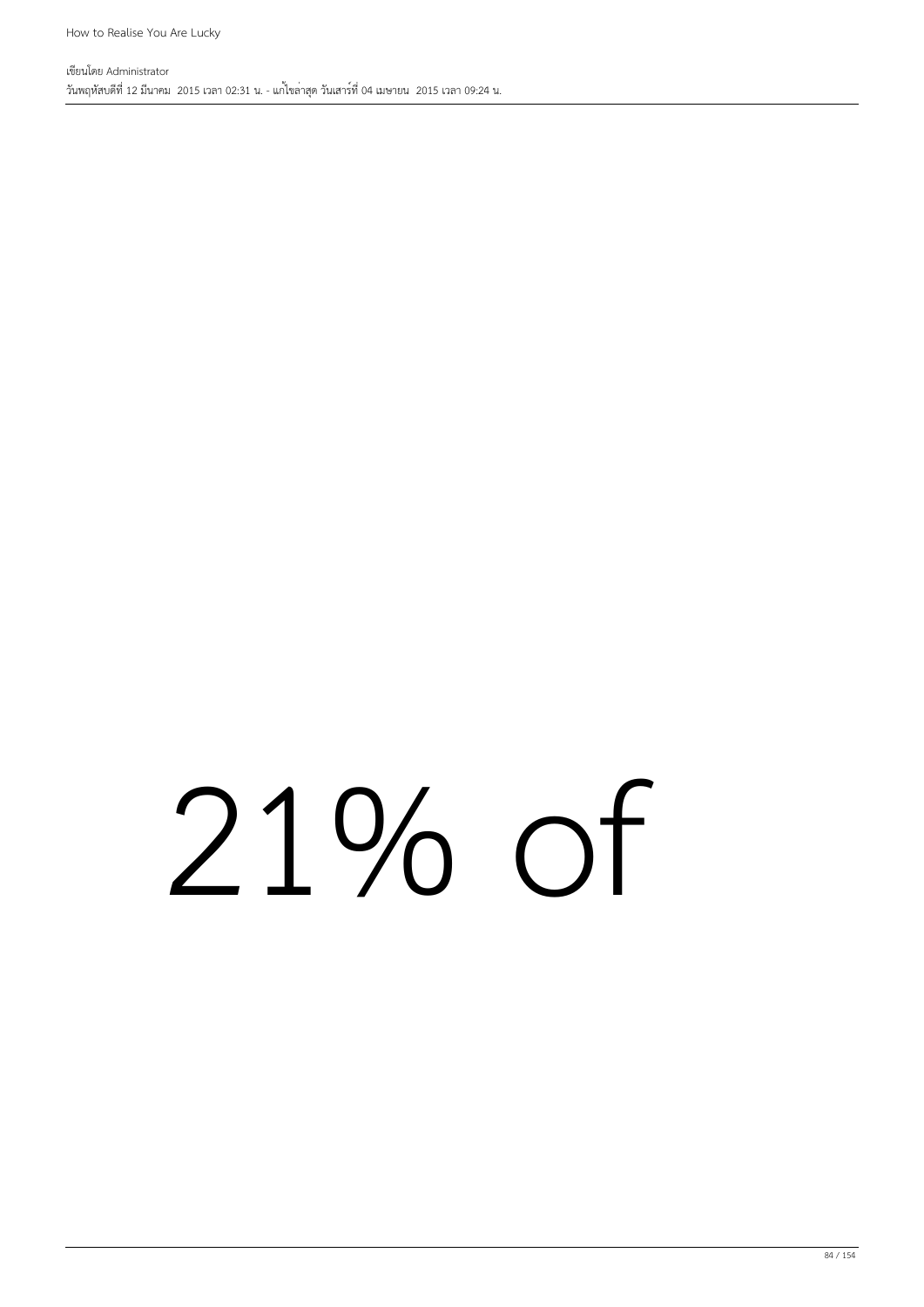# 21% of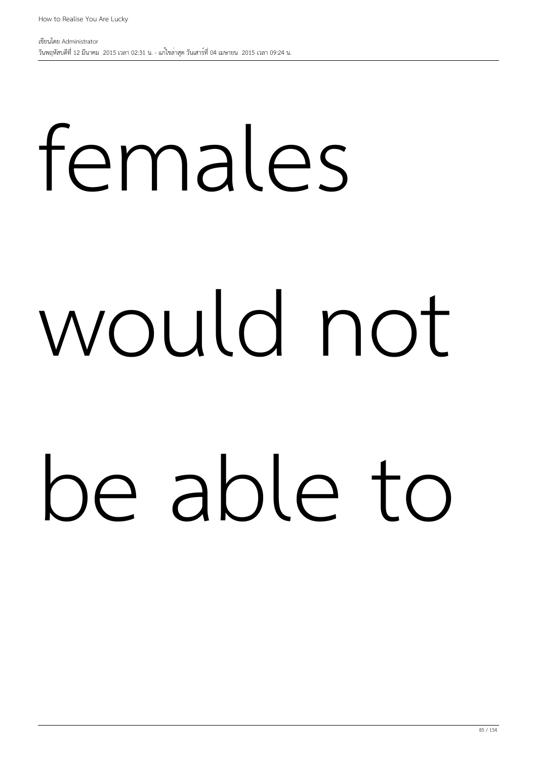females

would not

be able to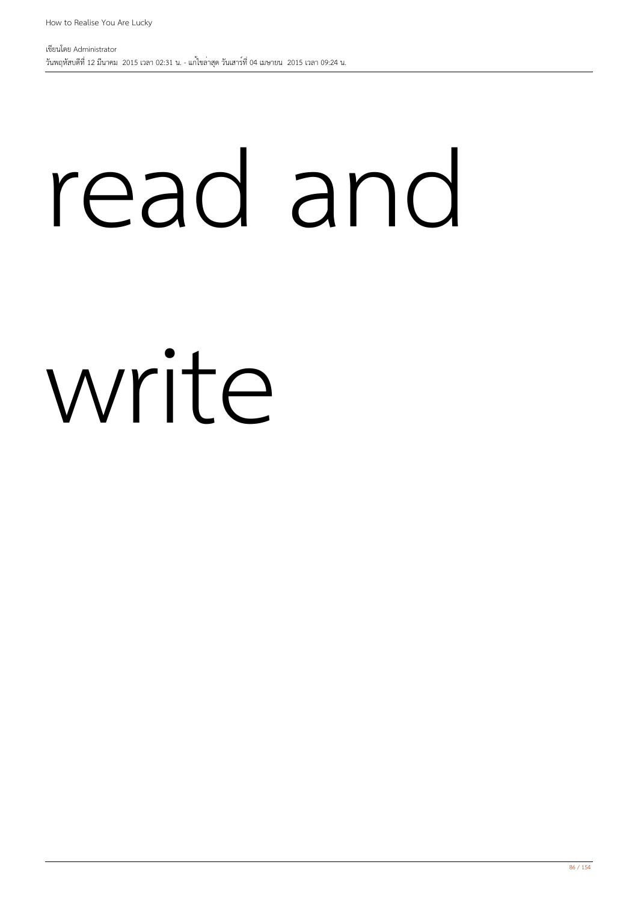read and

write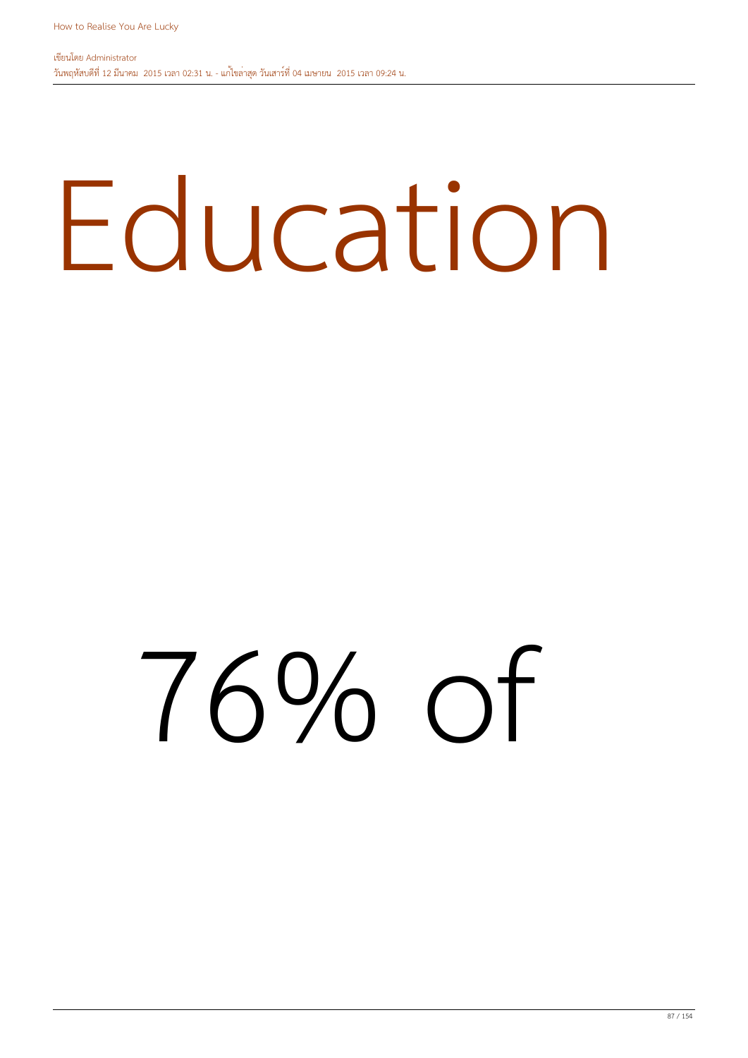# Education

76% of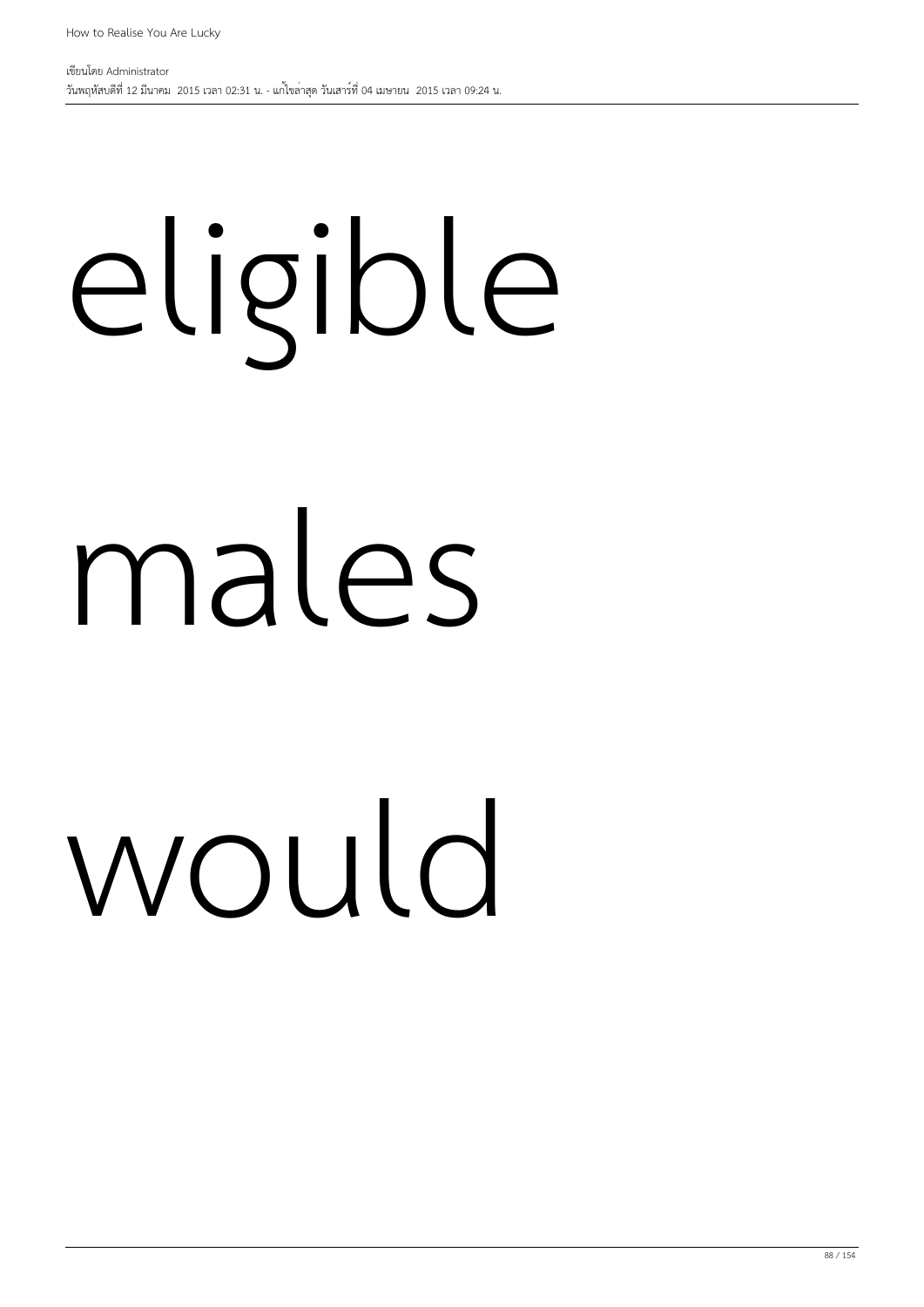eligible

males

would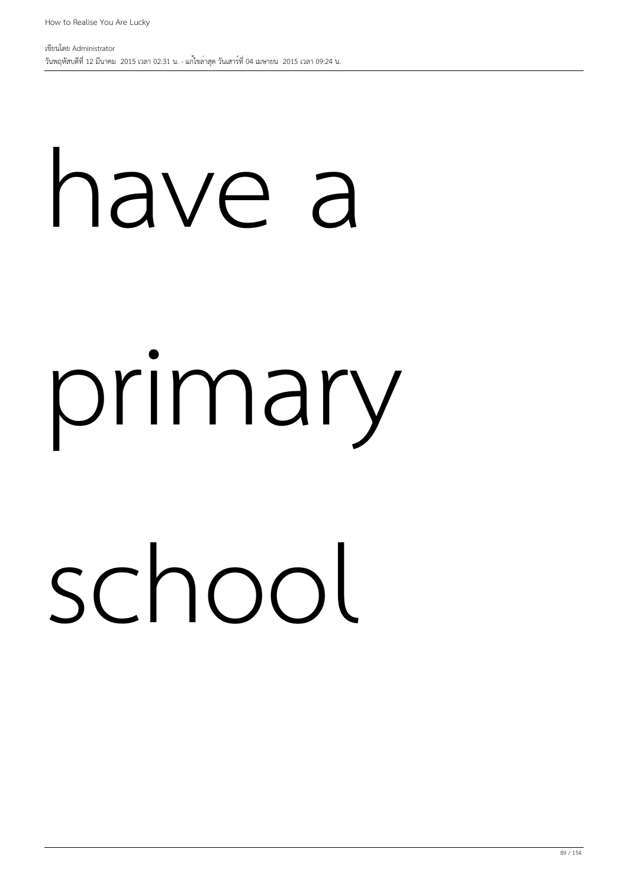have a

primary

school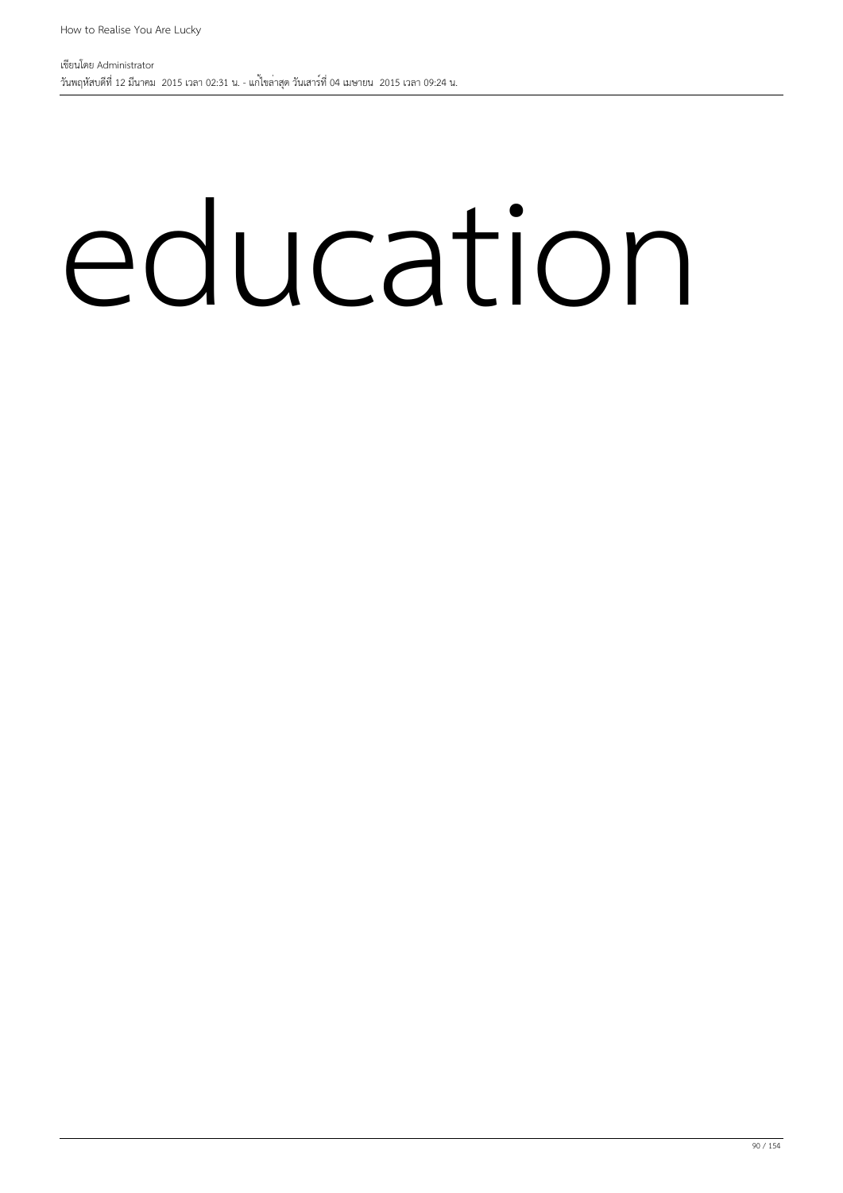# education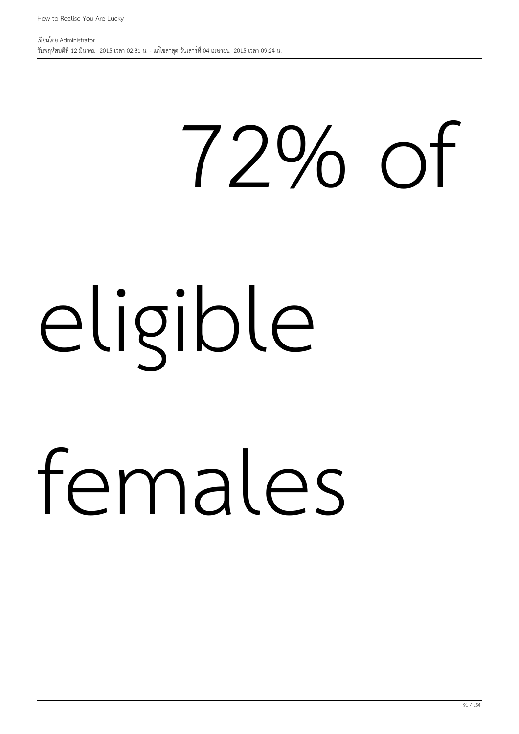72% of

eligible

females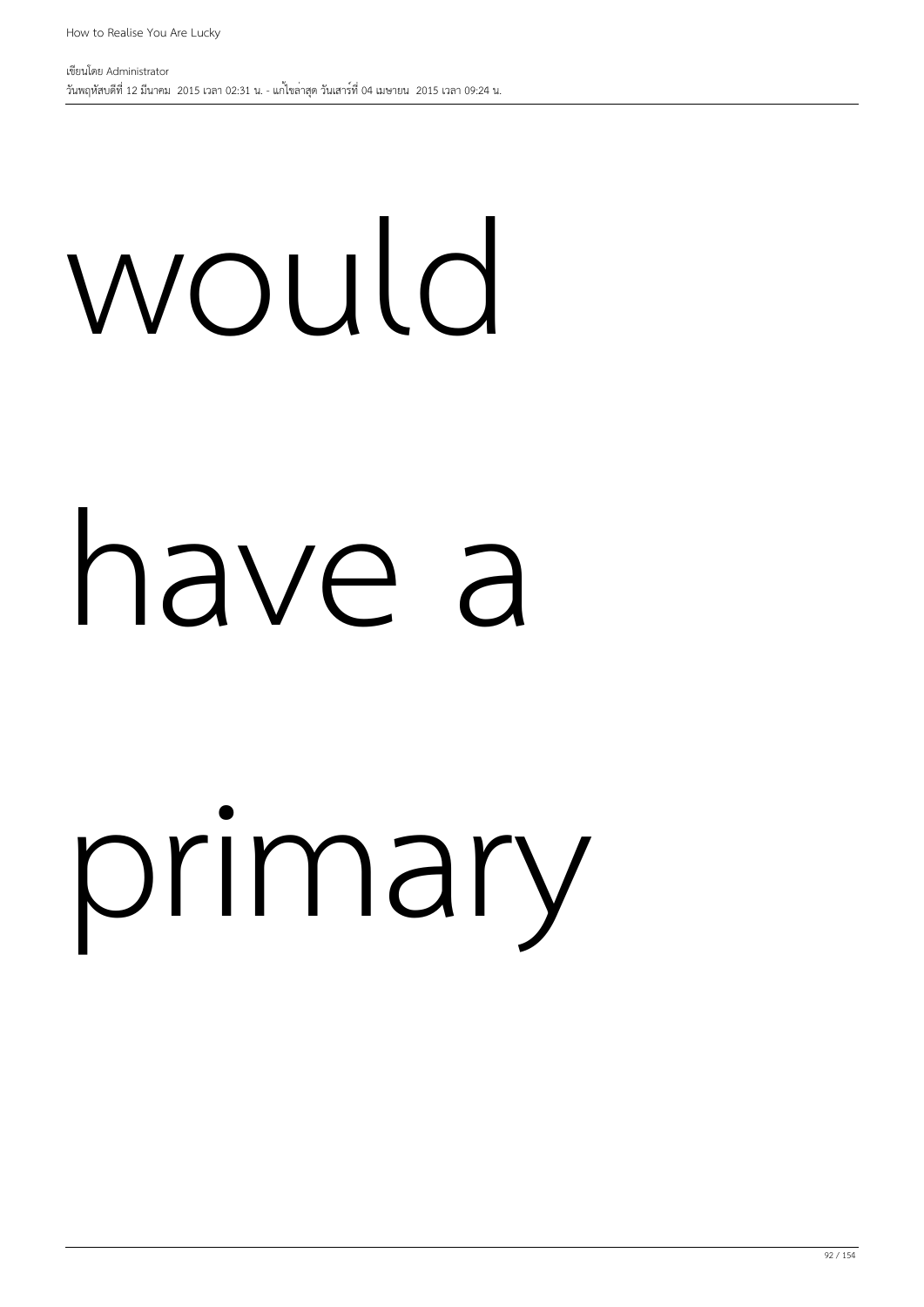would

have a

primary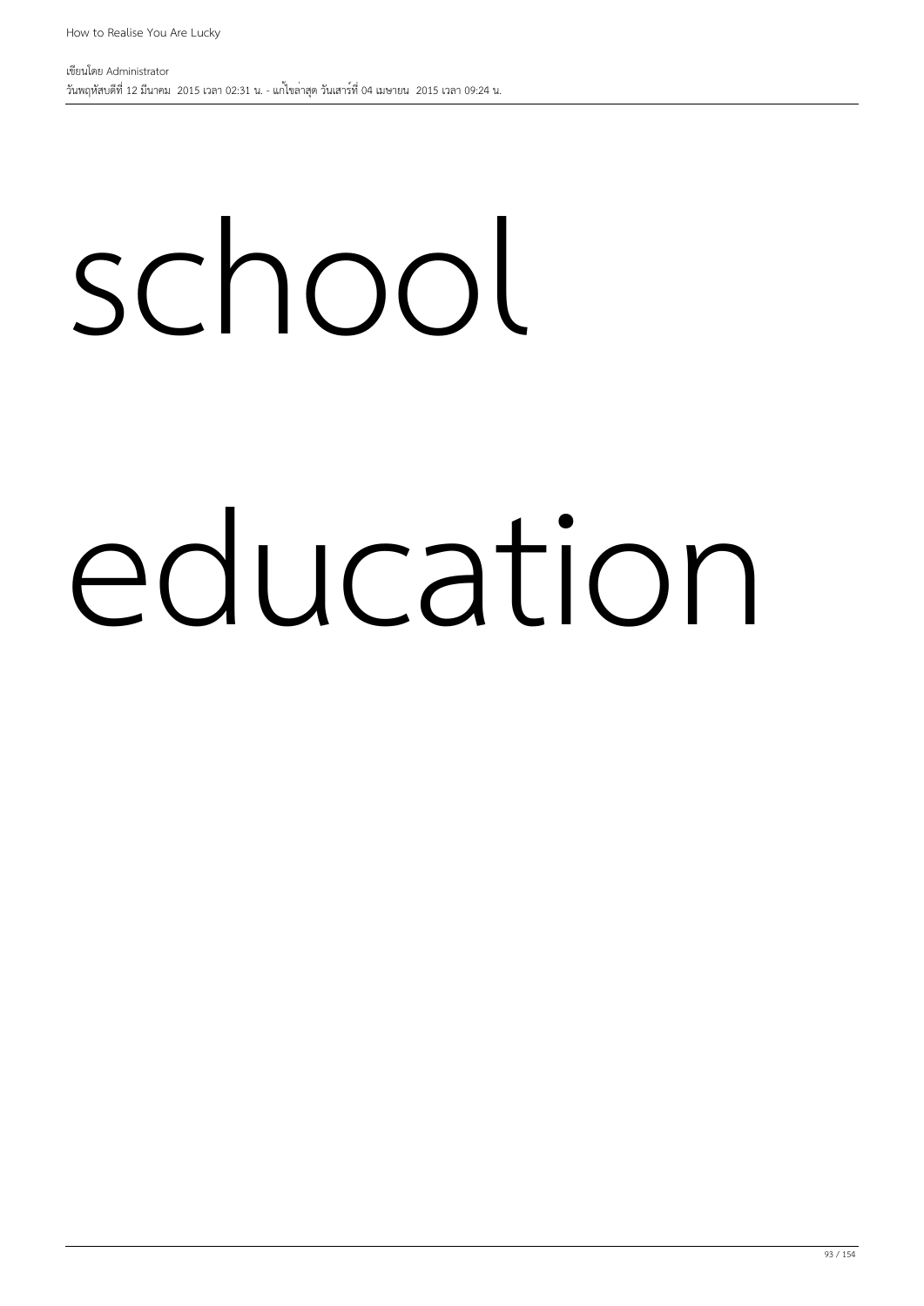school

education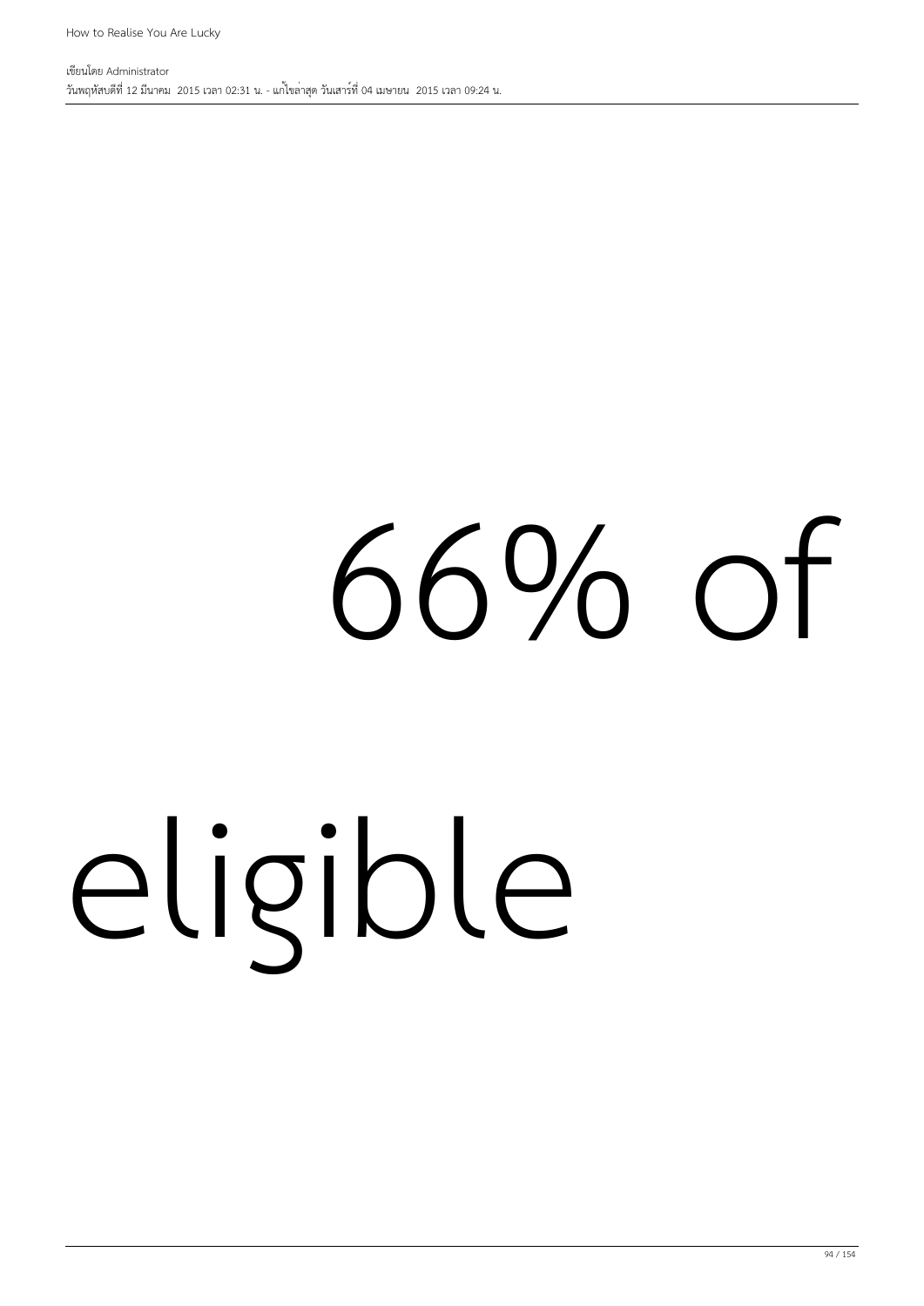66% of

eligible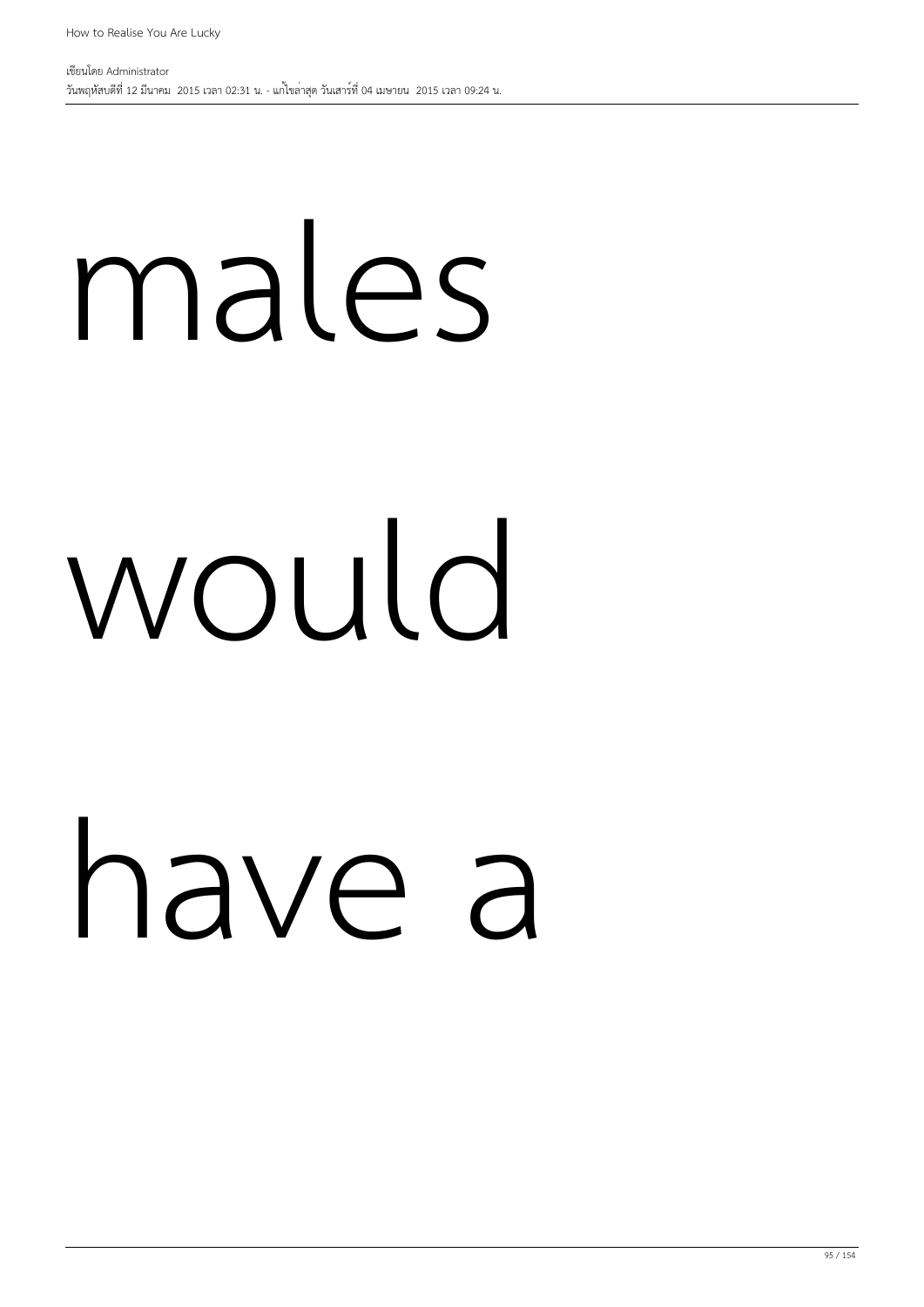males

would

have a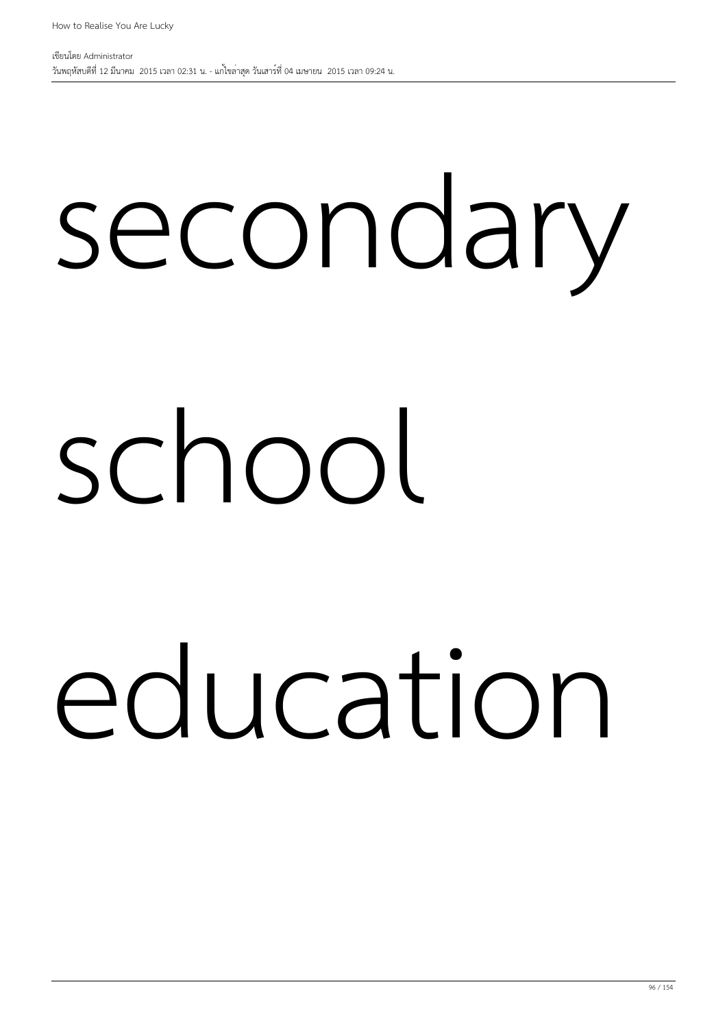secondary school education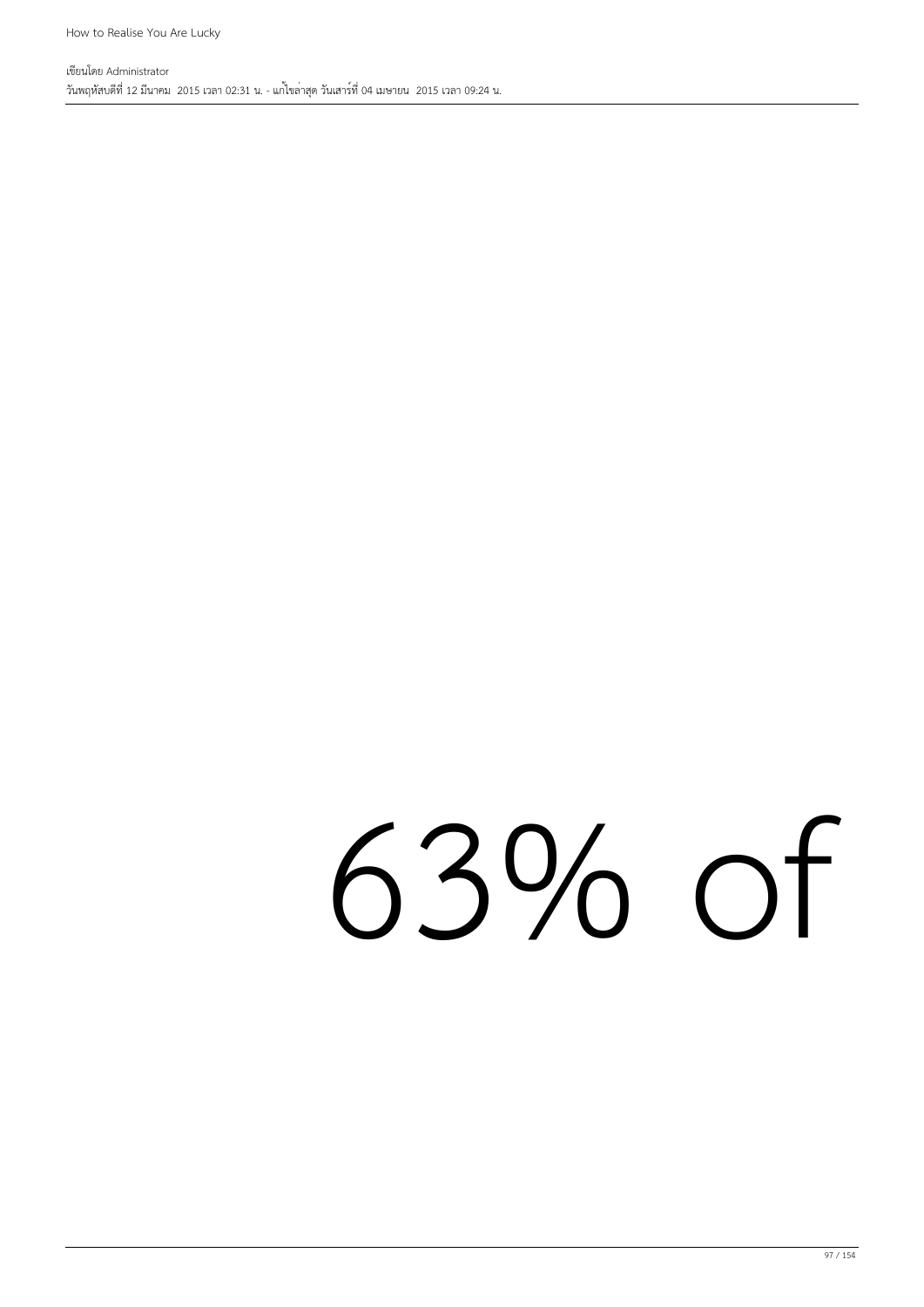63% of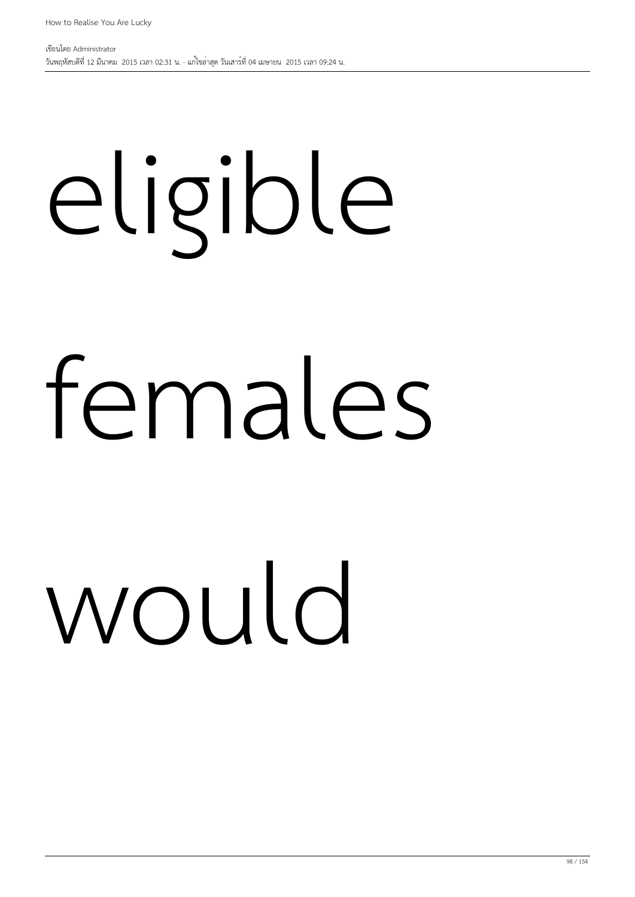eligible

females

would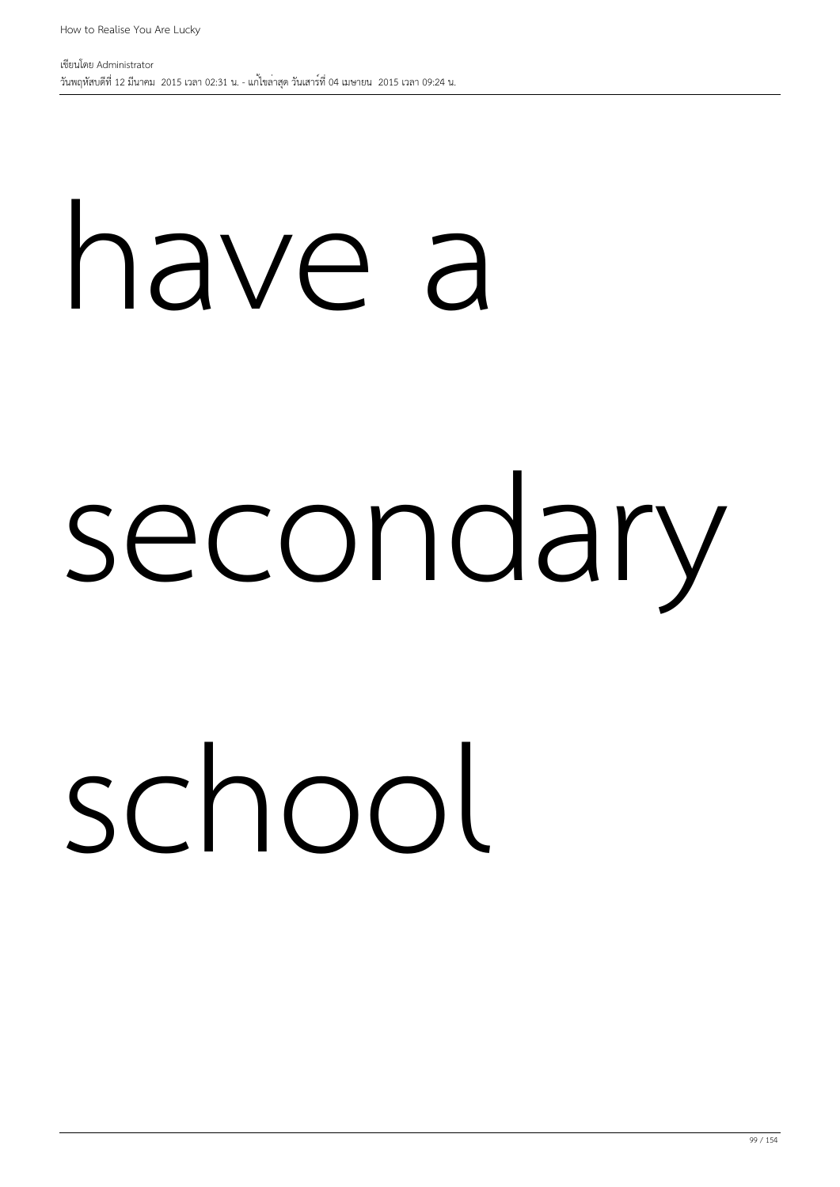have a

secondary

school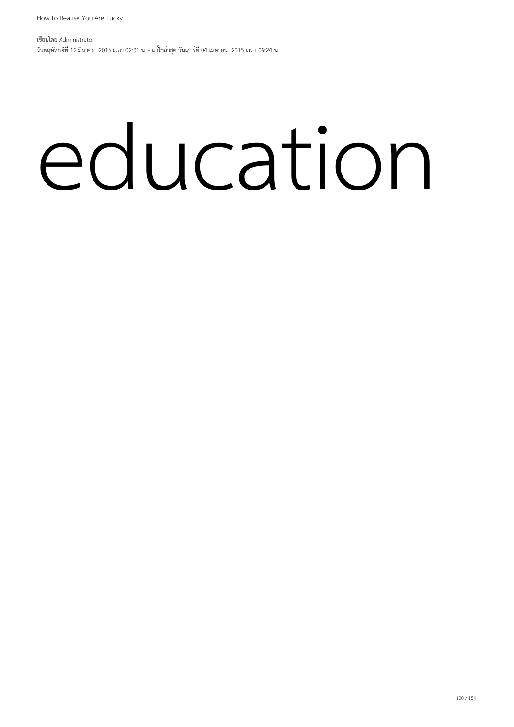# education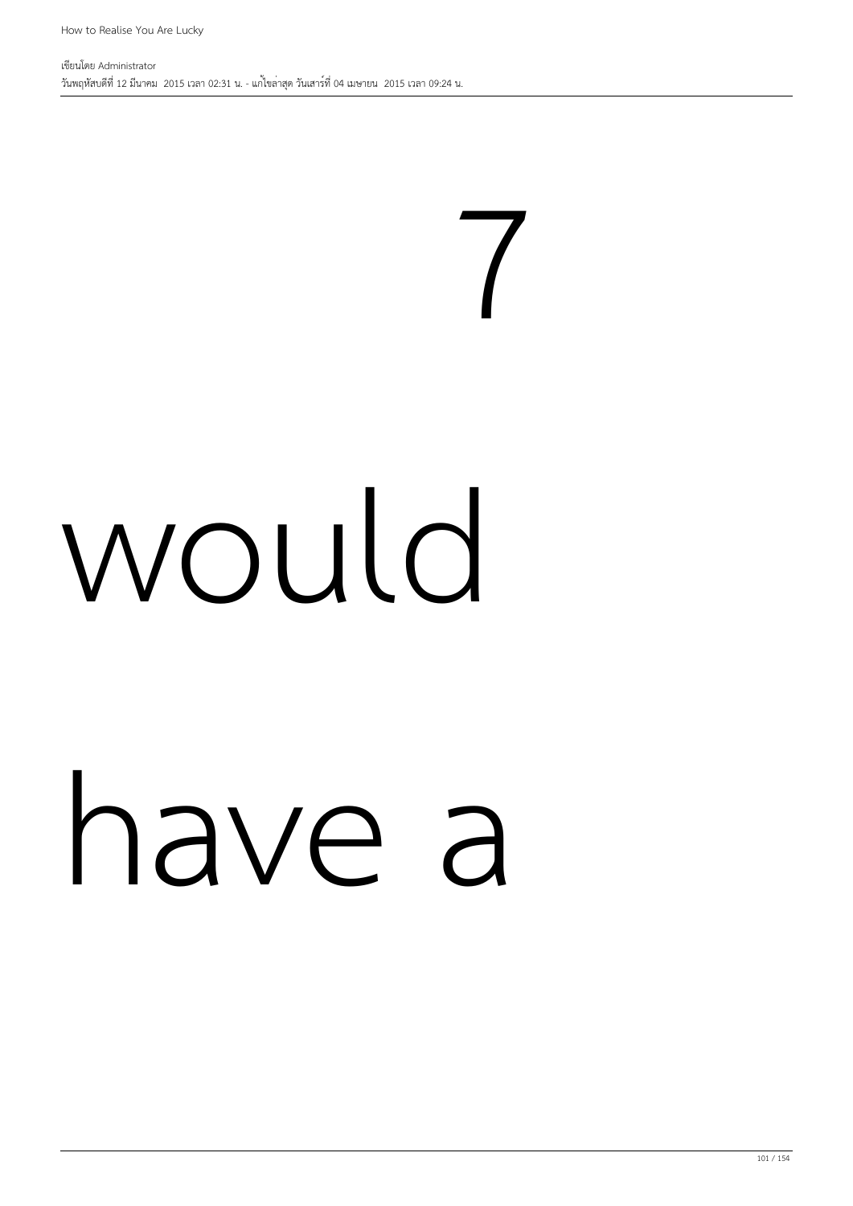7

would

have a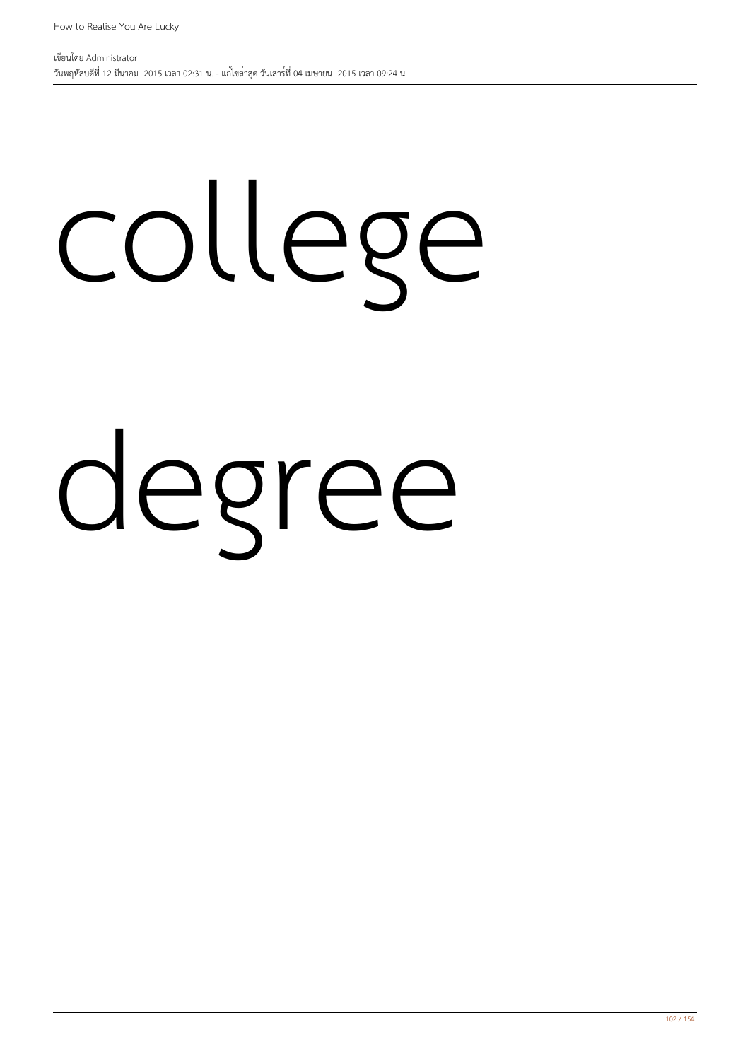college

degree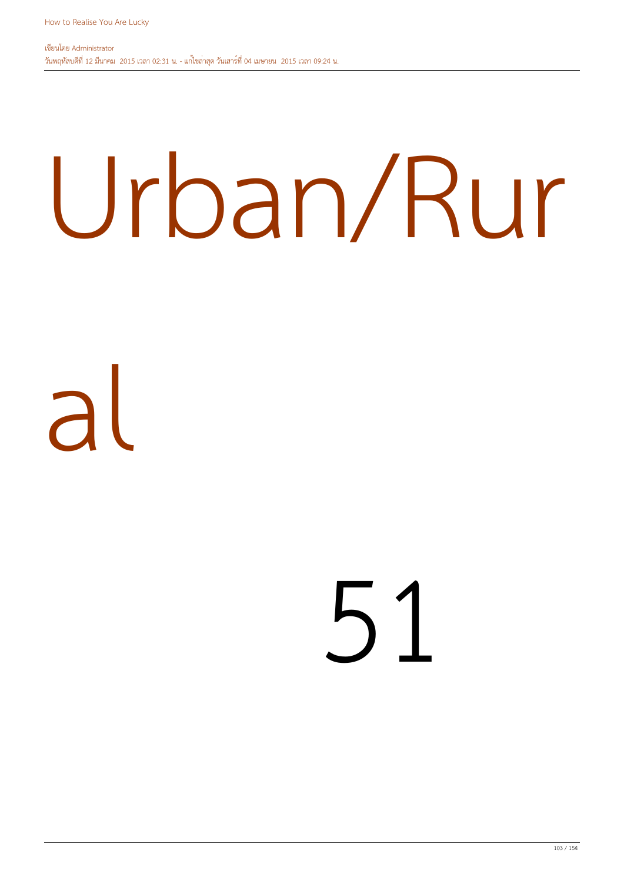# Urban/Rural

51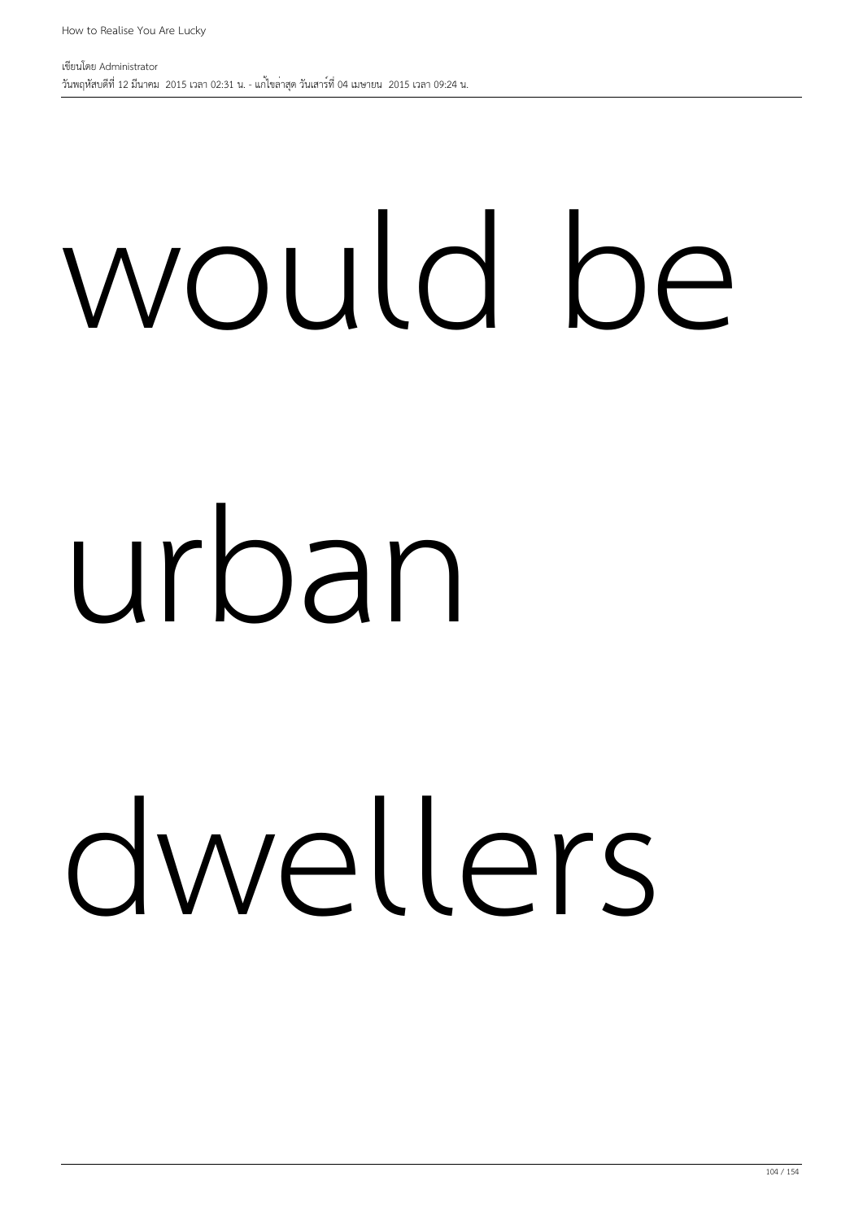would be

urban

dwellers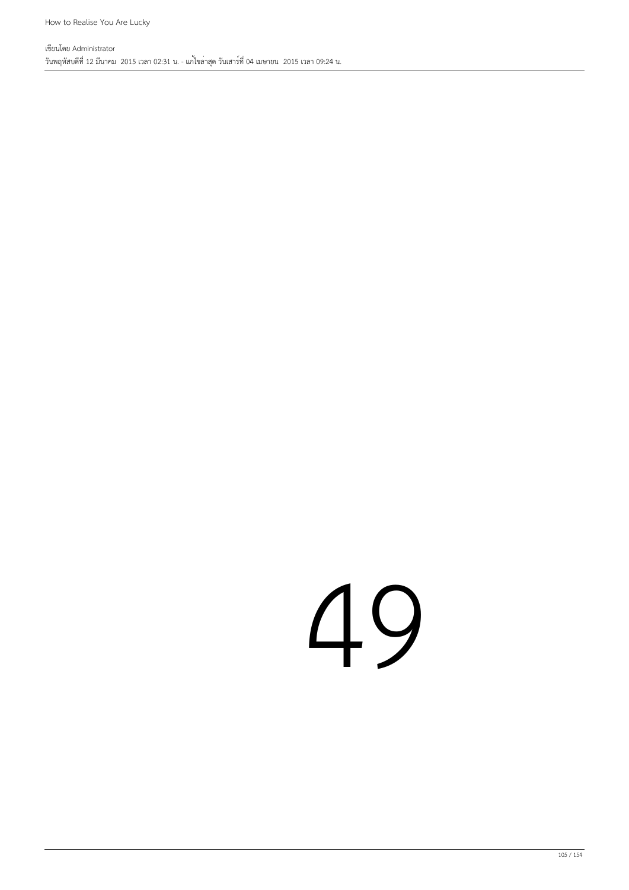49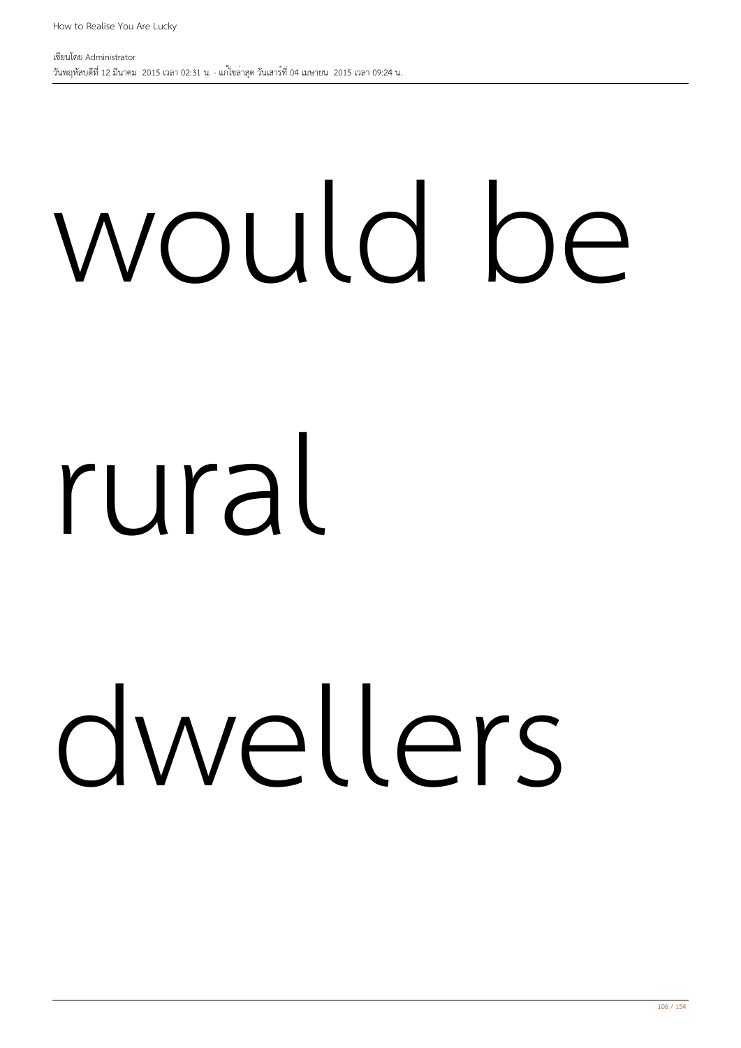would be

rural

dwellers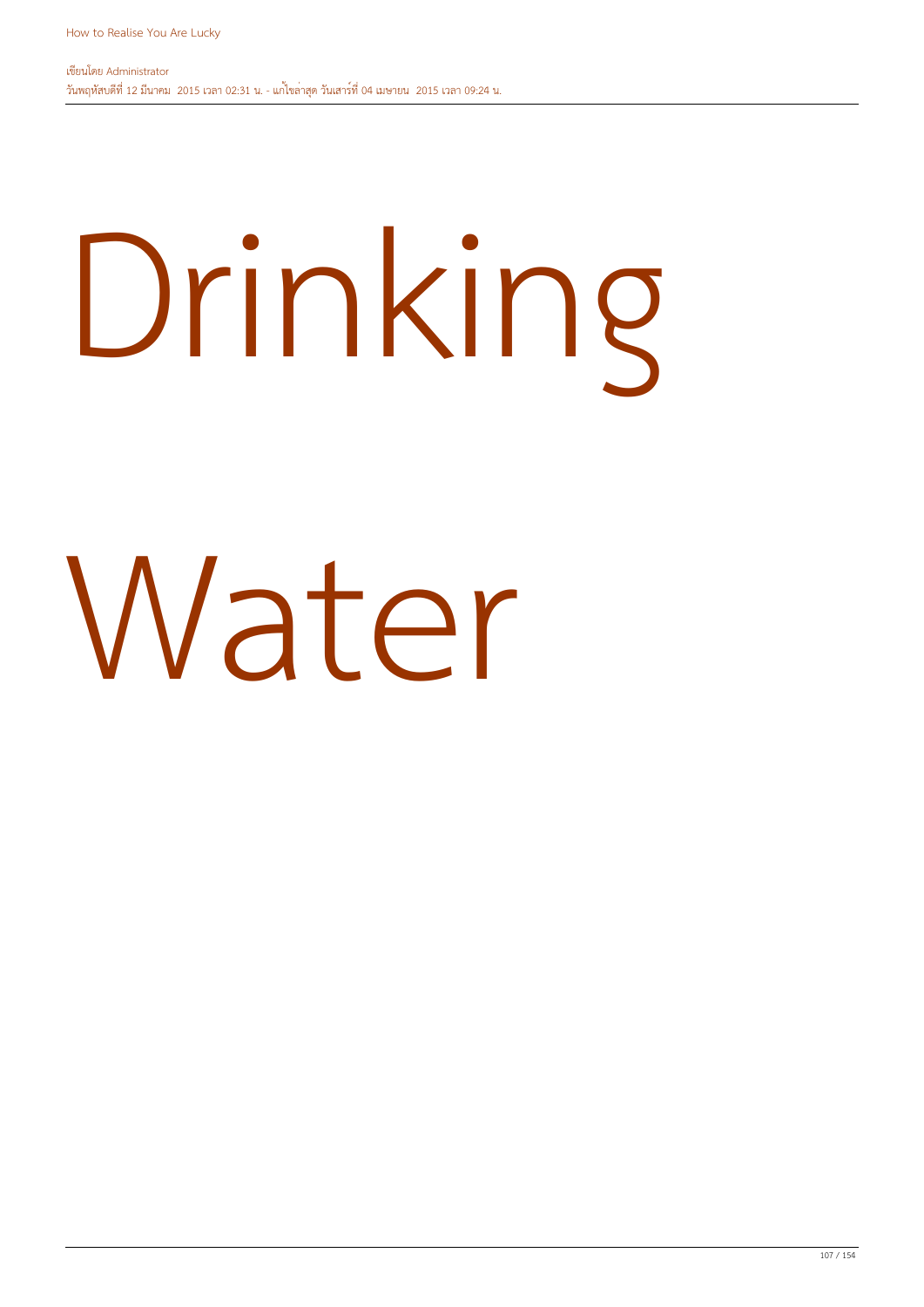# Drinking Water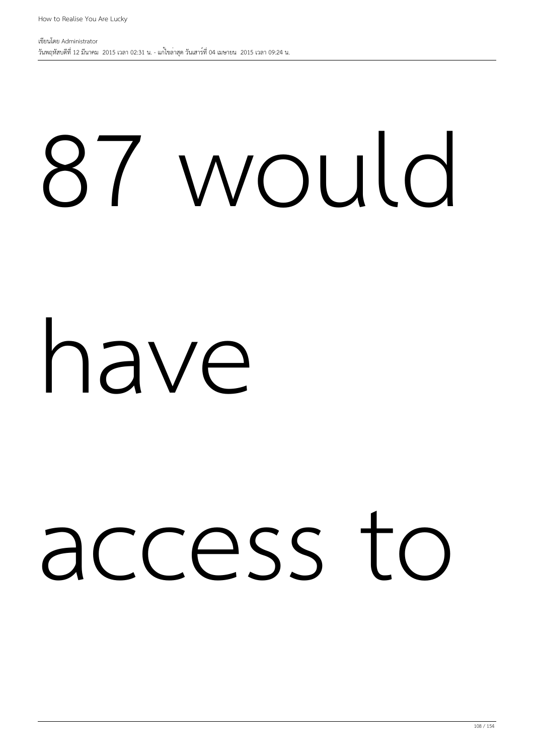87 would

have

access to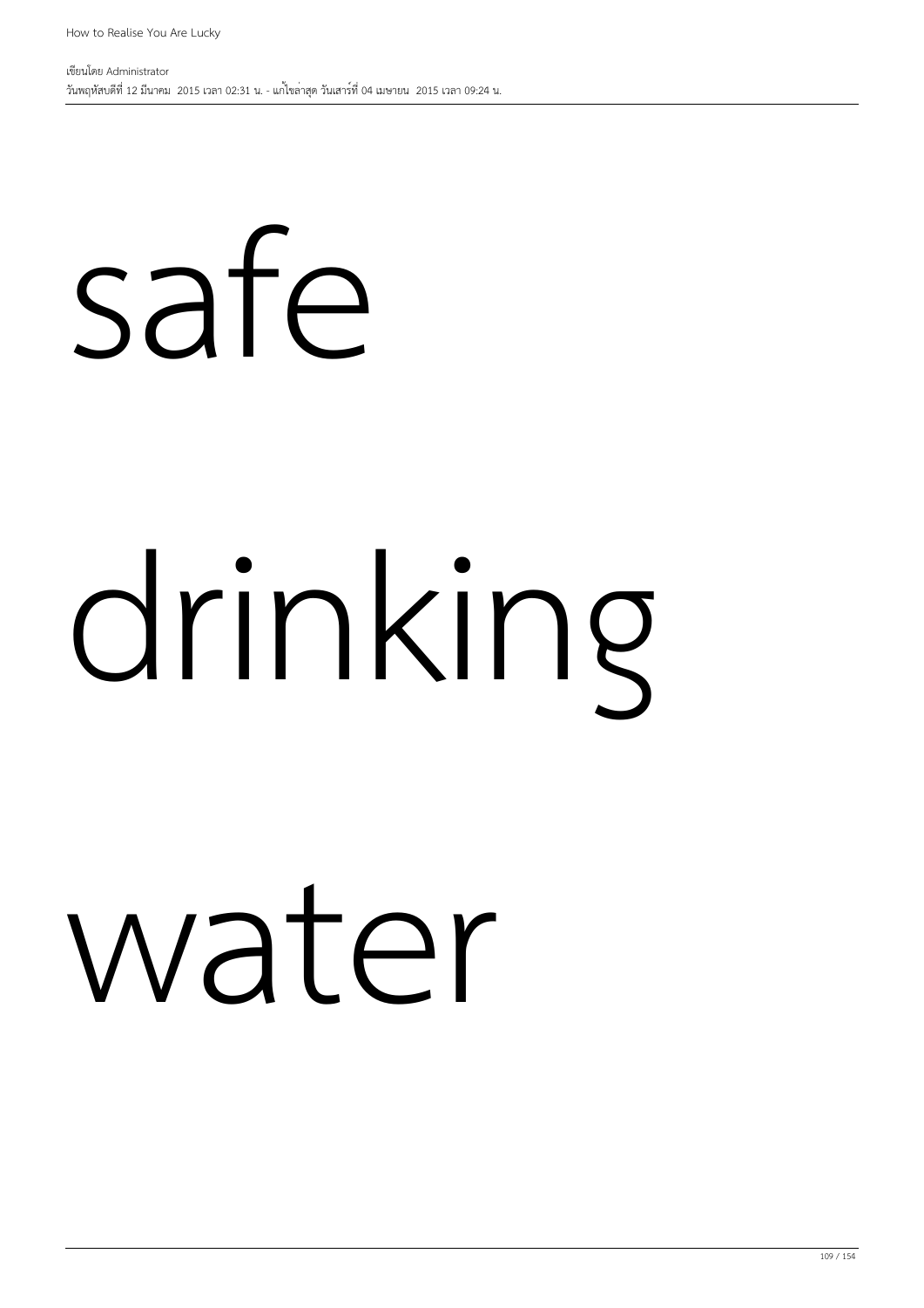safe

drinking

water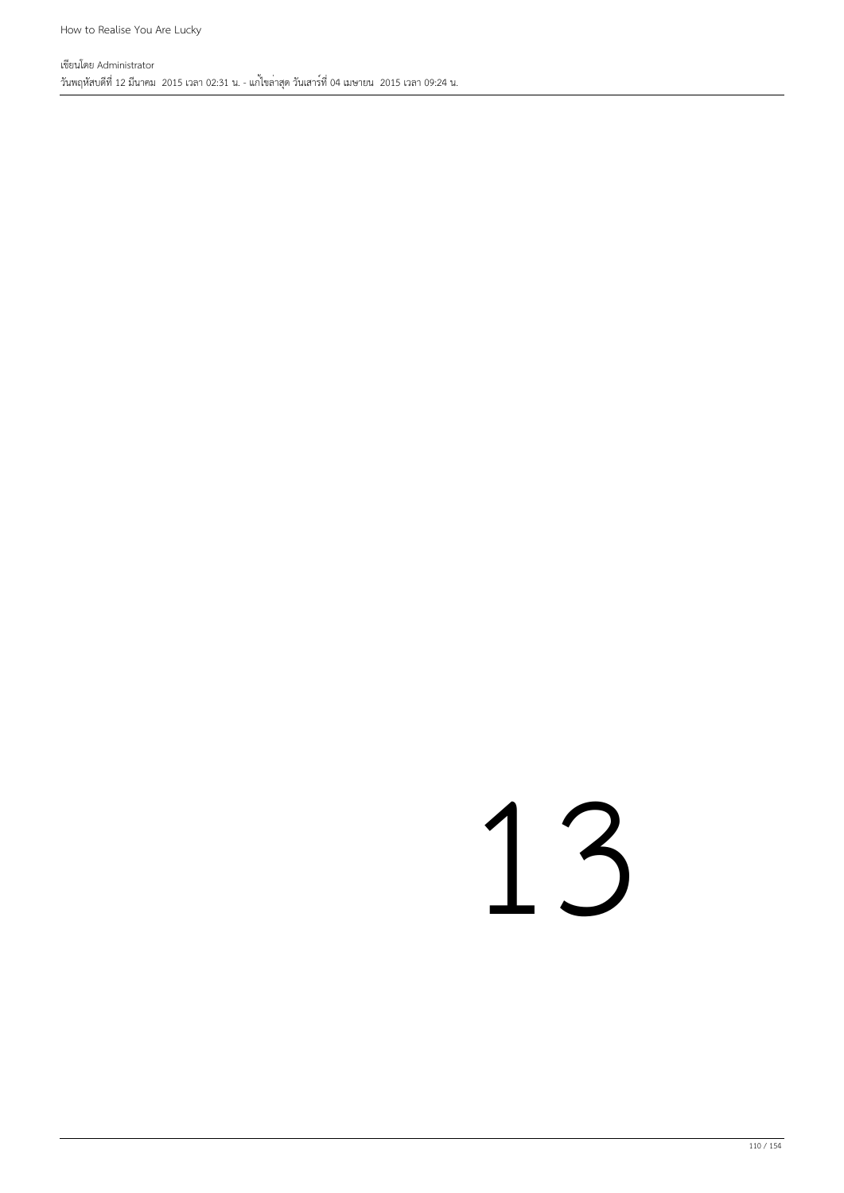13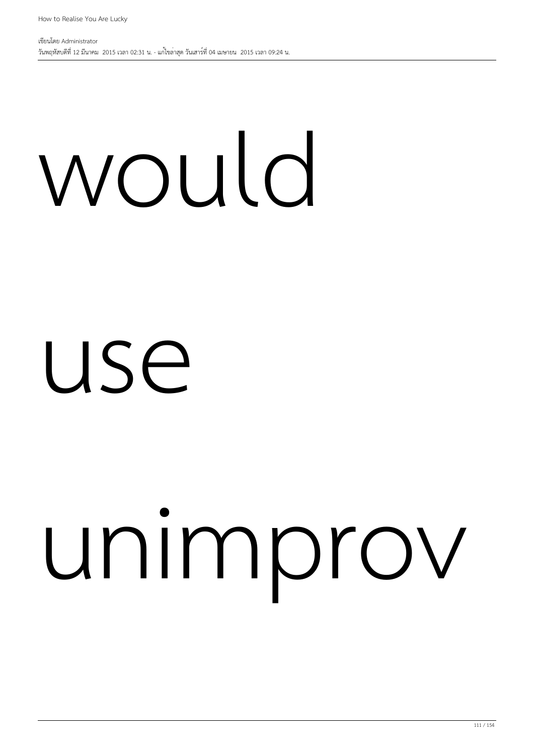would

use

unimprov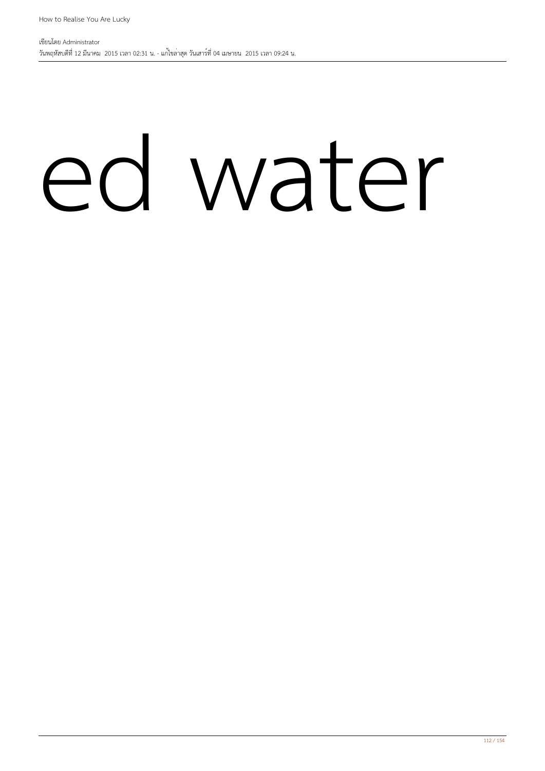# ed water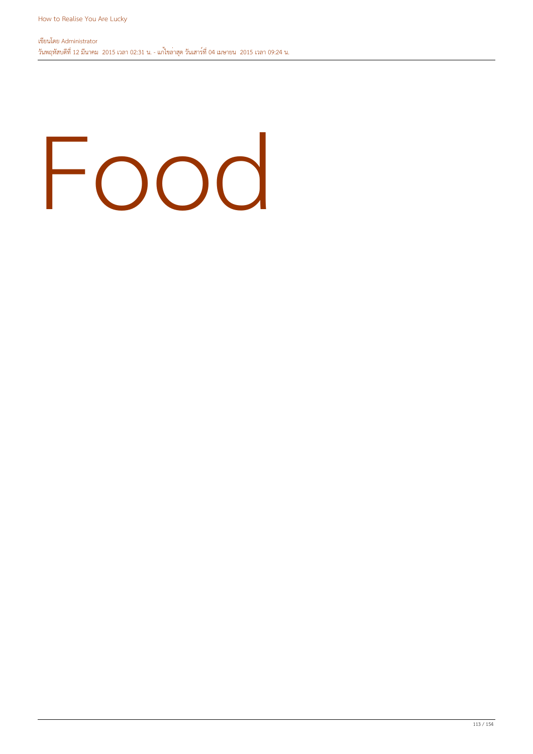# Food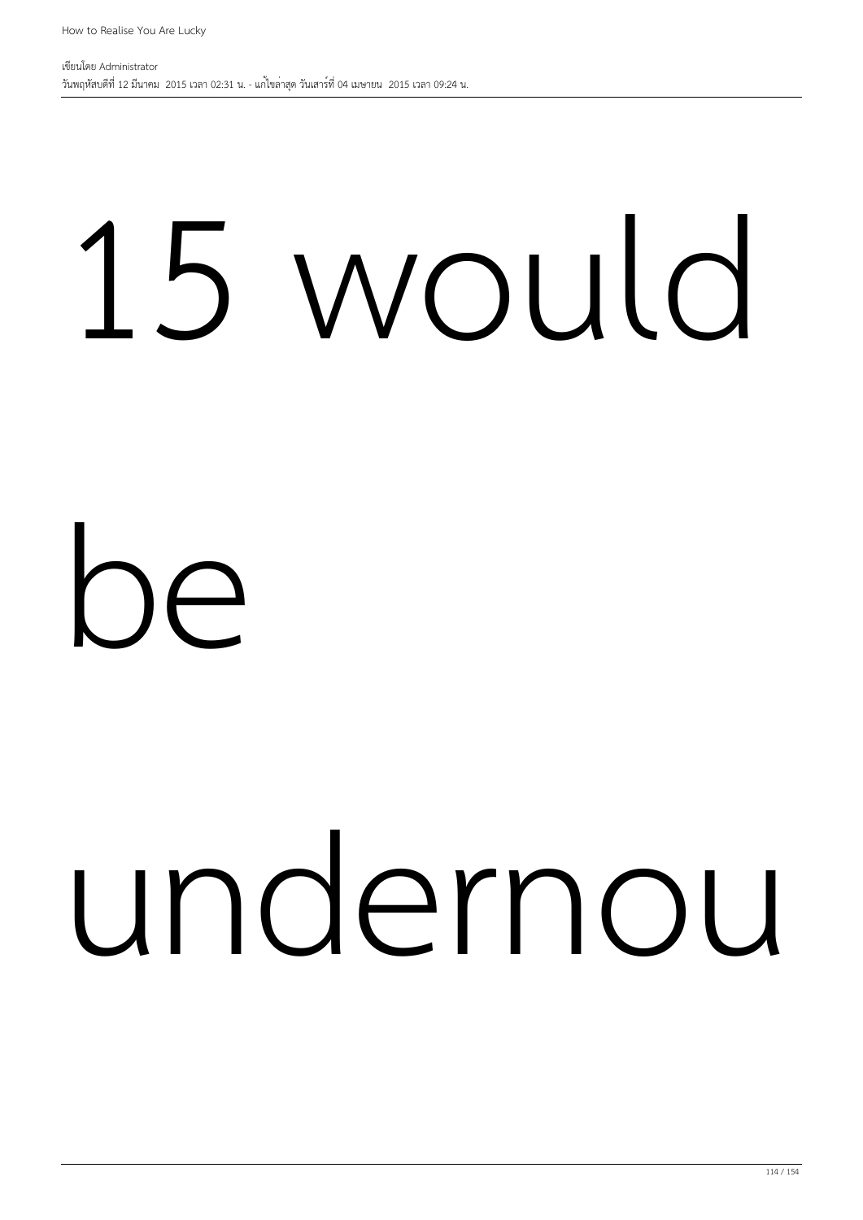15 would

be

undernou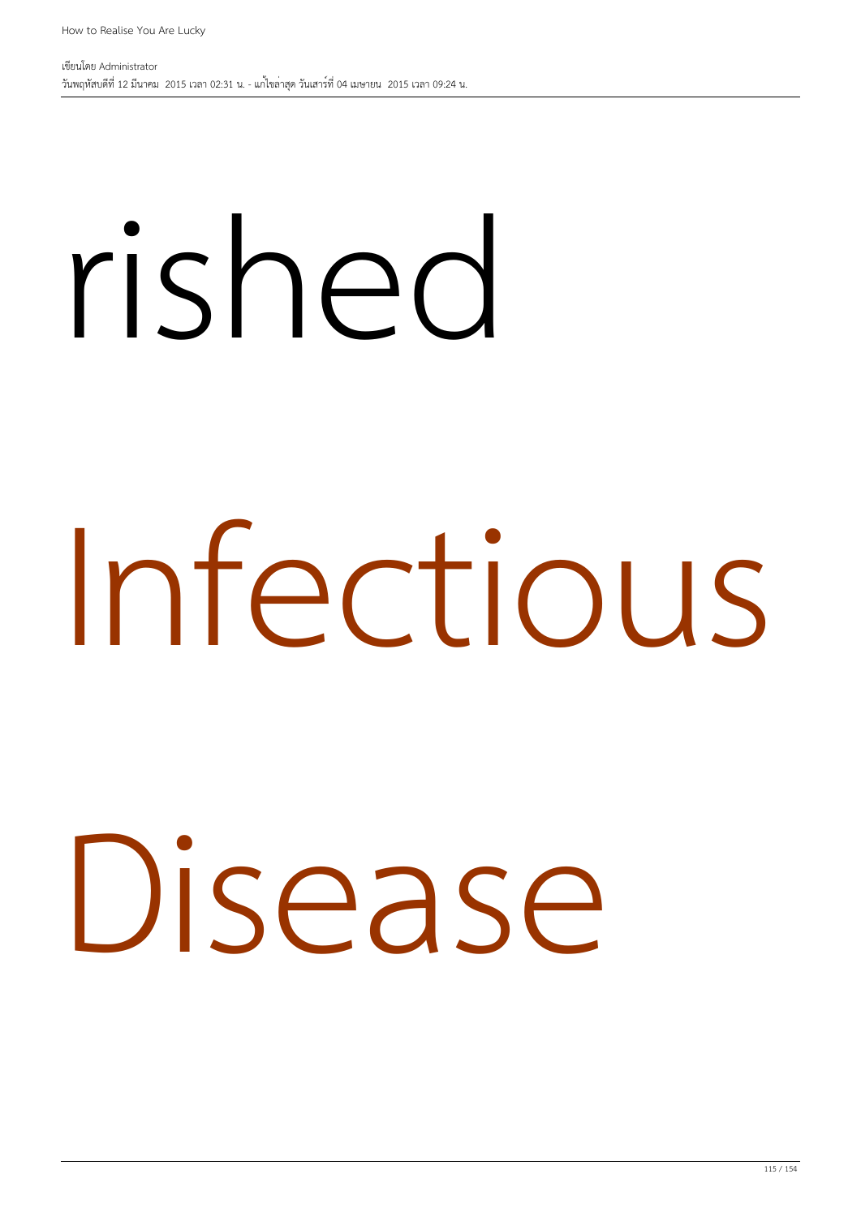rished

Infectious

Disease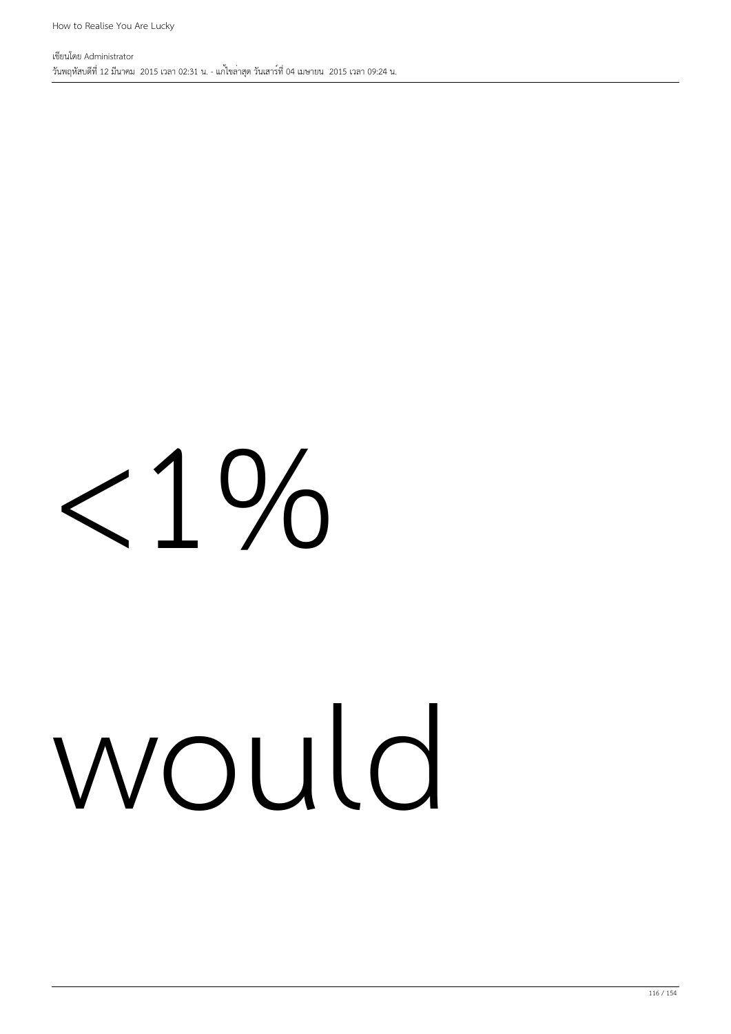<1%

would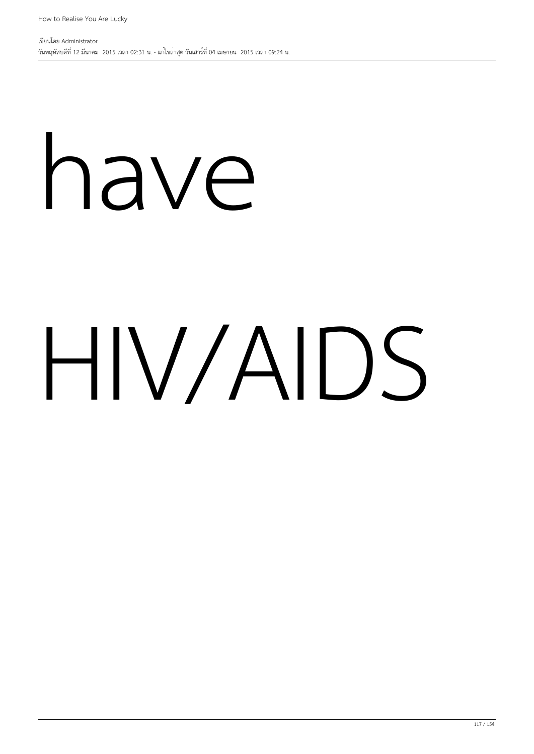have

HIV/AIDS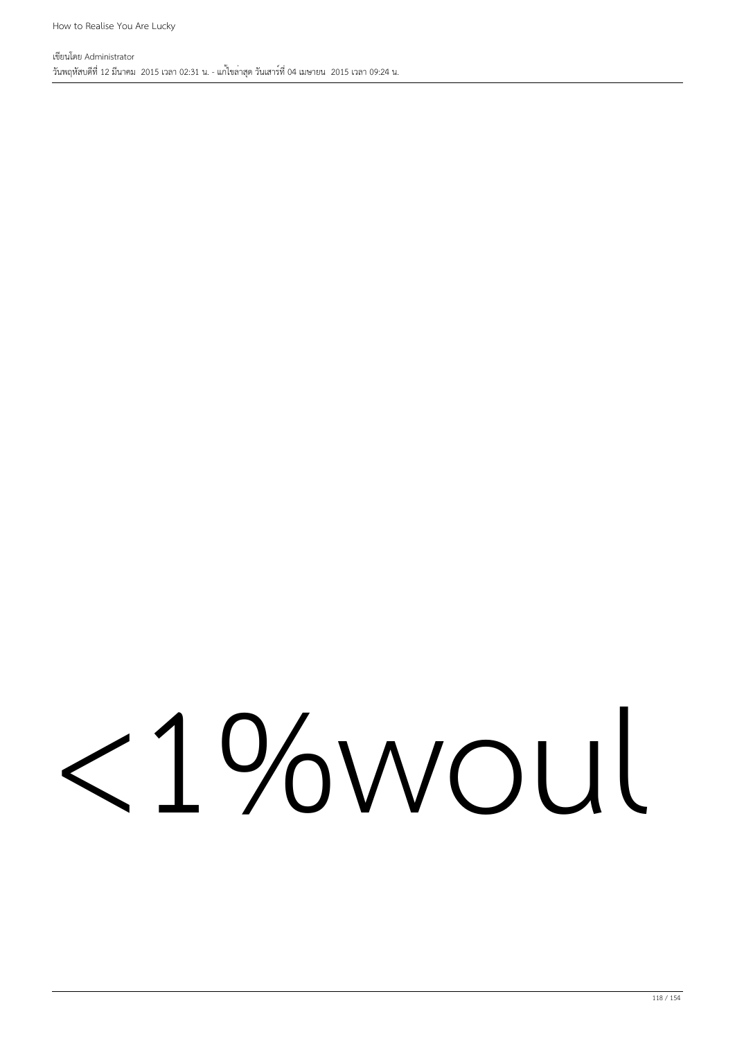<1%woul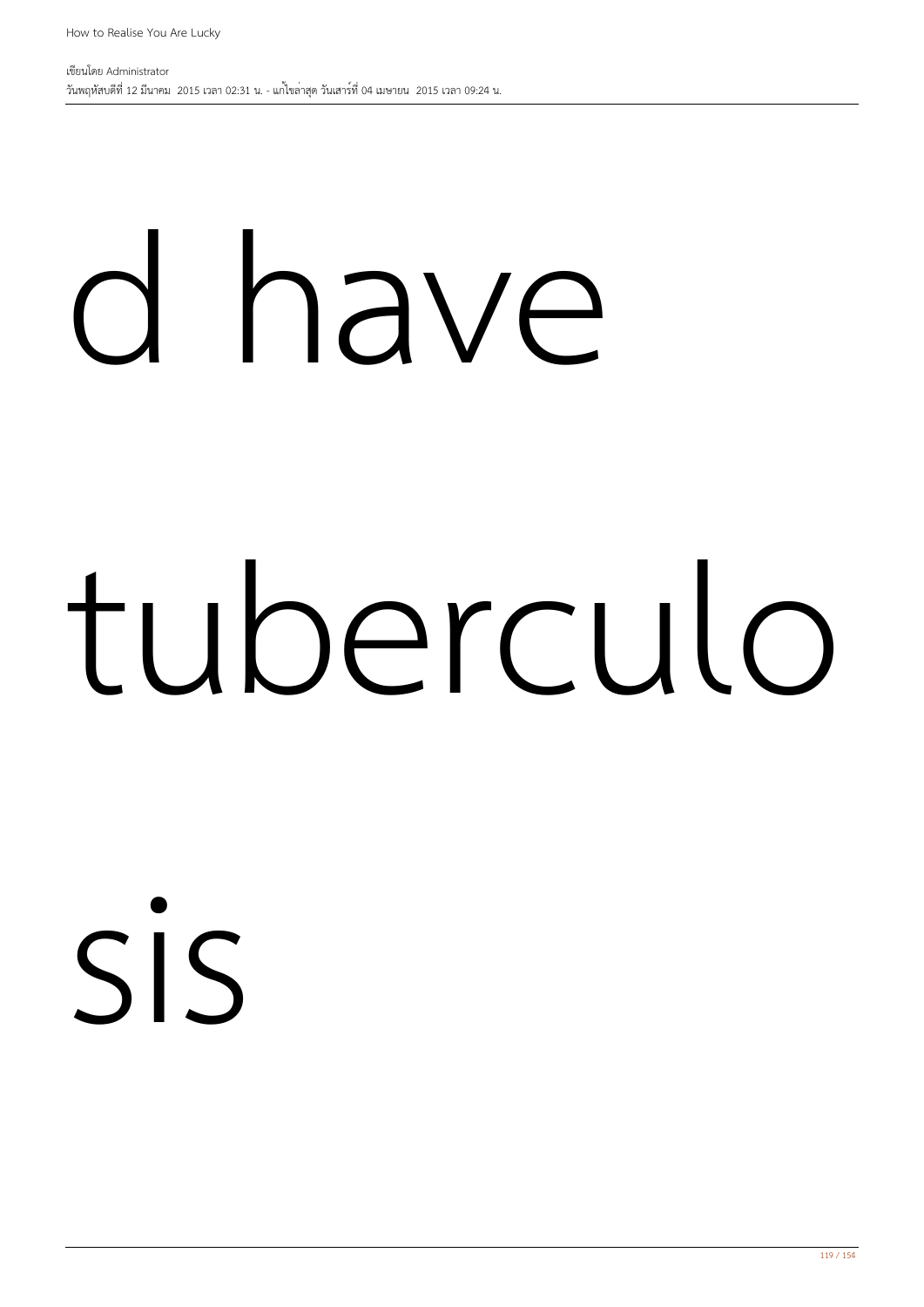d have

tuberculo

sis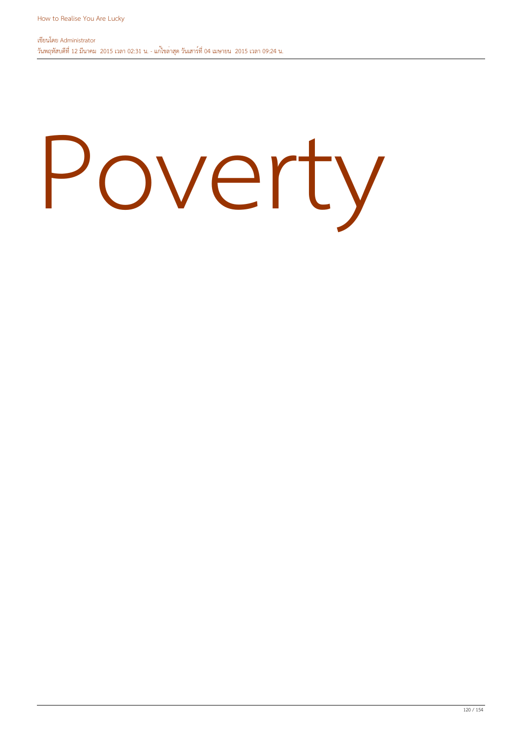# Poverty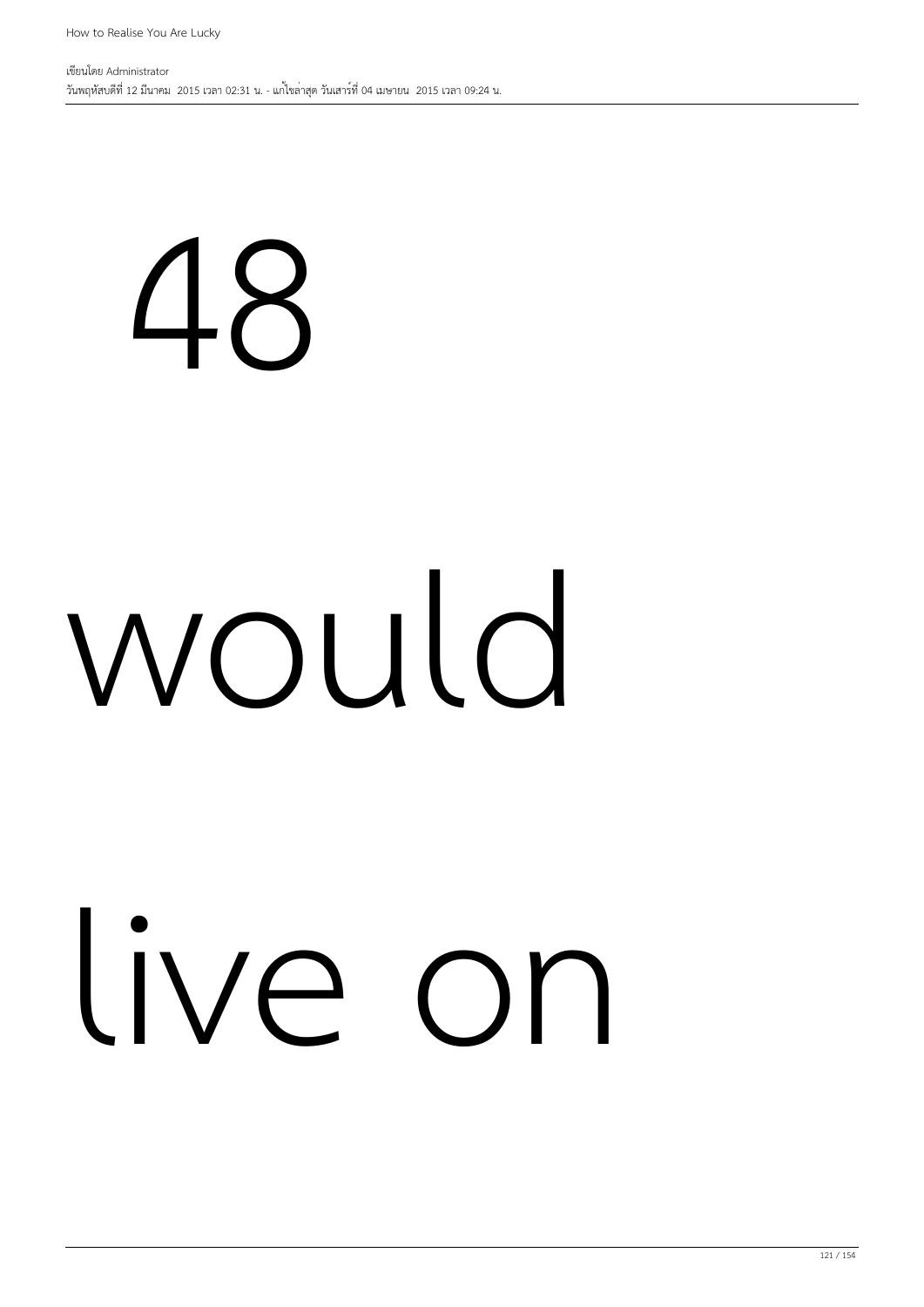48

would

live on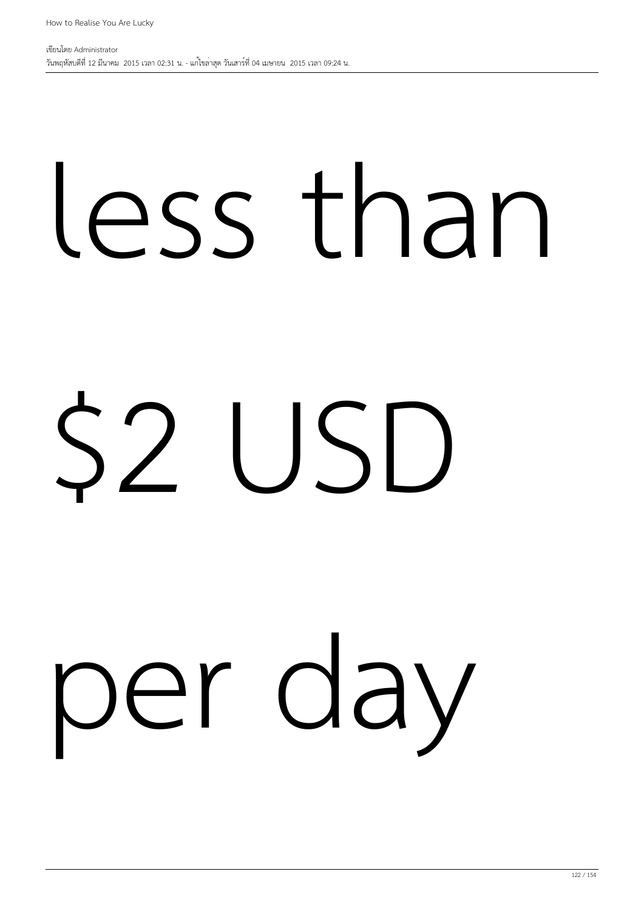less than

$2 USD

per day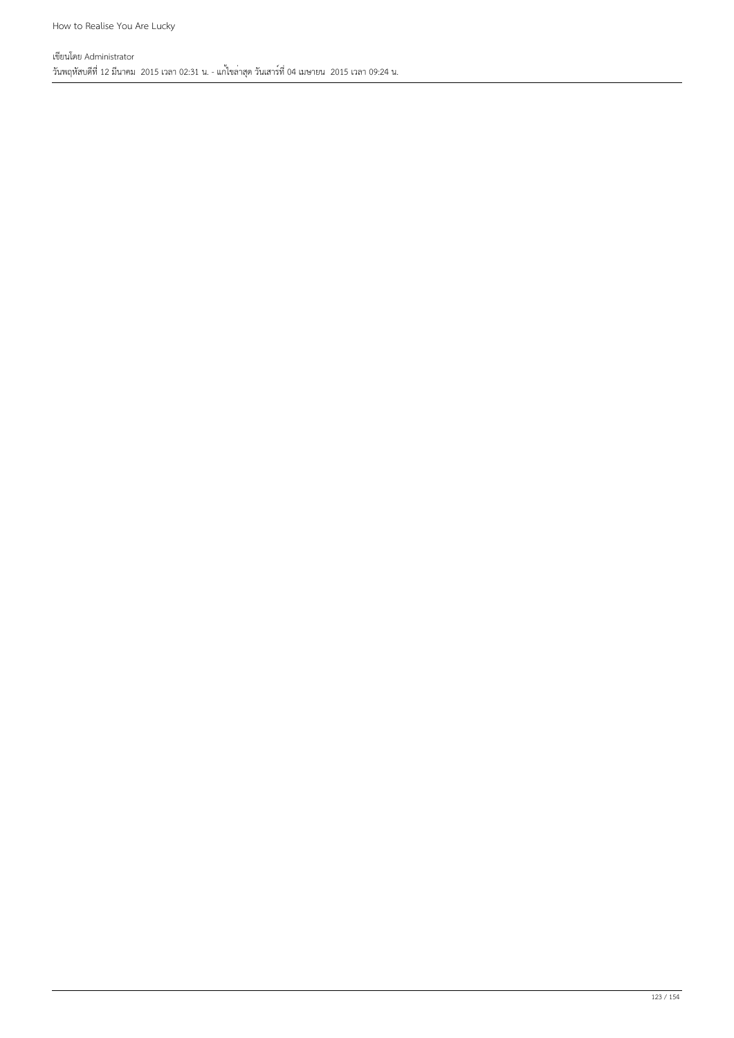# How to Realise You Are Lucky

เขียนโดย Administrator

วันพฤหัสบดีที่ 12 มีนาคม 2015 เวลา 02:31 น. - แก้ไขล่าสุด วันเสาร์ที่ 04 เมษายน 2015 เวลา 09:24 น.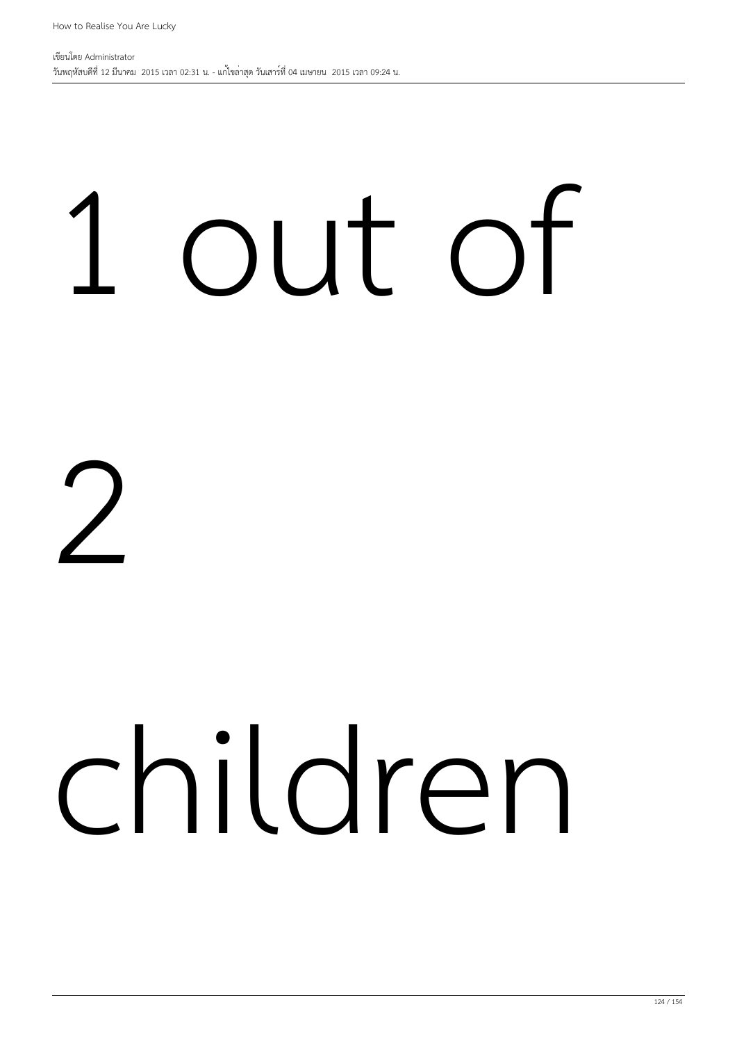1 out of

2

children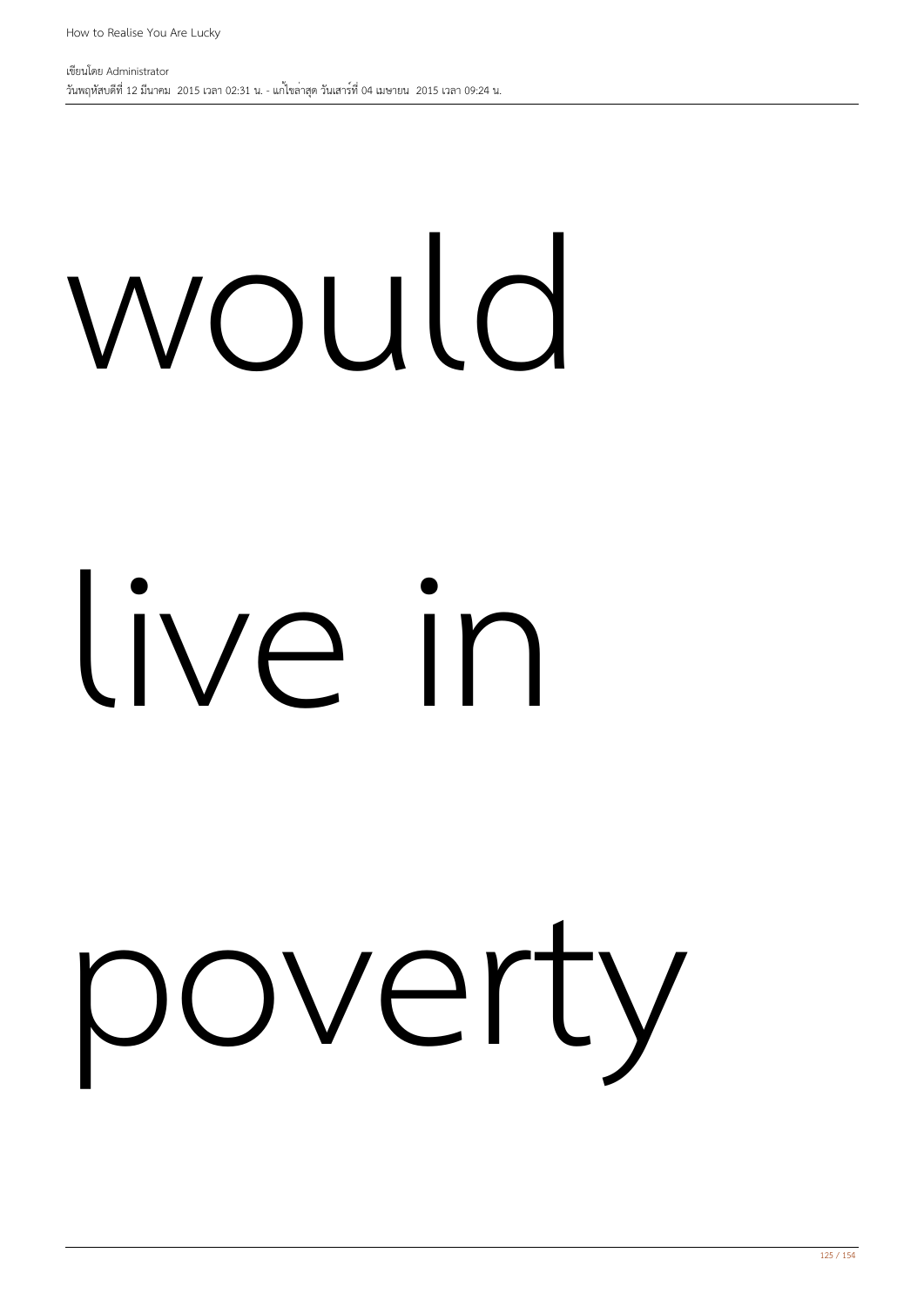would

live in

poverty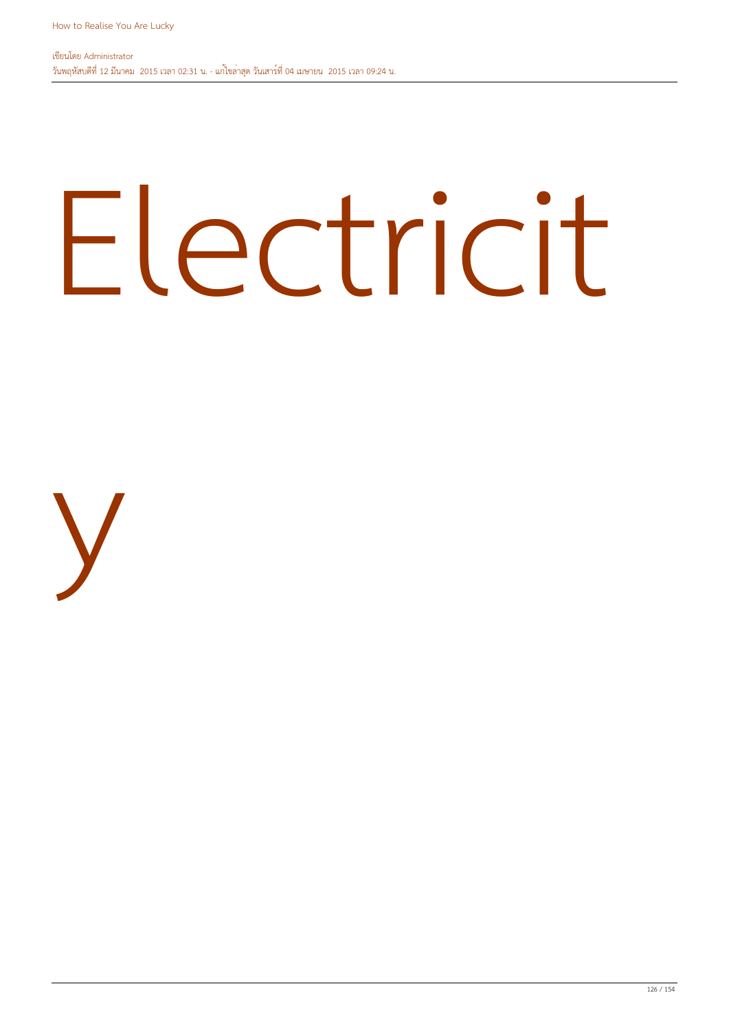# Electricity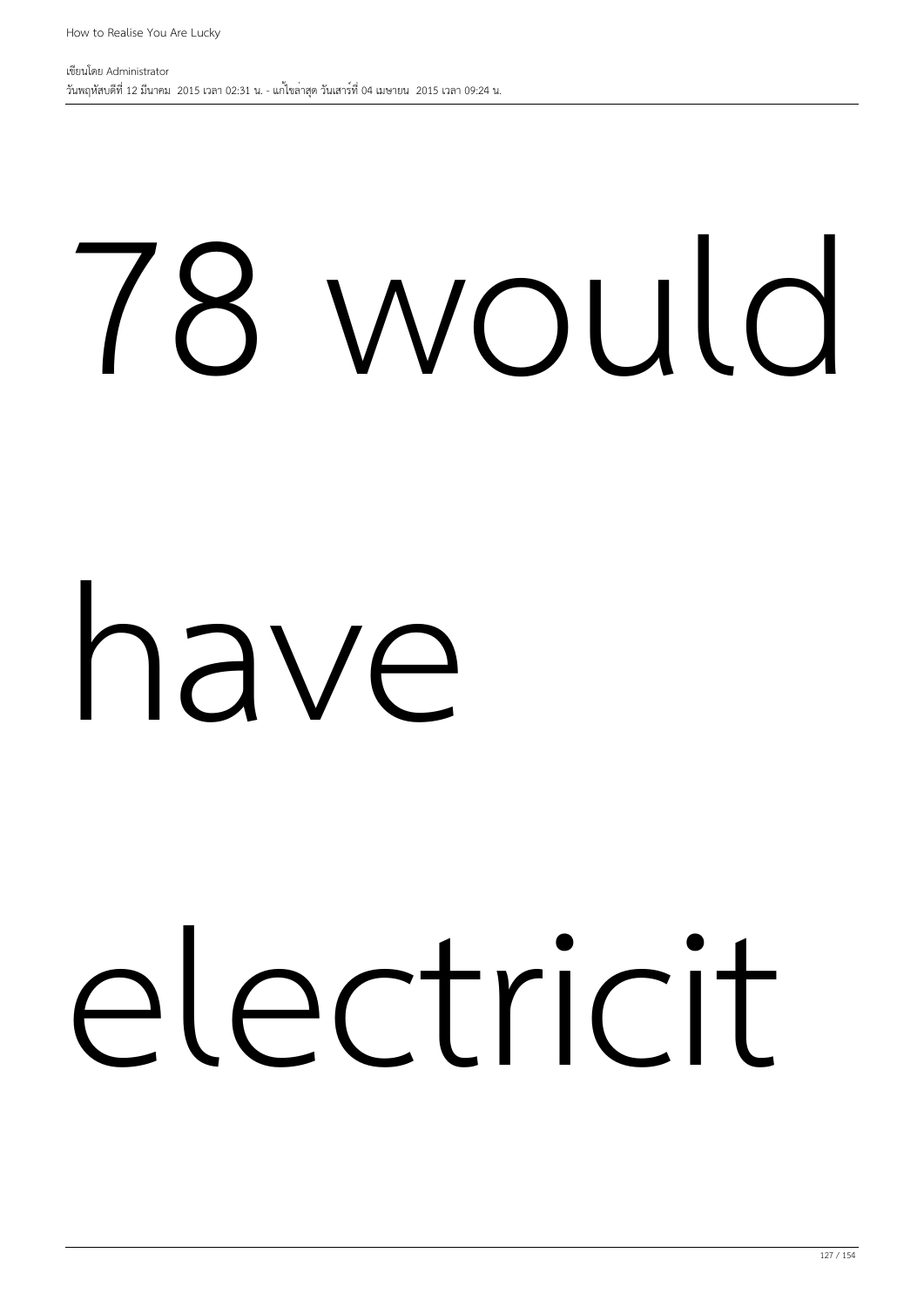78 would

have

electricit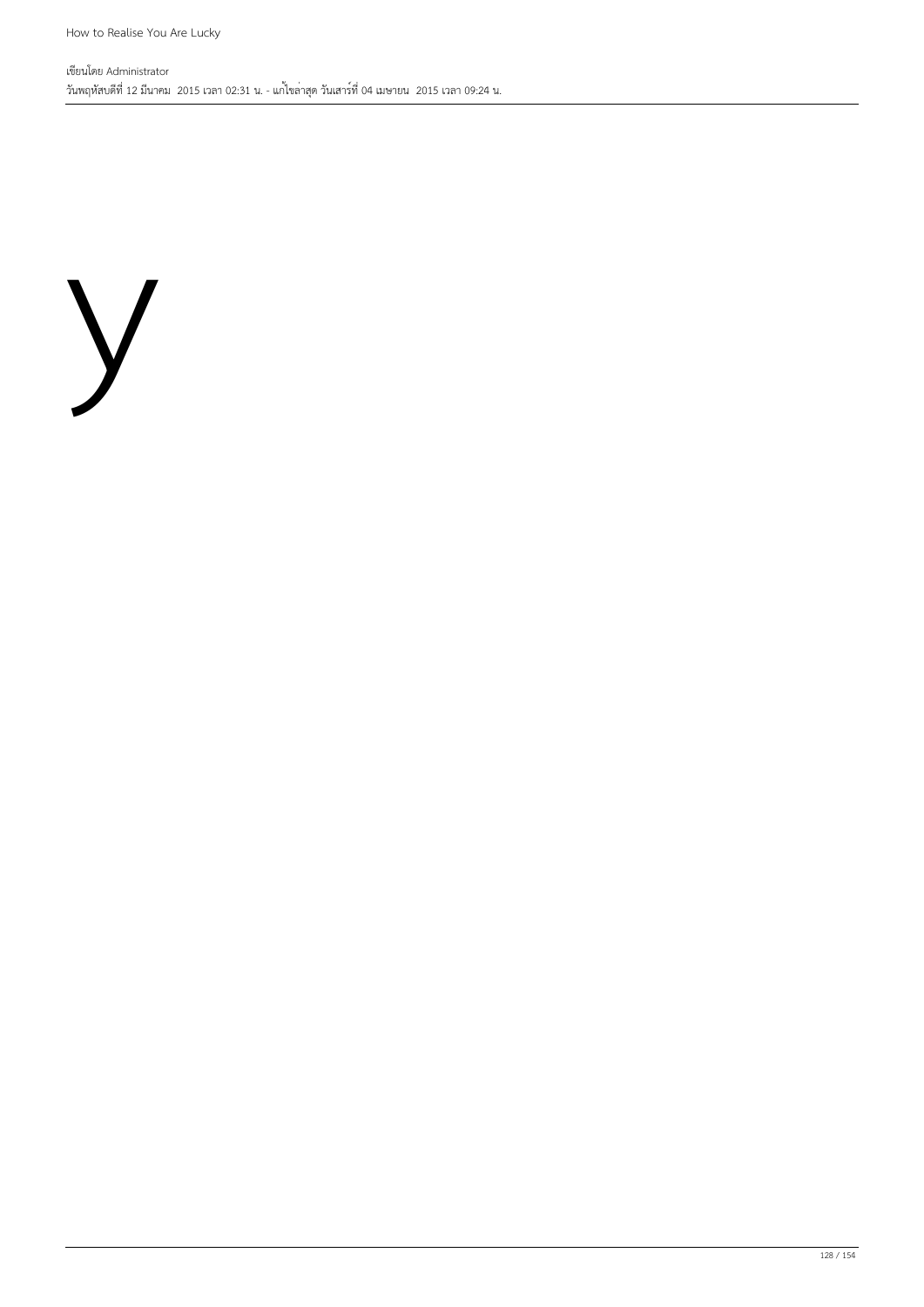y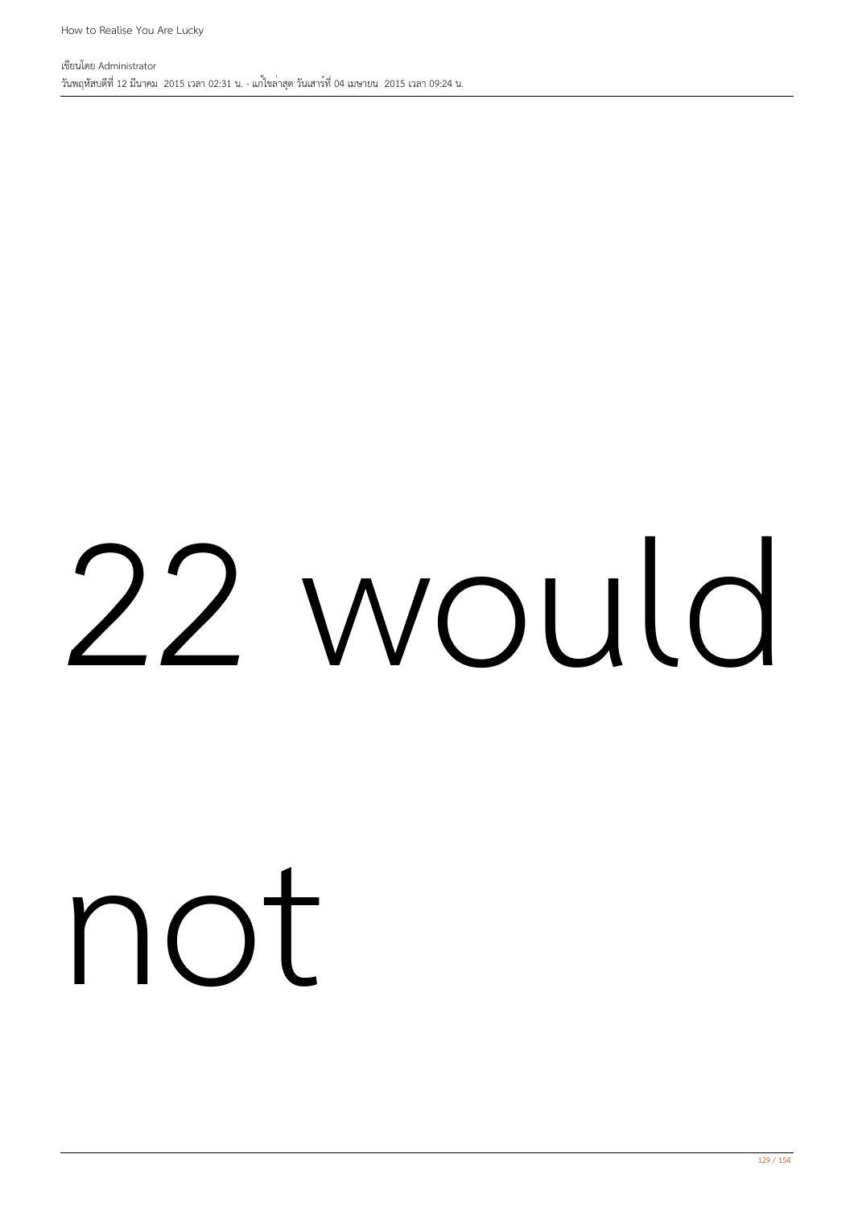22 would

not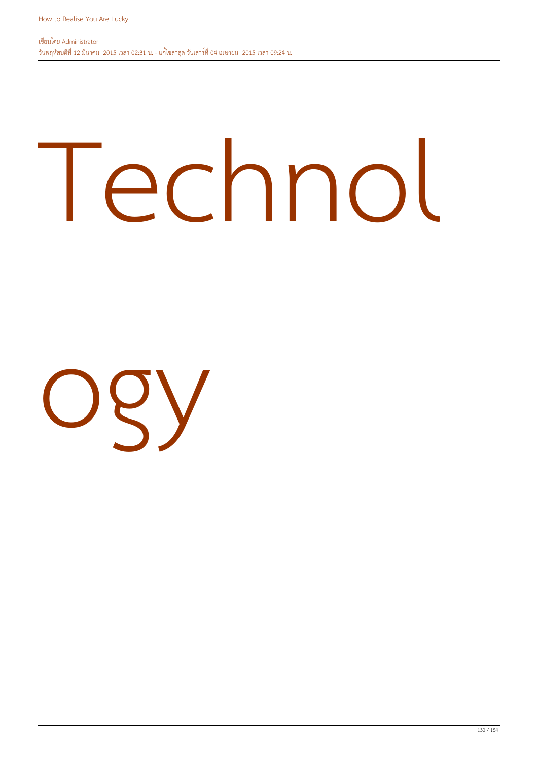Technol

ogy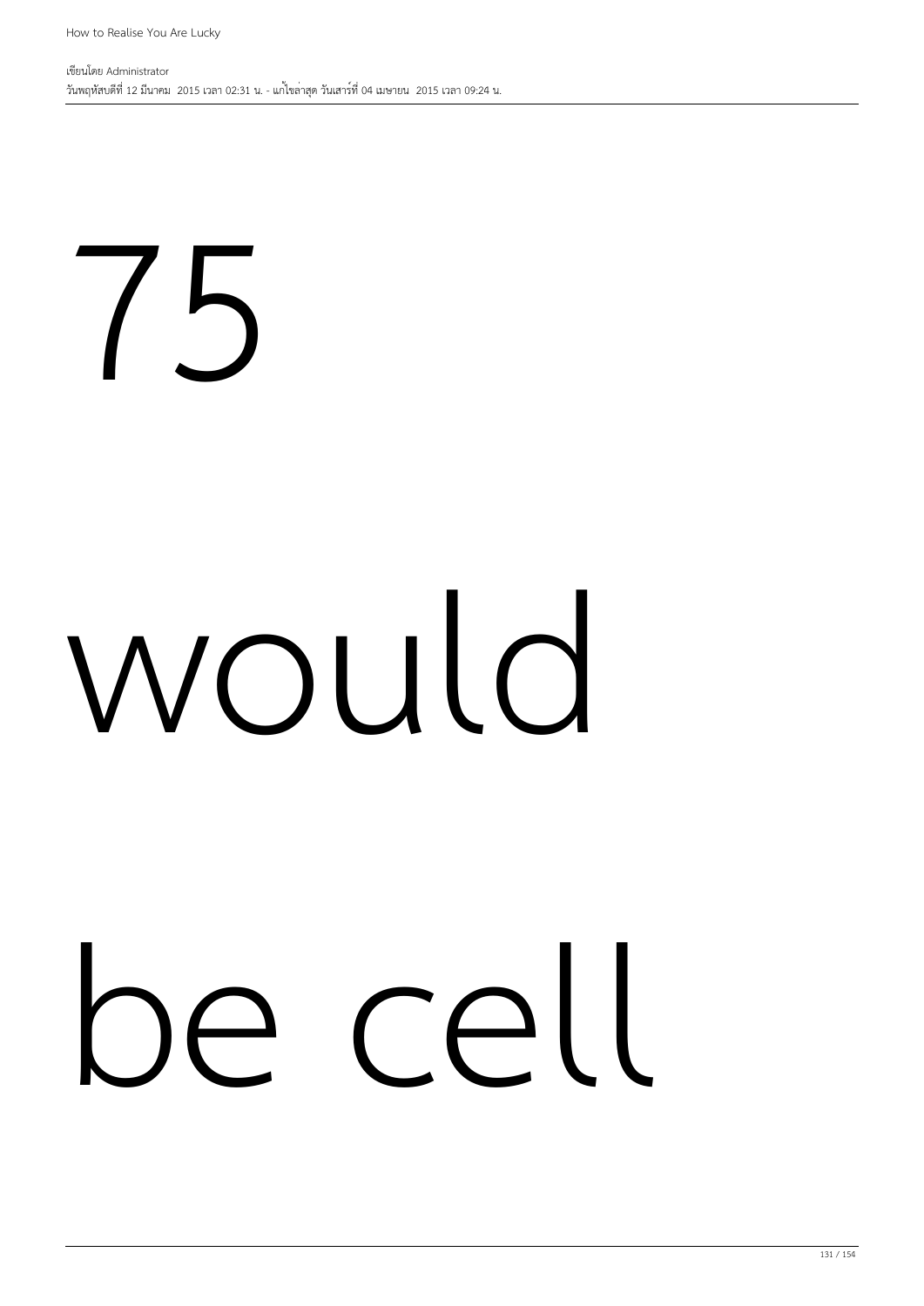75

would

be cell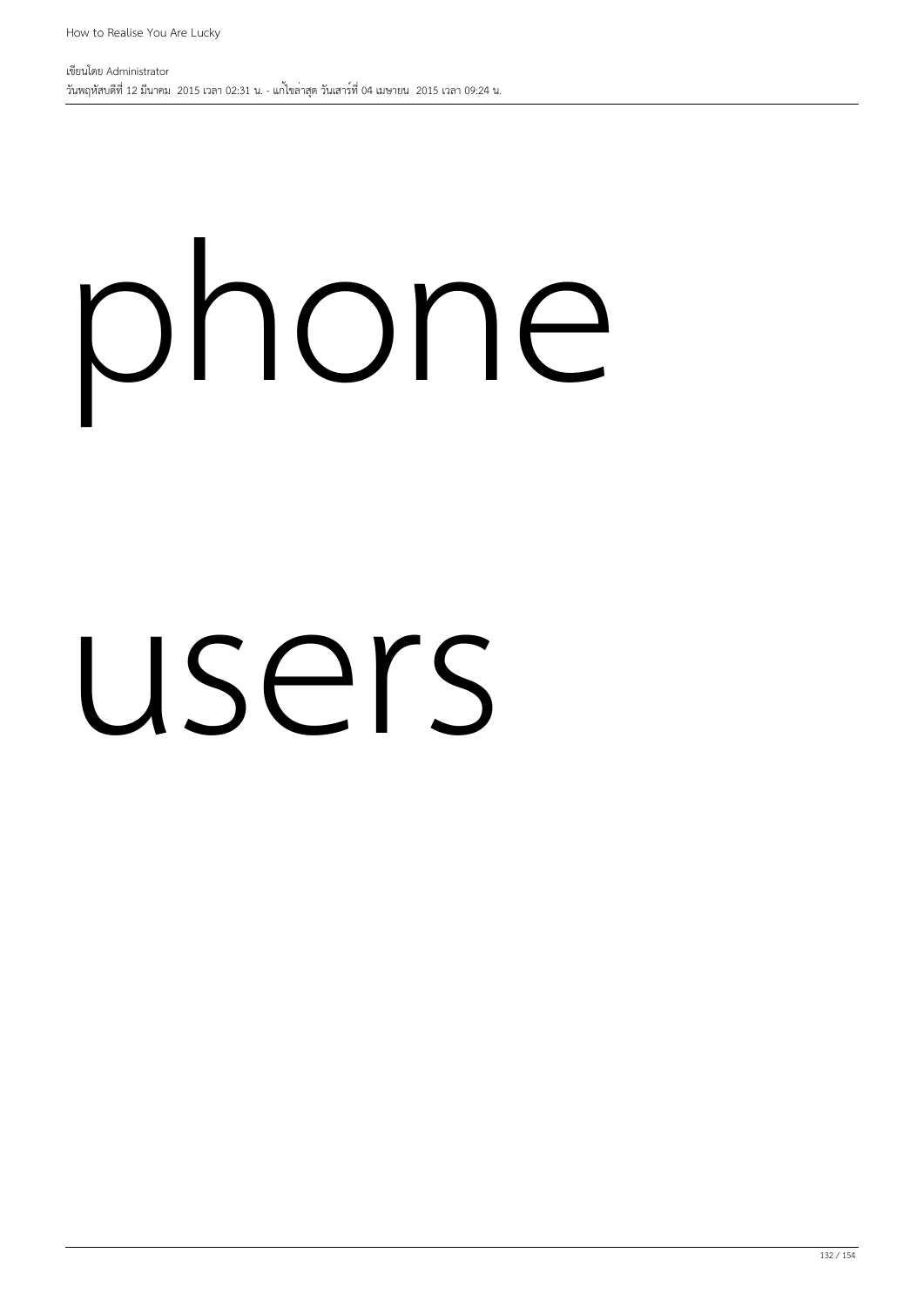phone

users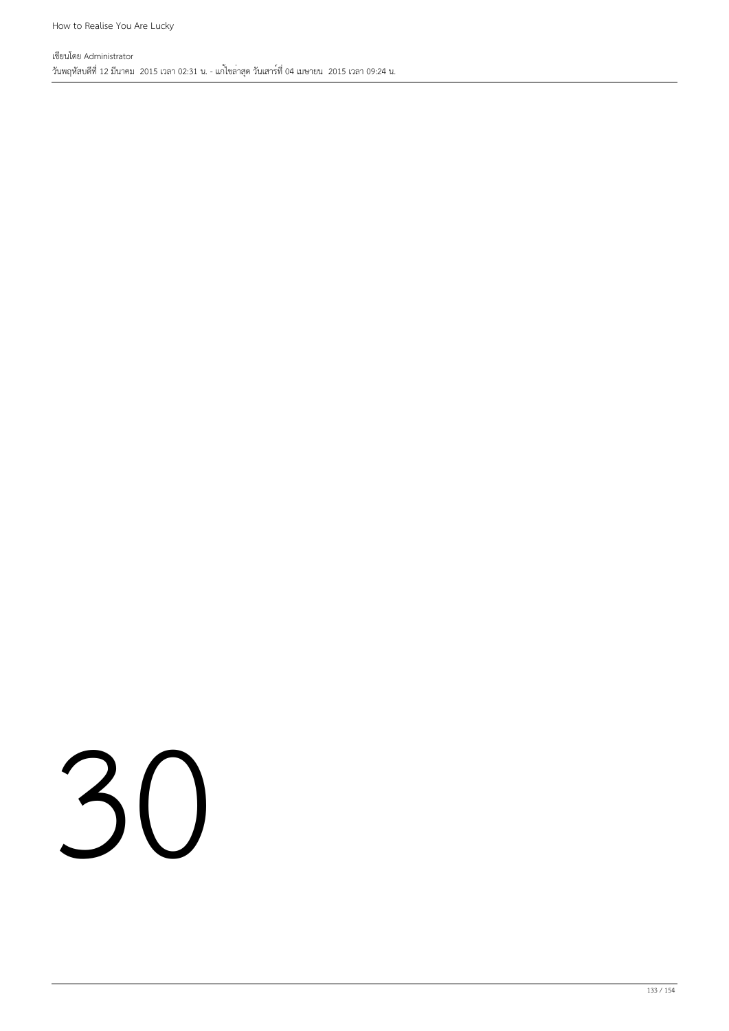30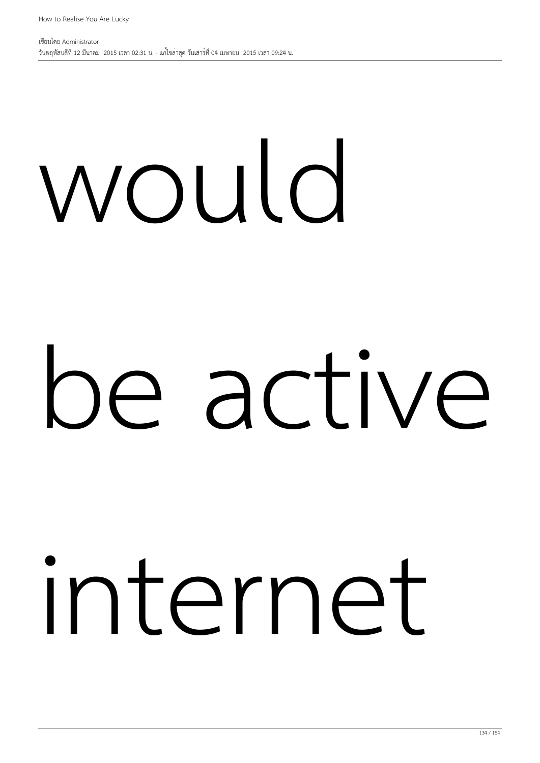would

be active

internet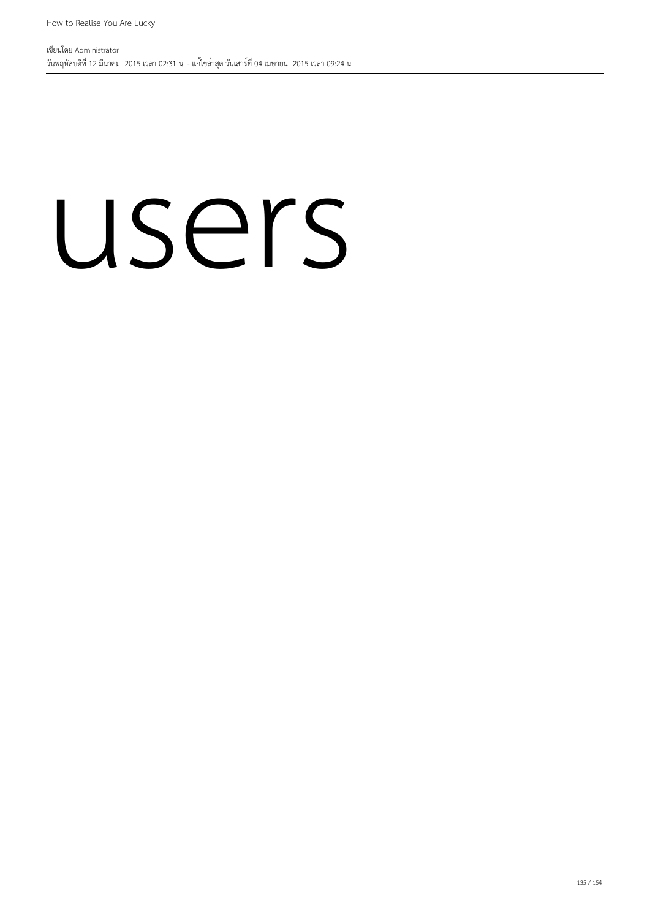users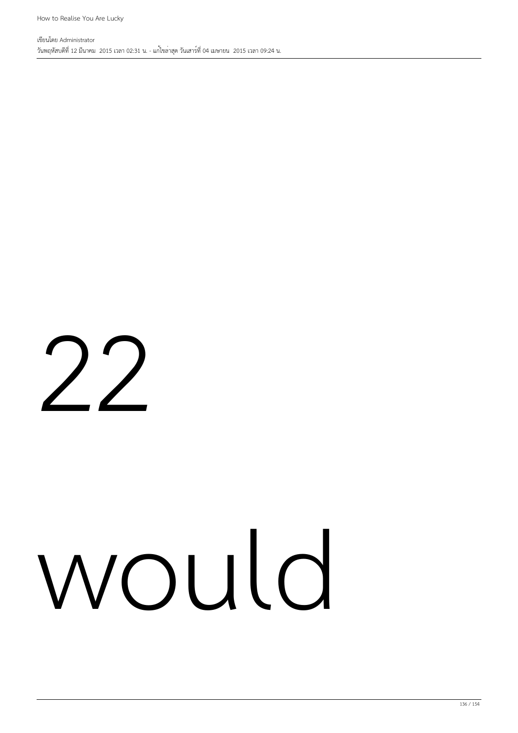22

would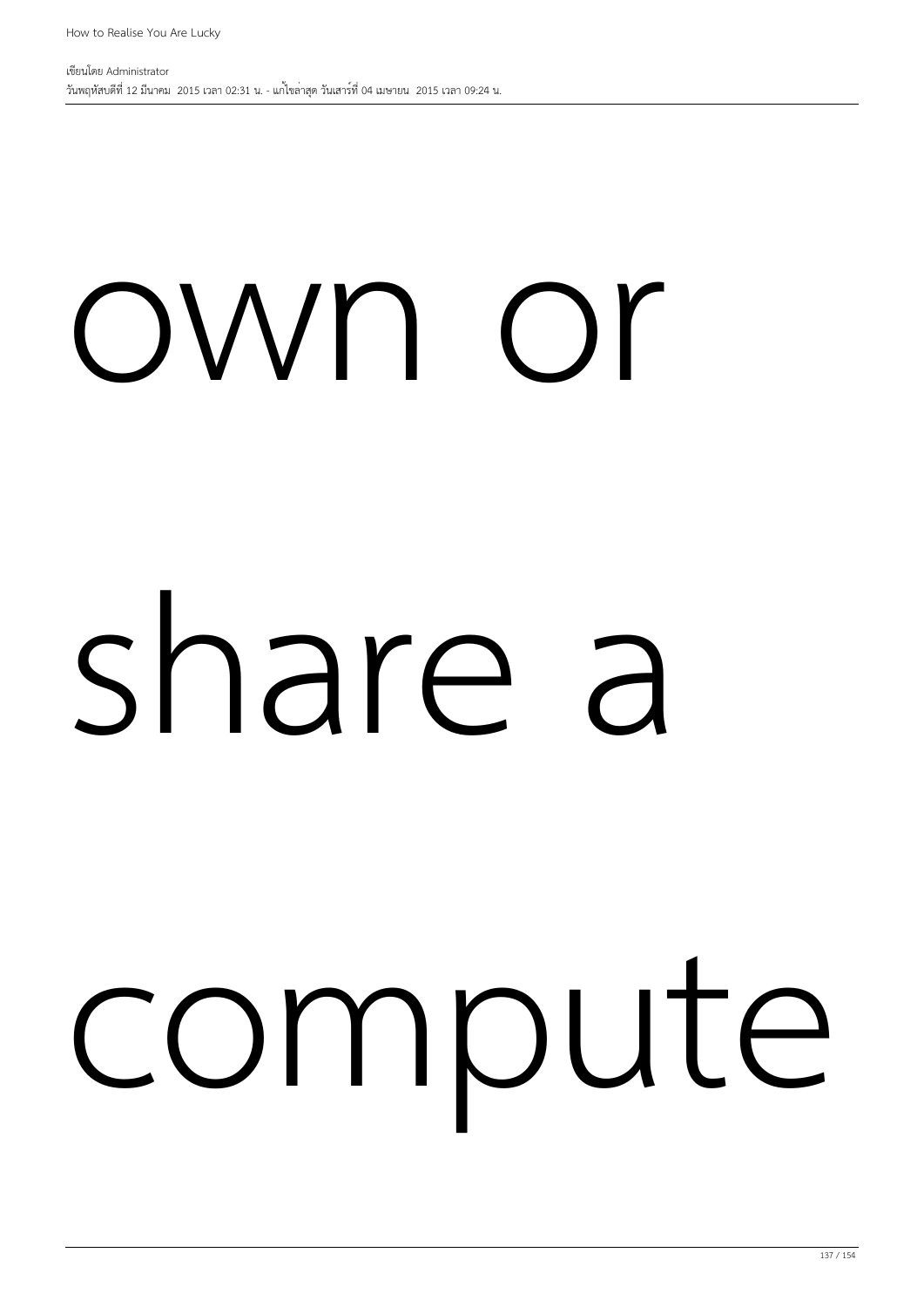own or

share a

compute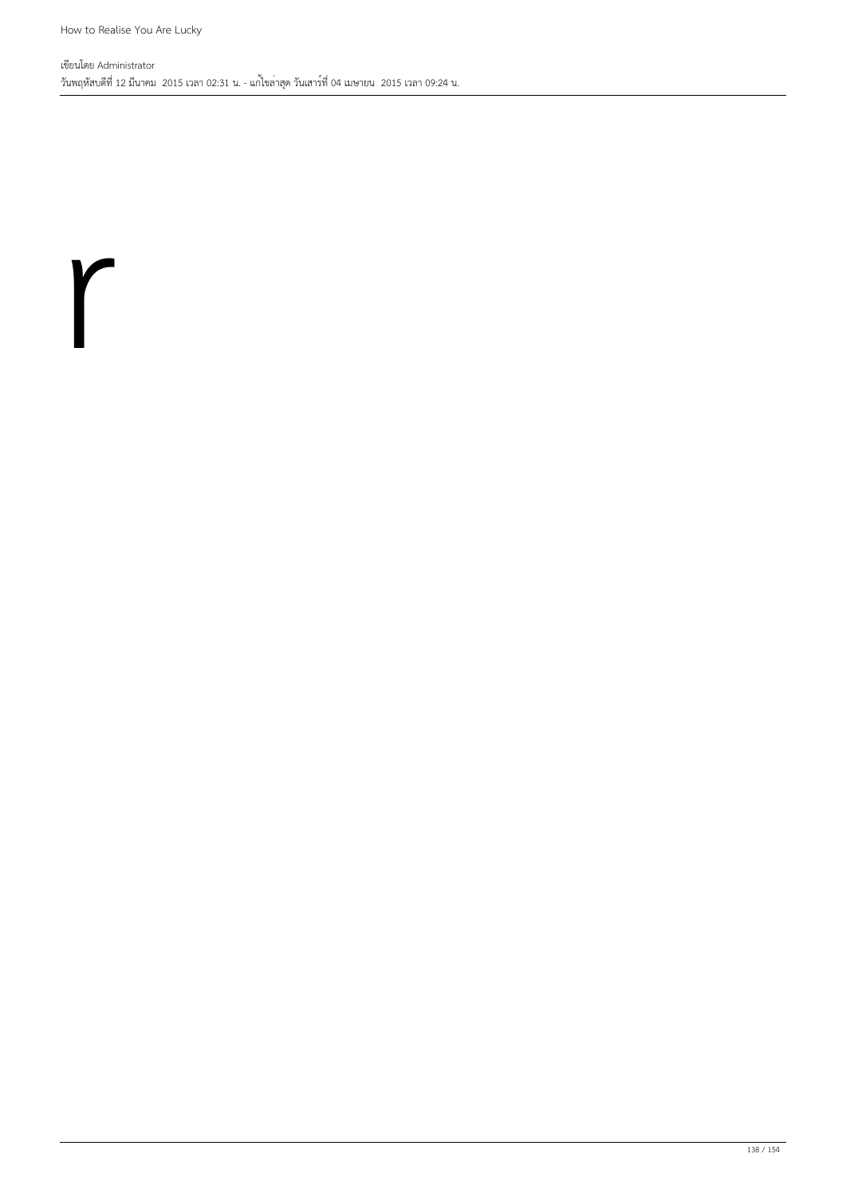r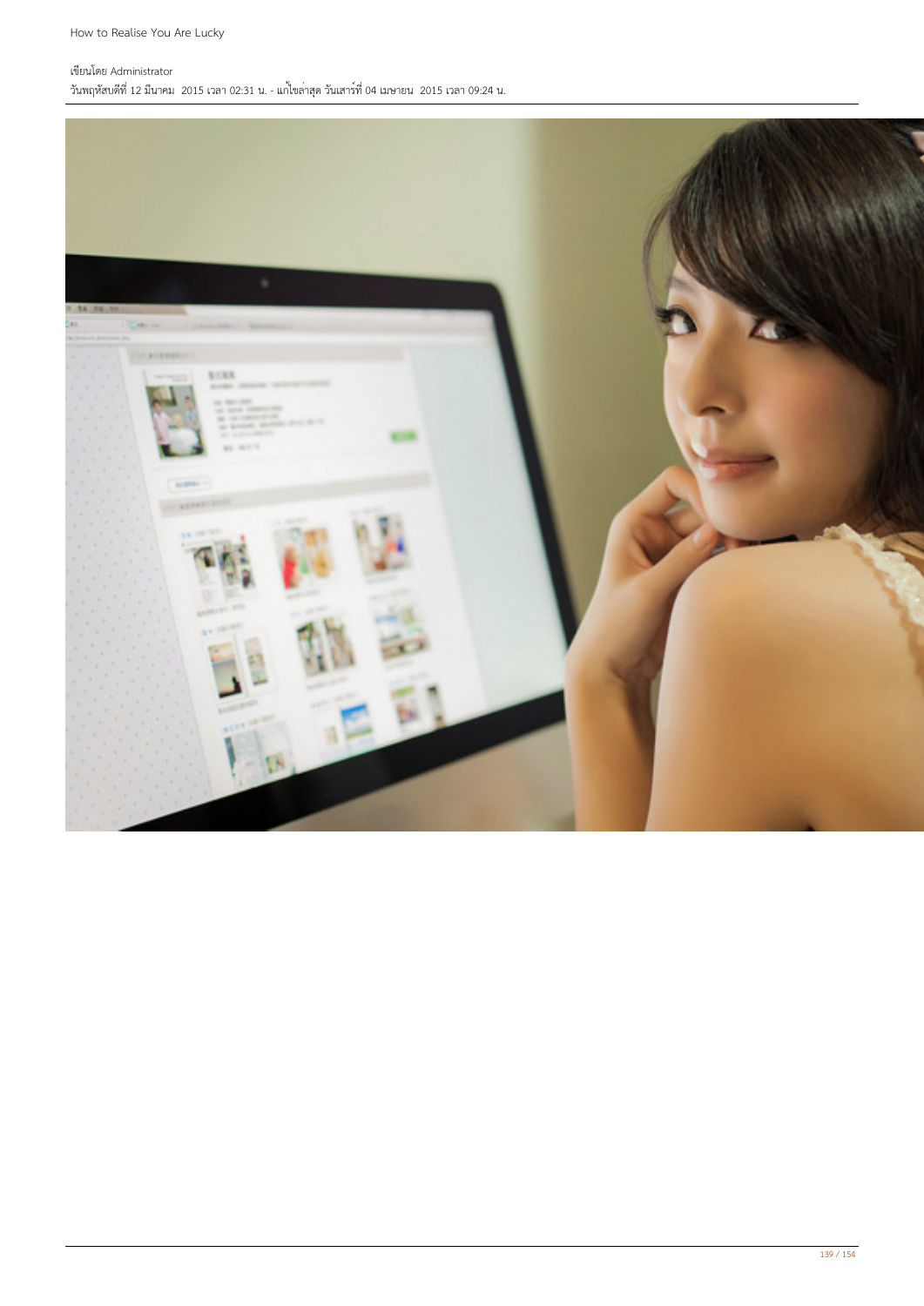How to Realise You Are Lucky

เขียนโดย Administrator
วันพฤหัสบดีที่ 12 มีนาคม 2015 เวลา 02:31 น. - แก้ไขล่าสุด วันเสาร์ที่ 04 เมษายน 2015 เวลา 09:24 น.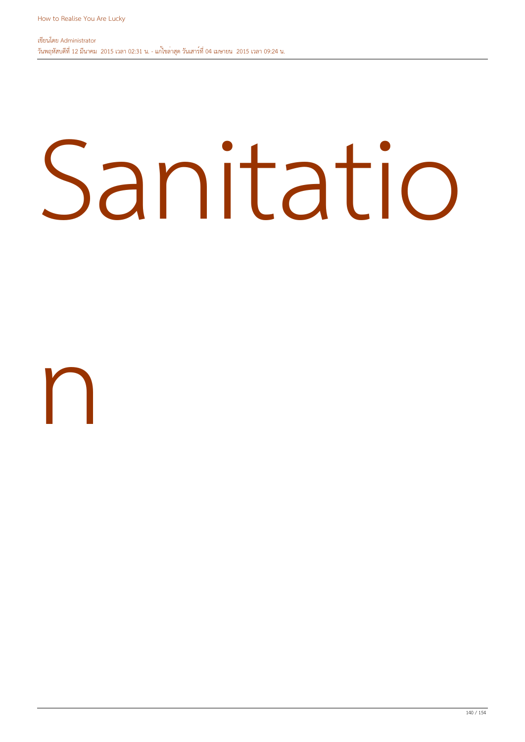# Sanitation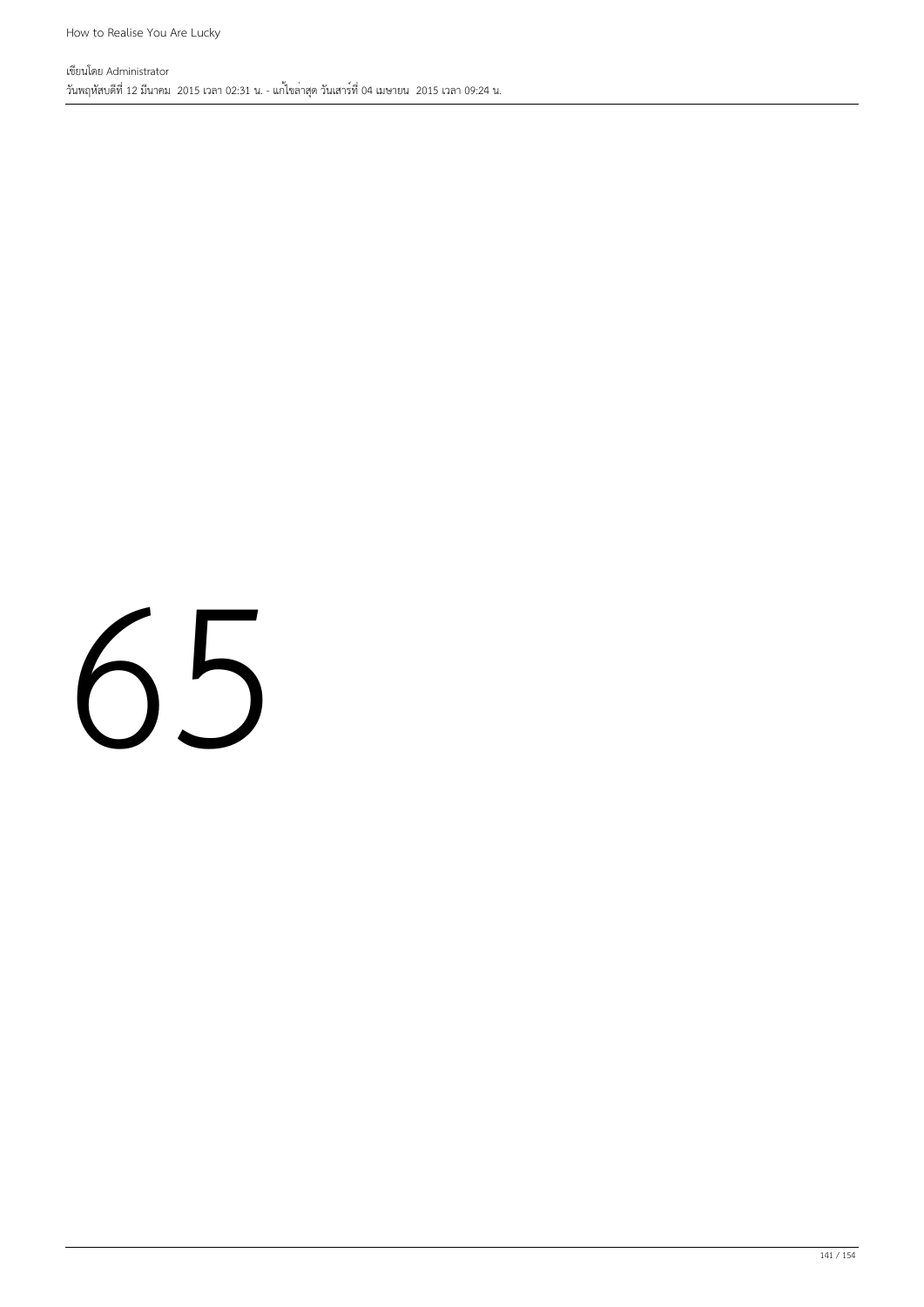65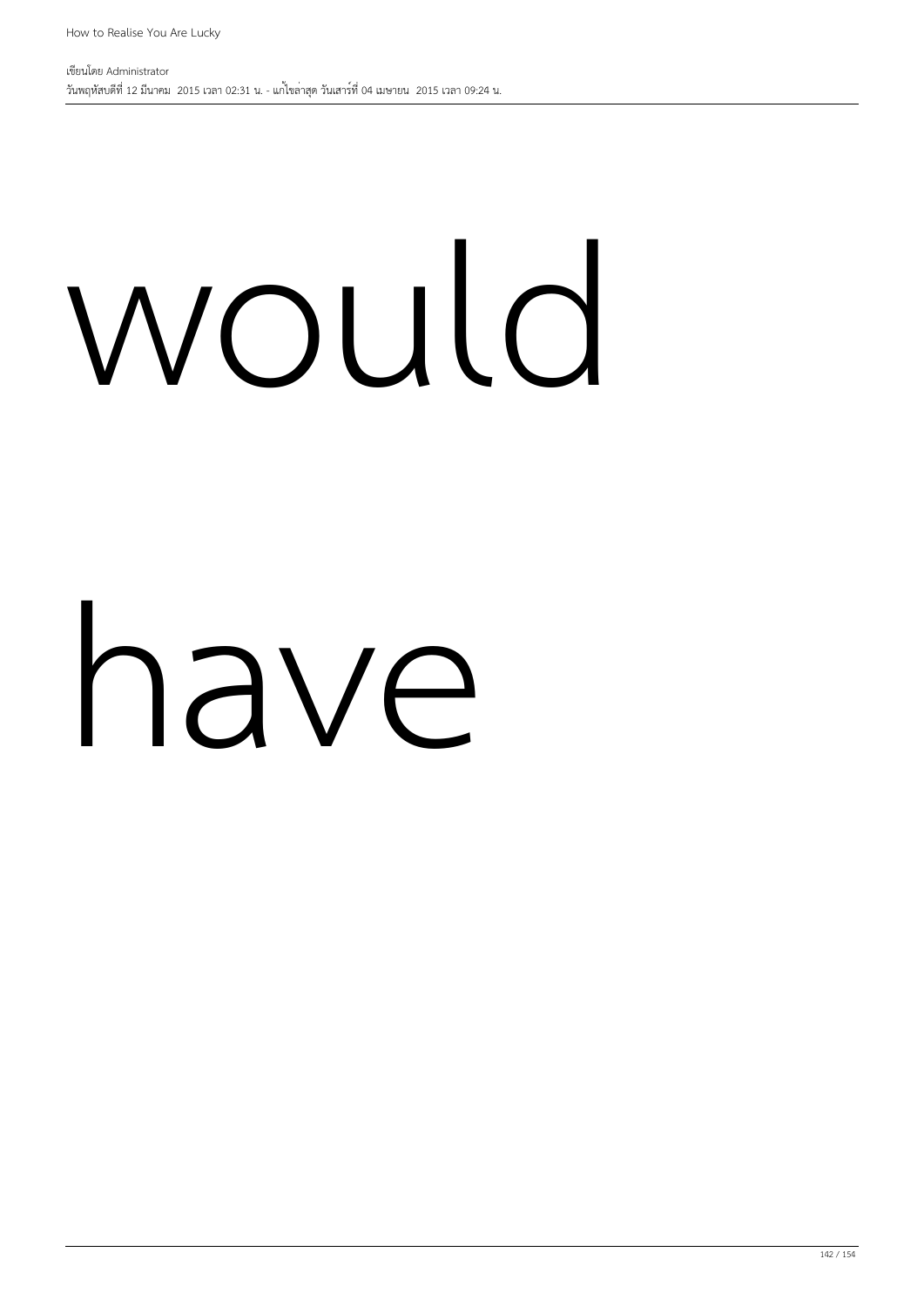would

have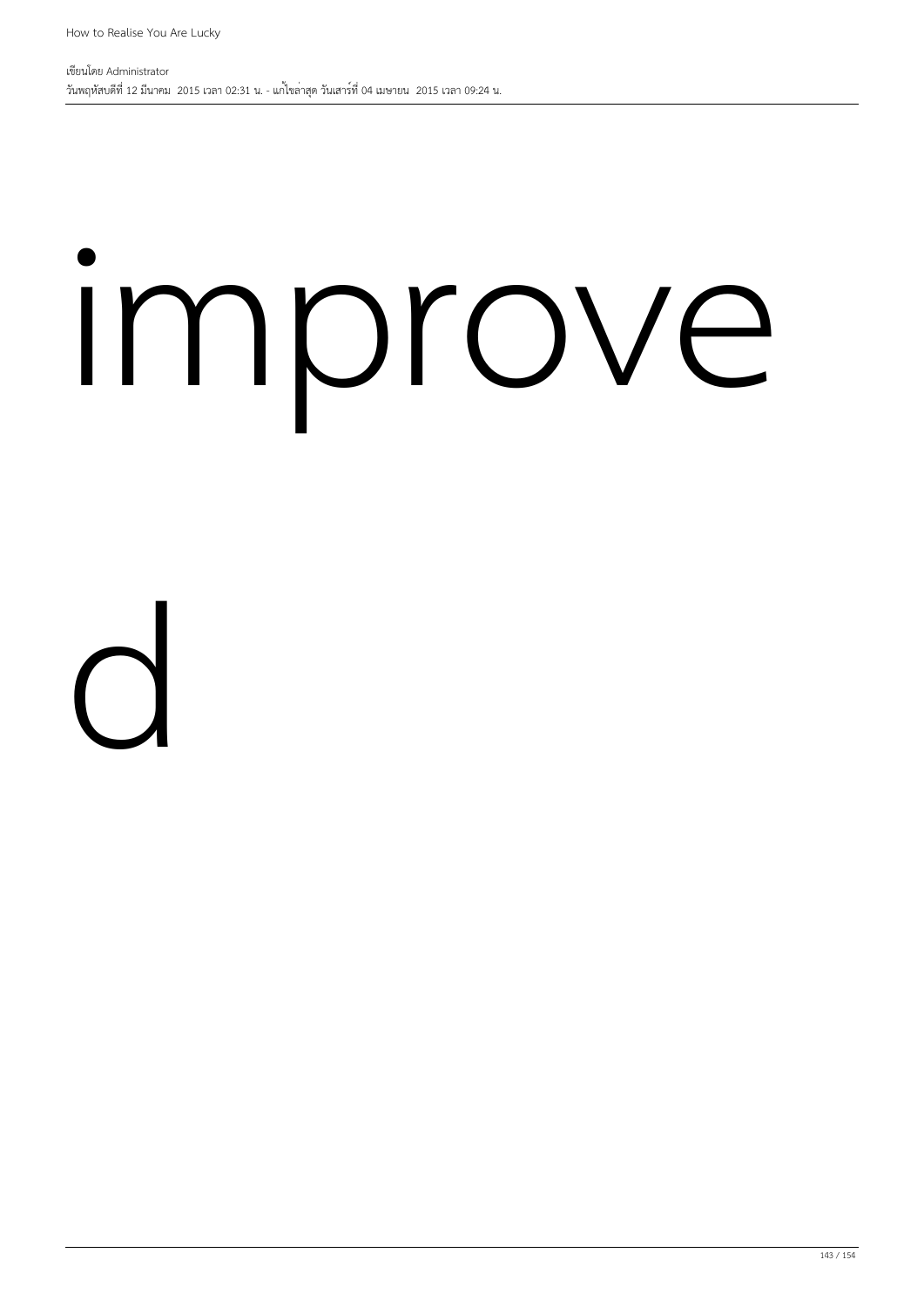improve

d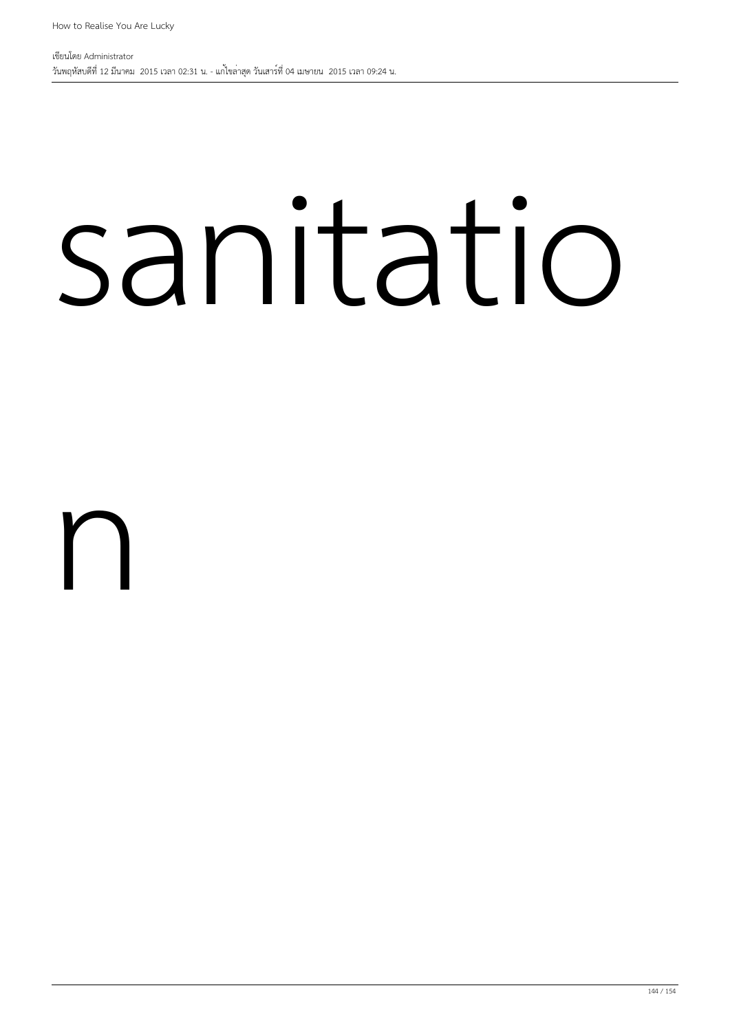sanitatio

n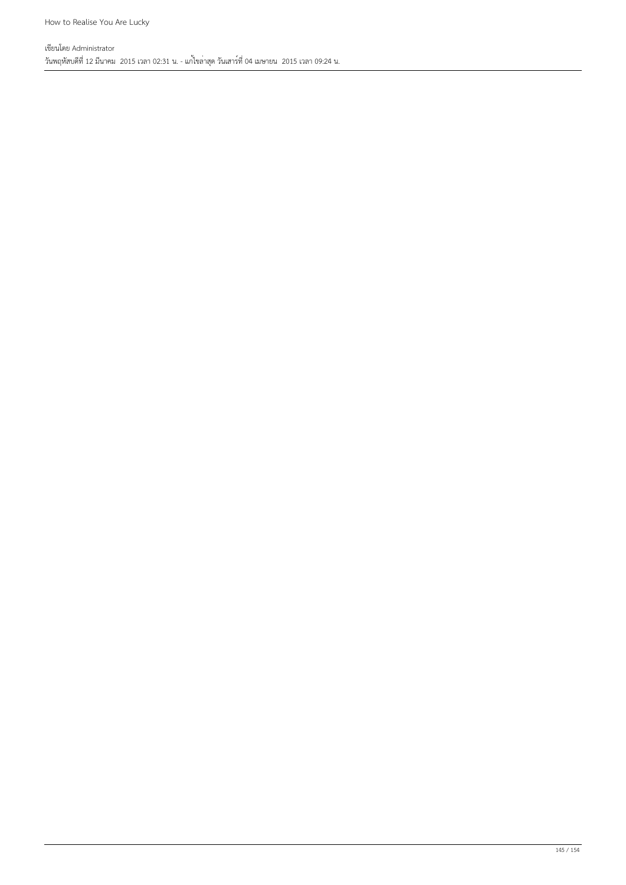How to Realise You Are Lucky

เขียนโดย Administrator
วันพฤหัสบดีที่ 12 มีนาคม 2015 เวลา 02:31 น. - แก้ไขล่าสุด วันเสาร์ที่ 04 เมษายน 2015 เวลา 09:24 น.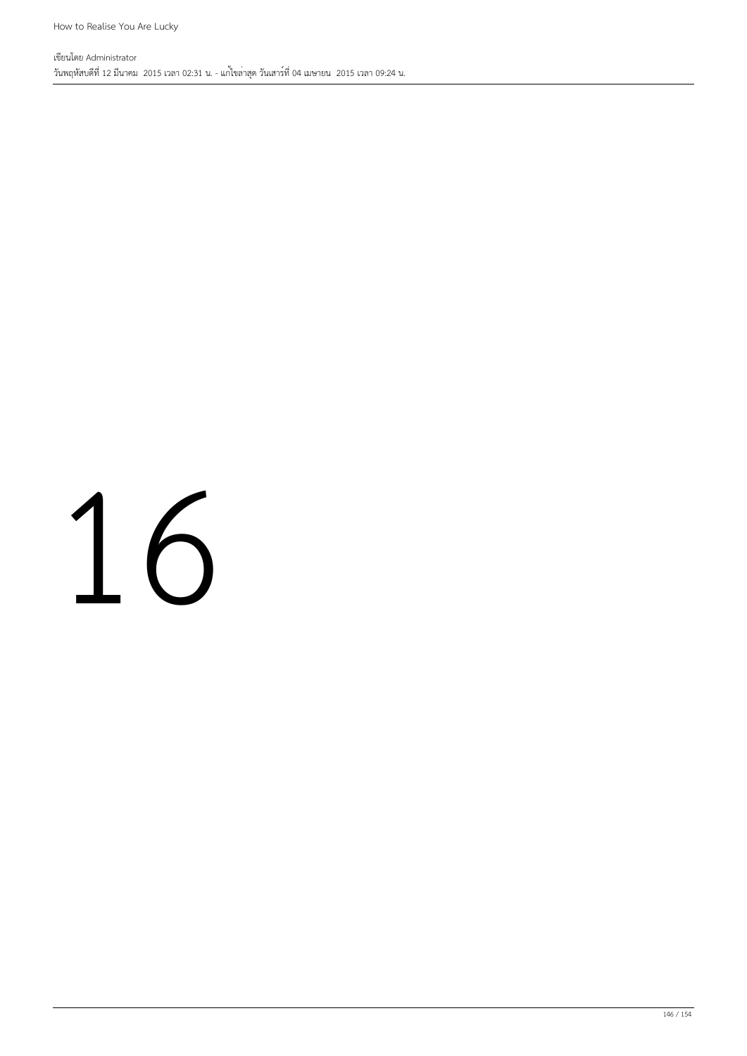16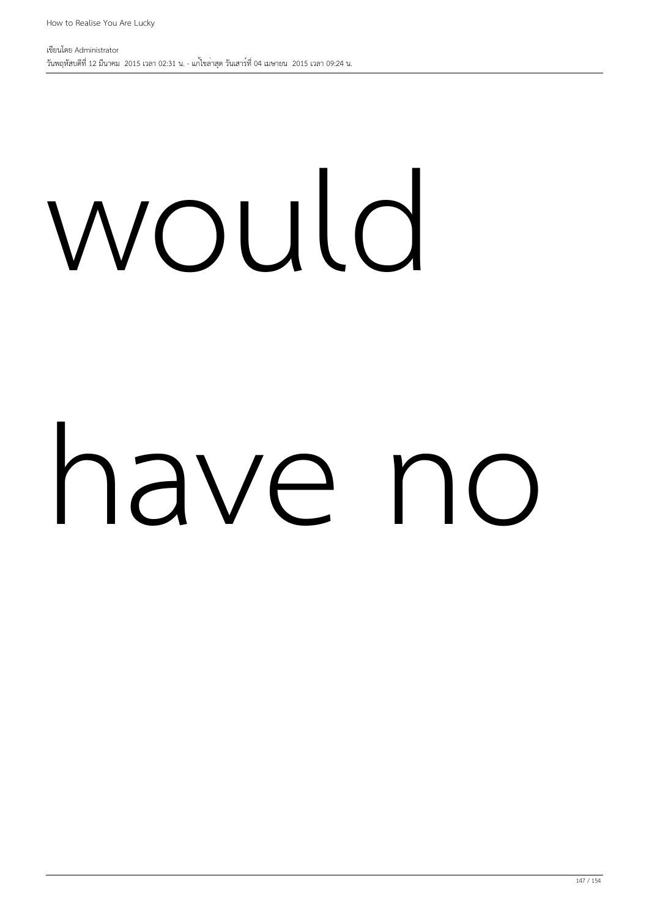would

have no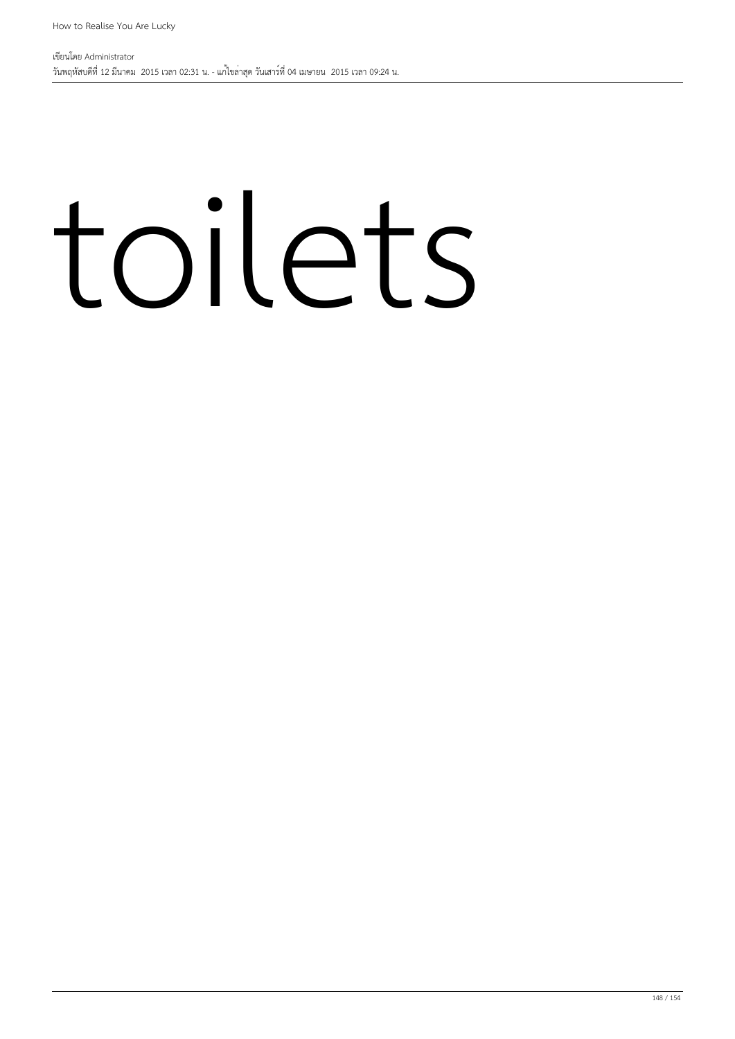toilets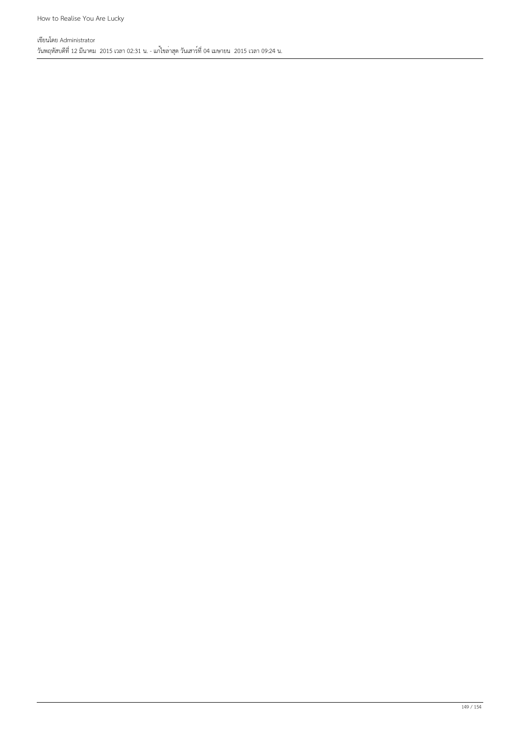How to Realise You Are Lucky

เขียนโดย Administrator
วันพฤหัสบดีที่ 12 มีนาคม 2015 เวลา 02:31 น. - แก้ไขล่าสุด วันเสาร์ที่ 04 เมษายน 2015 เวลา 09:24 น.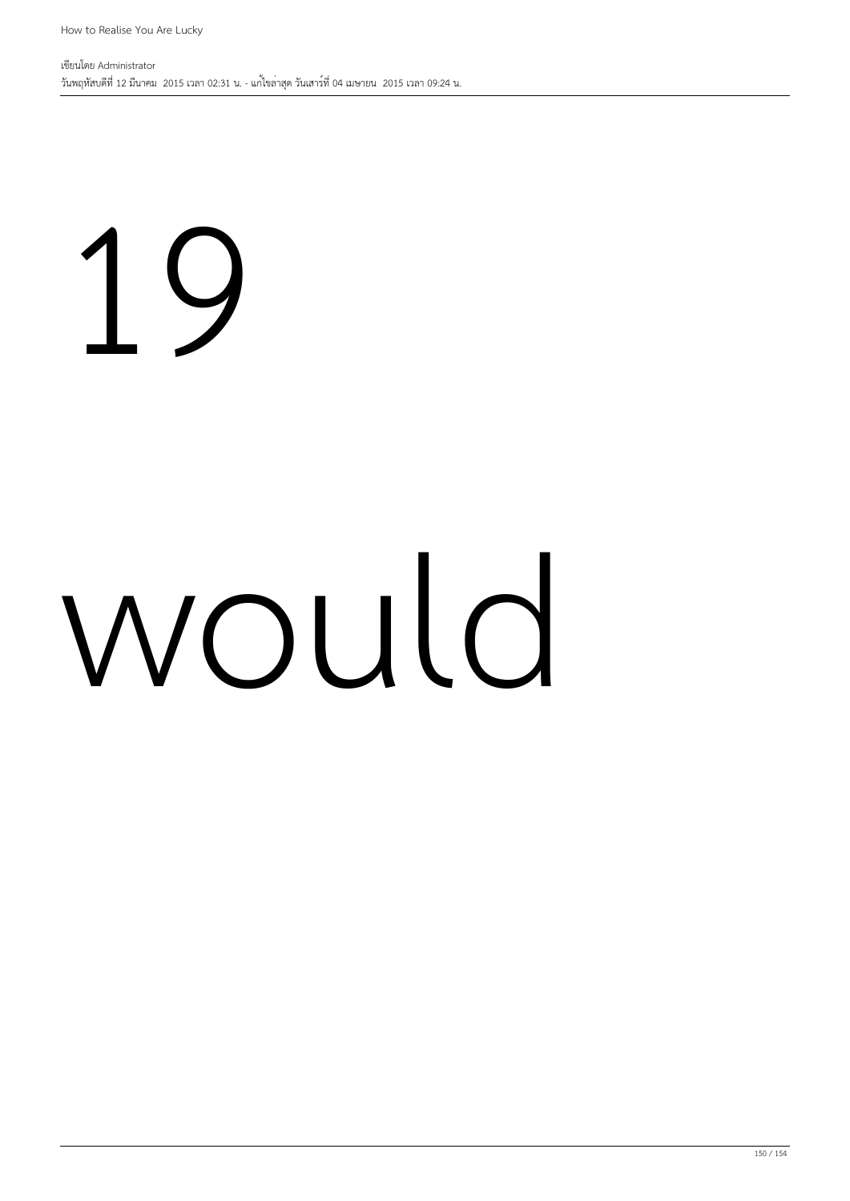19

would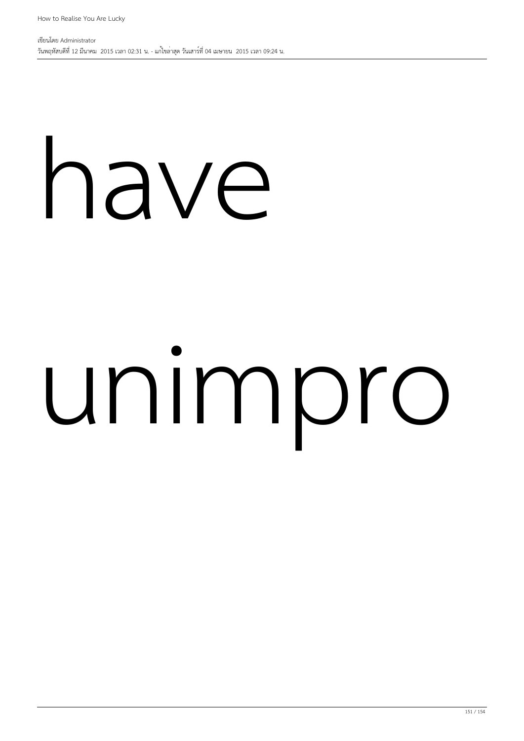have

unimpro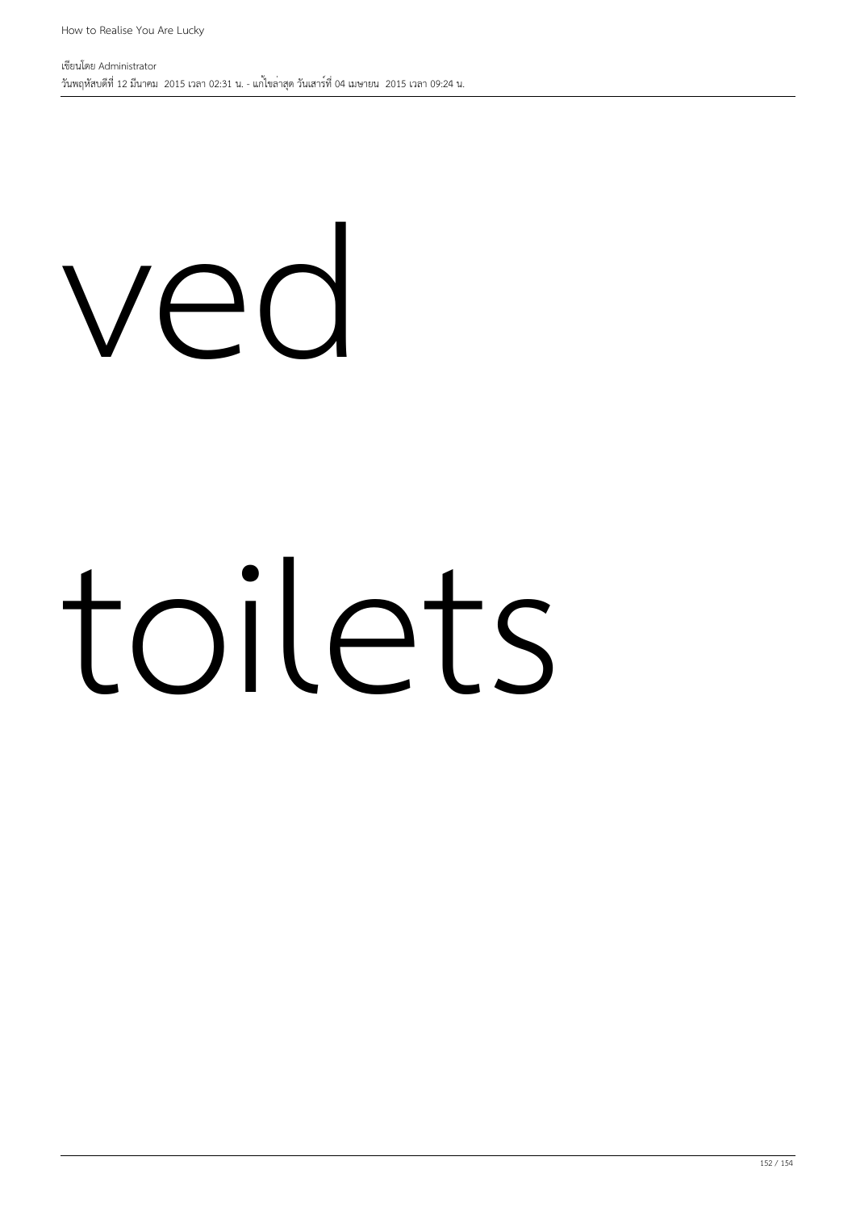ved

toilets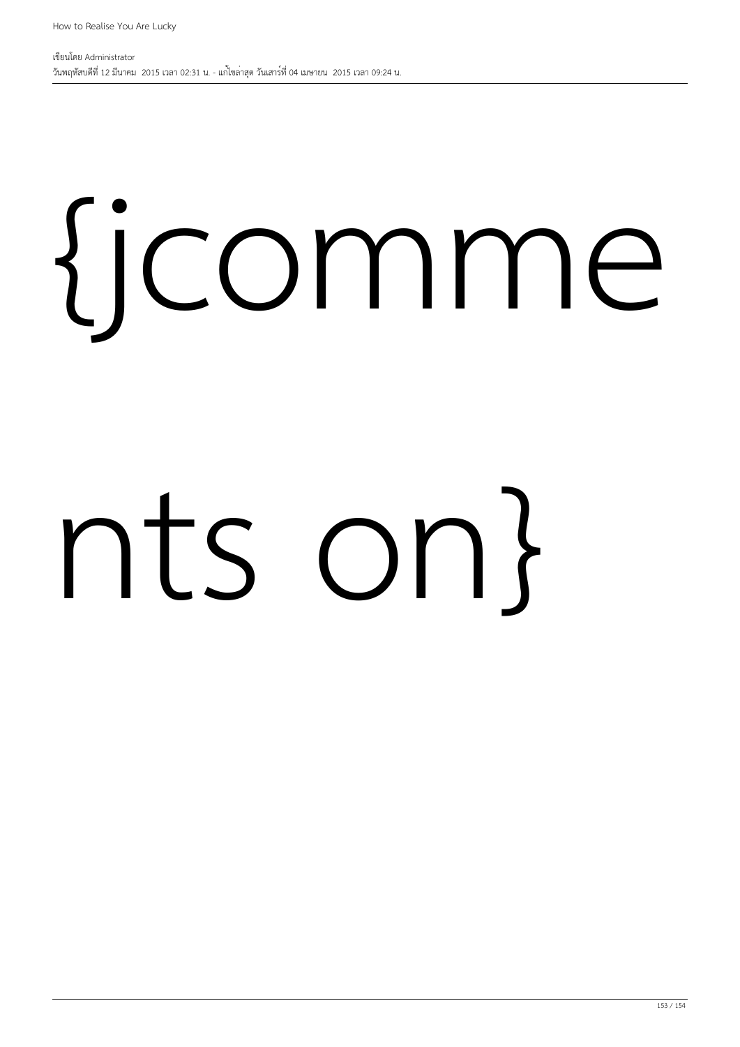{jcomments on}